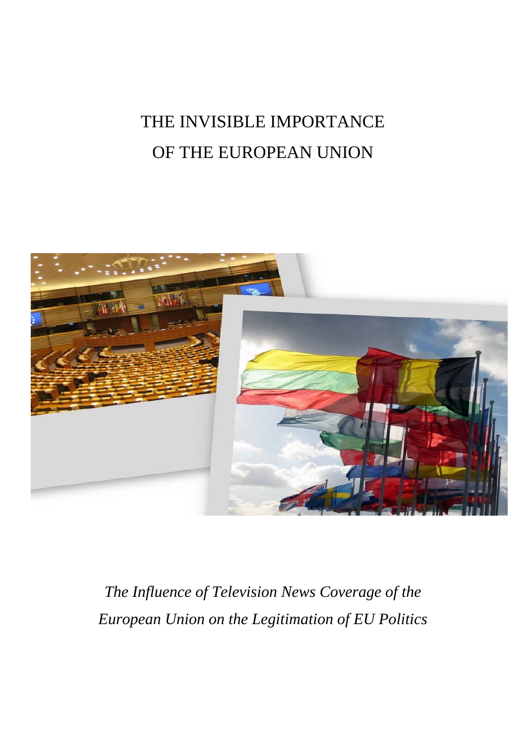# THE INVISIBLE IMPORTANCE OF THE EUROPEAN UNION

*The Influence of Television News Coverage of the European Union on the Legitimation of EU Politics*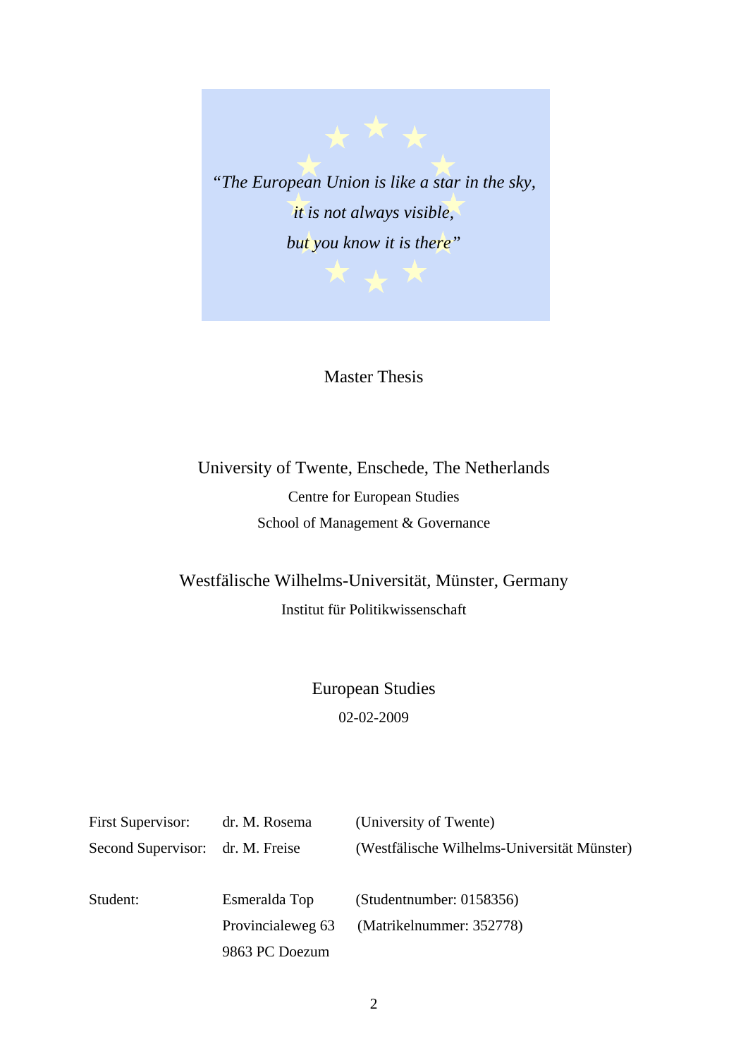*"The European Union is like a star in the sky,*

*it is not always visible,*

*but you know it is there"*

Master Thesis

University of Twente, Enschede, The Netherlands

Centre for European Studies

School of Management & Governance

Westfälische Wilhelms-Universität, Münster, Germany

Institut für Politikwissenschaft

European Studies

02-02-2009

| | | |
|---|---|---|
| First Supervisor: | dr. M. Rosema | (University of Twente) |
| Second Supervisor: | dr. M. Freise | (Westfälische Wilhelms-Universität Münster) |
| | | |
| Student: | Esmeralda Top | (Studentnumber: 0158356) |
| | Provincialeweg 63 | (Matrikelnummer: 352778) |
| | 9863 PC Doezum | |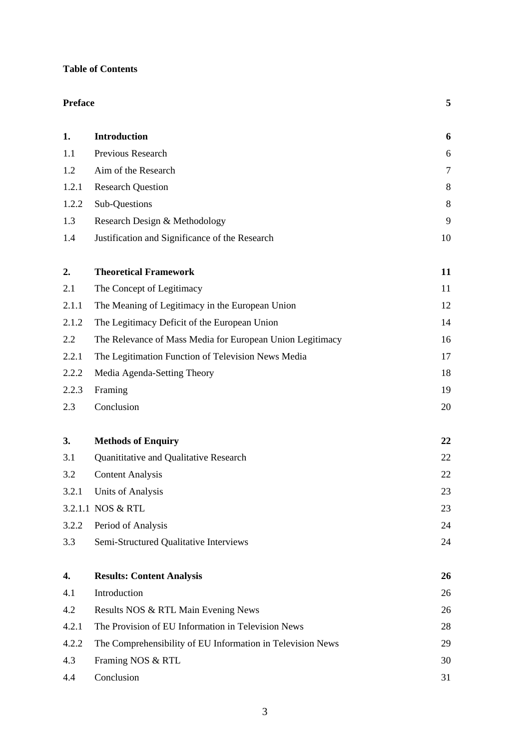**Table of Contents**

| | | |
|---|---|---|
| **Preface** | | **5** |
| **1.** | **Introduction** | **6** |
| 1.1 | Previous Research | 6 |
| 1.2 | Aim of the Research | 7 |
| 1.2.1 | Research Question | 8 |
| 1.2.2 | Sub-Questions | 8 |
| 1.3 | Research Design & Methodology | 9 |
| 1.4 | Justification and Significance of the Research | 10 |
| **2.** | **Theoretical Framework** | **11** |
| 2.1 | The Concept of Legitimacy | 11 |
| 2.1.1 | The Meaning of Legitimacy in the European Union | 12 |
| 2.1.2 | The Legitimacy Deficit of the European Union | 14 |
| 2.2 | The Relevance of Mass Media for European Union Legitimacy | 16 |
| 2.2.1 | The Legitimation Function of Television News Media | 17 |
| 2.2.2 | Media Agenda-Setting Theory | 18 |
| 2.2.3 | Framing | 19 |
| 2.3 | Conclusion | 20 |
| **3.** | **Methods of Enquiry** | **22** |
| 3.1 | Quanititative and Qualitative Research | 22 |
| 3.2 | Content Analysis | 22 |
| 3.2.1 | Units of Analysis | 23 |
| 3.2.1.1 | NOS & RTL | 23 |
| 3.2.2 | Period of Analysis | 24 |
| 3.3 | Semi-Structured Qualitative Interviews | 24 |
| **4.** | **Results: Content Analysis** | **26** |
| 4.1 | Introduction | 26 |
| 4.2 | Results NOS & RTL Main Evening News | 26 |
| 4.2.1 | The Provision of EU Information in Television News | 28 |
| 4.2.2 | The Comprehensibility of EU Information in Television News | 29 |
| 4.3 | Framing NOS & RTL | 30 |
| 4.4 | Conclusion | 31 |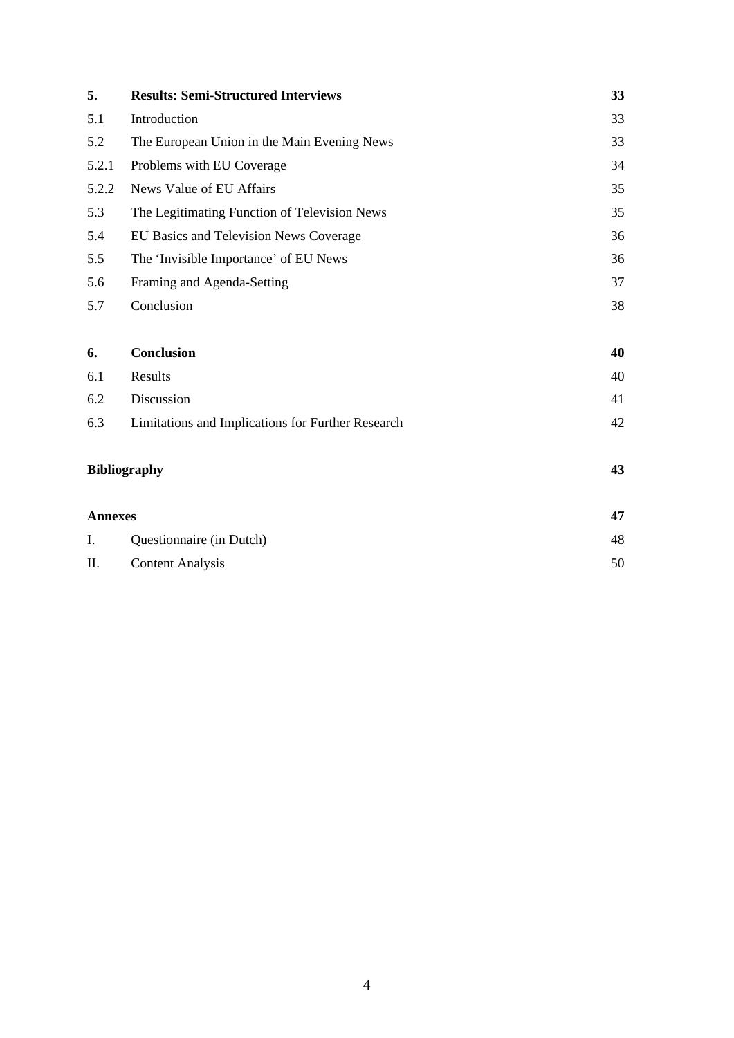| | | |
|---|---|---|
| **5.** | **Results: Semi-Structured Interviews** | **33** |
| 5.1 | Introduction | 33 |
| 5.2 | The European Union in the Main Evening News | 33 |
| 5.2.1 | Problems with EU Coverage | 34 |
| 5.2.2 | News Value of EU Affairs | 35 |
| 5.3 | The Legitimating Function of Television News | 35 |
| 5.4 | EU Basics and Television News Coverage | 36 |
| 5.5 | The 'Invisible Importance' of EU News | 36 |
| 5.6 | Framing and Agenda-Setting | 37 |
| 5.7 | Conclusion | 38 |
| | | |
| **6.** | **Conclusion** | **40** |
| 6.1 | Results | 40 |
| 6.2 | Discussion | 41 |
| 6.3 | Limitations and Implications for Further Research | 42 |
| | | |
| **Bibliography** | | **43** |
| | | |
| **Annexes** | | **47** |
| I. | Questionnaire (in Dutch) | 48 |
| II. | Content Analysis | 50 |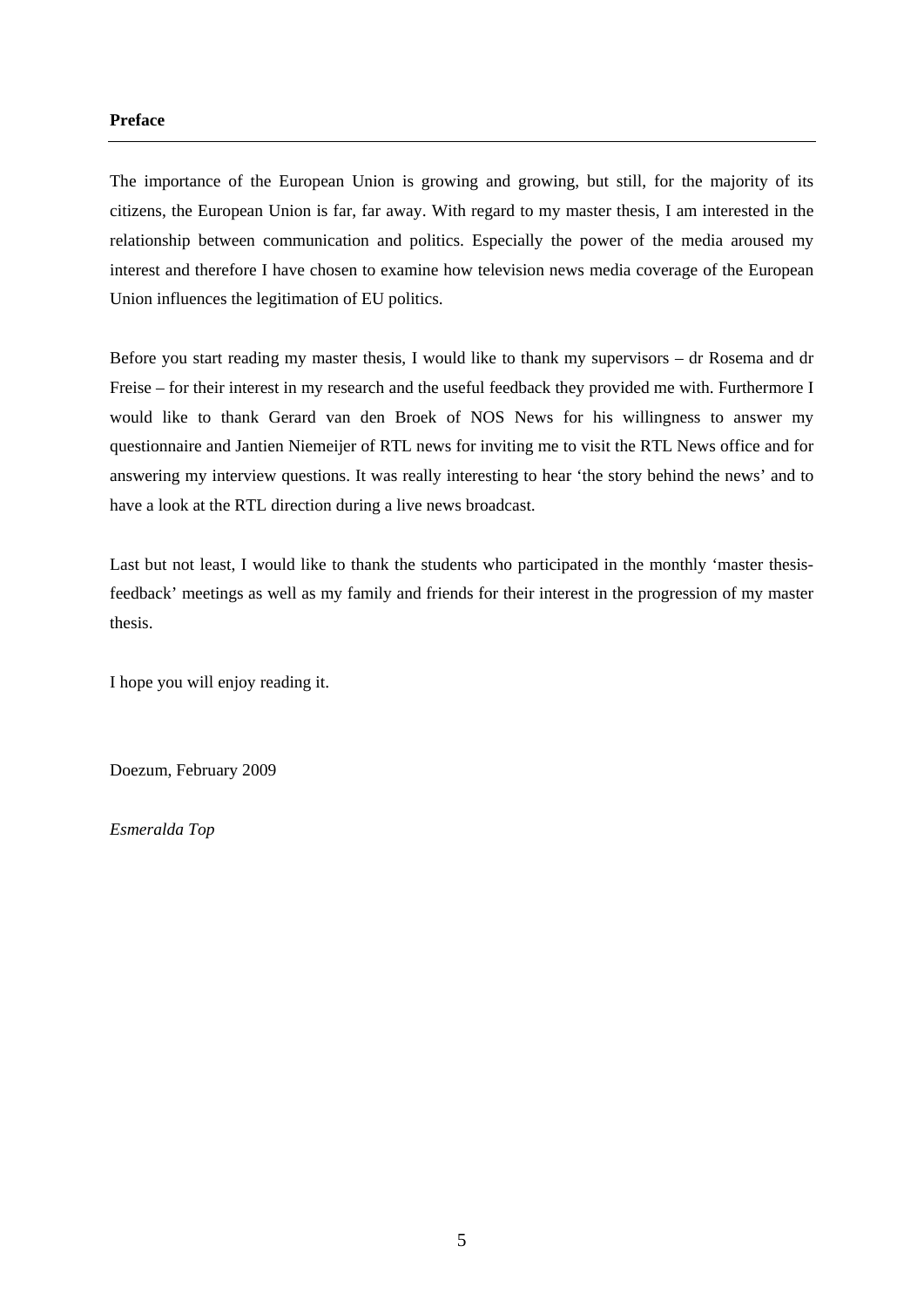**Preface**

The importance of the European Union is growing and growing, but still, for the majority of its citizens, the European Union is far, far away. With regard to my master thesis, I am interested in the relationship between communication and politics. Especially the power of the media aroused my interest and therefore I have chosen to examine how television news media coverage of the European Union influences the legitimation of EU politics.

Before you start reading my master thesis, I would like to thank my supervisors – dr Rosema and dr Freise – for their interest in my research and the useful feedback they provided me with. Furthermore I would like to thank Gerard van den Broek of NOS News for his willingness to answer my questionnaire and Jantien Niemeijer of RTL news for inviting me to visit the RTL News office and for answering my interview questions. It was really interesting to hear 'the story behind the news' and to have a look at the RTL direction during a live news broadcast.

Last but not least, I would like to thank the students who participated in the monthly 'master thesis-feedback' meetings as well as my family and friends for their interest in the progression of my master thesis.

I hope you will enjoy reading it.

Doezum, February 2009

*Esmeralda Top*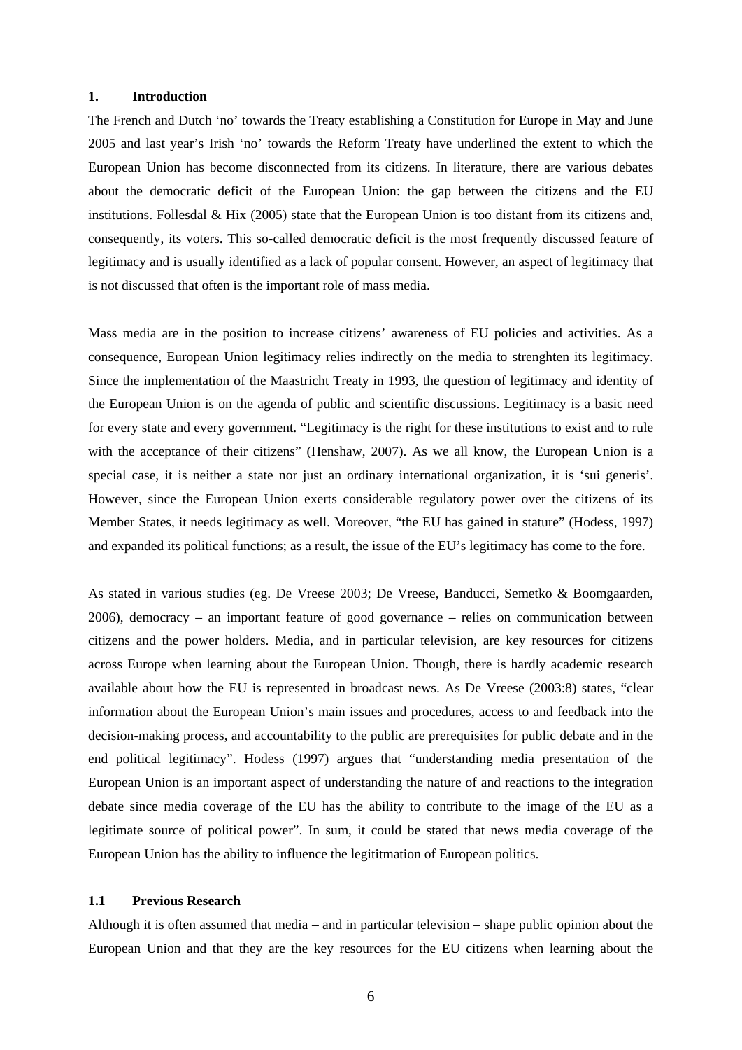## 1. Introduction

The French and Dutch 'no' towards the Treaty establishing a Constitution for Europe in May and June 2005 and last year's Irish 'no' towards the Reform Treaty have underlined the extent to which the European Union has become disconnected from its citizens. In literature, there are various debates about the democratic deficit of the European Union: the gap between the citizens and the EU institutions. Follesdal & Hix (2005) state that the European Union is too distant from its citizens and, consequently, its voters. This so-called democratic deficit is the most frequently discussed feature of legitimacy and is usually identified as a lack of popular consent. However, an aspect of legitimacy that is not discussed that often is the important role of mass media.

Mass media are in the position to increase citizens' awareness of EU policies and activities. As a consequence, European Union legitimacy relies indirectly on the media to strenghten its legitimacy. Since the implementation of the Maastricht Treaty in 1993, the question of legitimacy and identity of the European Union is on the agenda of public and scientific discussions. Legitimacy is a basic need for every state and every government. "Legitimacy is the right for these institutions to exist and to rule with the acceptance of their citizens" (Henshaw, 2007). As we all know, the European Union is a special case, it is neither a state nor just an ordinary international organization, it is 'sui generis'. However, since the European Union exerts considerable regulatory power over the citizens of its Member States, it needs legitimacy as well. Moreover, "the EU has gained in stature" (Hodess, 1997) and expanded its political functions; as a result, the issue of the EU's legitimacy has come to the fore.

As stated in various studies (eg. De Vreese 2003; De Vreese, Banducci, Semetko & Boomgaarden, 2006), democracy – an important feature of good governance – relies on communication between citizens and the power holders. Media, and in particular television, are key resources for citizens across Europe when learning about the European Union. Though, there is hardly academic research available about how the EU is represented in broadcast news. As De Vreese (2003:8) states, "clear information about the European Union's main issues and procedures, access to and feedback into the decision-making process, and accountability to the public are prerequisites for public debate and in the end political legitimacy". Hodess (1997) argues that "understanding media presentation of the European Union is an important aspect of understanding the nature of and reactions to the integration debate since media coverage of the EU has the ability to contribute to the image of the EU as a legitimate source of political power". In sum, it could be stated that news media coverage of the European Union has the ability to influence the legititmation of European politics.

### 1.1 Previous Research

Although it is often assumed that media – and in particular television – shape public opinion about the European Union and that they are the key resources for the EU citizens when learning about the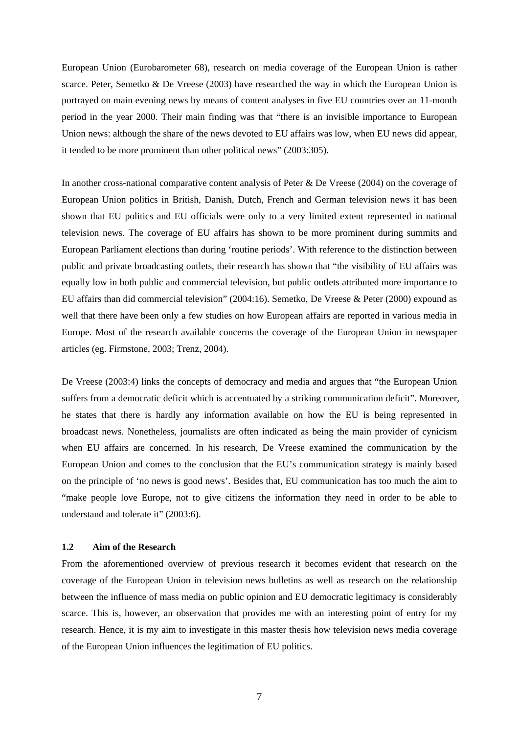European Union (Eurobarometer 68), research on media coverage of the European Union is rather scarce. Peter, Semetko & De Vreese (2003) have researched the way in which the European Union is portrayed on main evening news by means of content analyses in five EU countries over an 11-month period in the year 2000. Their main finding was that "there is an invisible importance to European Union news: although the share of the news devoted to EU affairs was low, when EU news did appear, it tended to be more prominent than other political news" (2003:305).

In another cross-national comparative content analysis of Peter & De Vreese (2004) on the coverage of European Union politics in British, Danish, Dutch, French and German television news it has been shown that EU politics and EU officials were only to a very limited extent represented in national television news. The coverage of EU affairs has shown to be more prominent during summits and European Parliament elections than during 'routine periods'. With reference to the distinction between public and private broadcasting outlets, their research has shown that "the visibility of EU affairs was equally low in both public and commercial television, but public outlets attributed more importance to EU affairs than did commercial television" (2004:16). Semetko, De Vreese & Peter (2000) expound as well that there have been only a few studies on how European affairs are reported in various media in Europe. Most of the research available concerns the coverage of the European Union in newspaper articles (eg. Firmstone, 2003; Trenz, 2004).

De Vreese (2003:4) links the concepts of democracy and media and argues that "the European Union suffers from a democratic deficit which is accentuated by a striking communication deficit". Moreover, he states that there is hardly any information available on how the EU is being represented in broadcast news. Nonetheless, journalists are often indicated as being the main provider of cynicism when EU affairs are concerned. In his research, De Vreese examined the communication by the European Union and comes to the conclusion that the EU's communication strategy is mainly based on the principle of 'no news is good news'. Besides that, EU communication has too much the aim to "make people love Europe, not to give citizens the information they need in order to be able to understand and tolerate it" (2003:6).

### 1.2 Aim of the Research

From the aforementioned overview of previous research it becomes evident that research on the coverage of the European Union in television news bulletins as well as research on the relationship between the influence of mass media on public opinion and EU democratic legitimacy is considerably scarce. This is, however, an observation that provides me with an interesting point of entry for my research. Hence, it is my aim to investigate in this master thesis how television news media coverage of the European Union influences the legitimation of EU politics.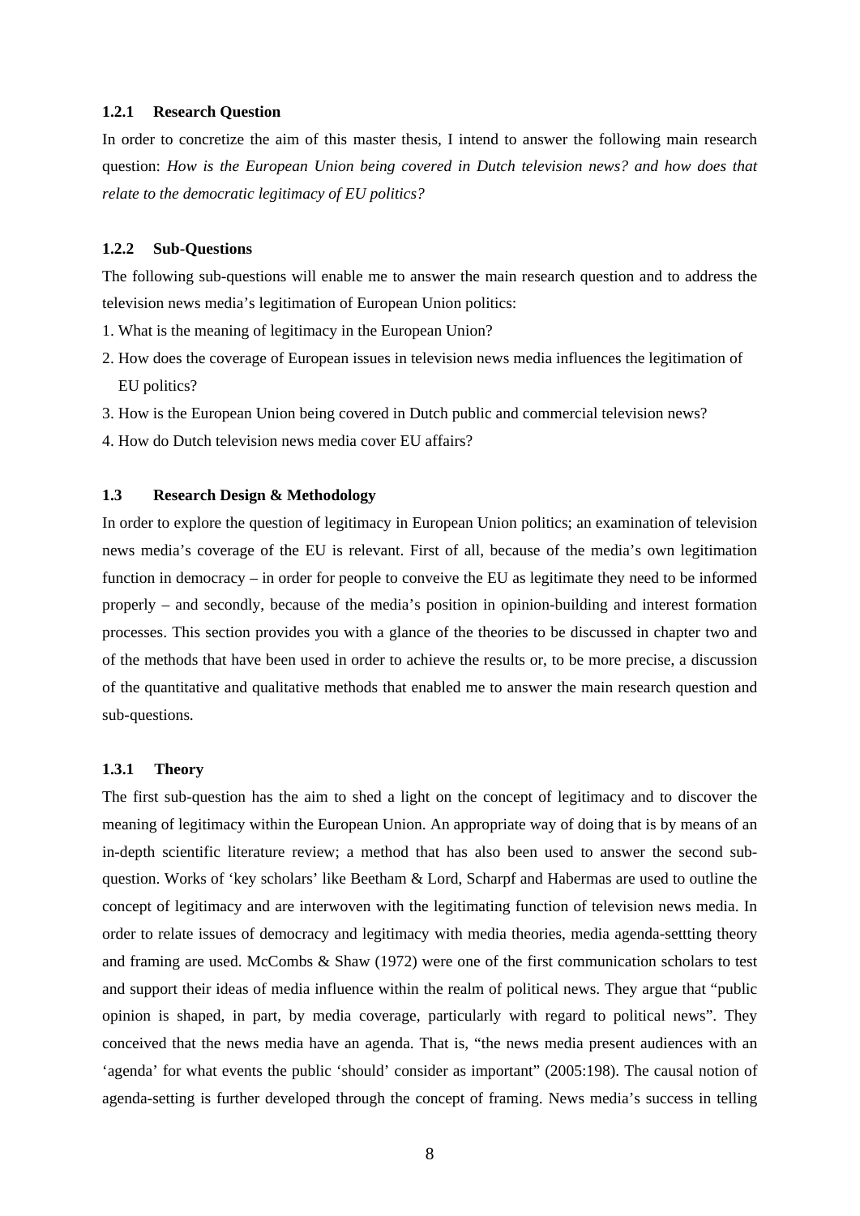#### 1.2.1 Research Question

In order to concretize the aim of this master thesis, I intend to answer the following main research question: *How is the European Union being covered in Dutch television news? and how does that relate to the democratic legitimacy of EU politics?*

#### 1.2.2 Sub-Questions

The following sub-questions will enable me to answer the main research question and to address the television news media's legitimation of European Union politics:

1. What is the meaning of legitimacy in the European Union?
2. How does the coverage of European issues in television news media influences the legitimation of EU politics?
3. How is the European Union being covered in Dutch public and commercial television news?
4. How do Dutch television news media cover EU affairs?

### 1.3 Research Design & Methodology

In order to explore the question of legitimacy in European Union politics; an examination of television news media's coverage of the EU is relevant. First of all, because of the media's own legitimation function in democracy – in order for people to conveive the EU as legitimate they need to be informed properly – and secondly, because of the media's position in opinion-building and interest formation processes. This section provides you with a glance of the theories to be discussed in chapter two and of the methods that have been used in order to achieve the results or, to be more precise, a discussion of the quantitative and qualitative methods that enabled me to answer the main research question and sub-questions.

#### 1.3.1 Theory

The first sub-question has the aim to shed a light on the concept of legitimacy and to discover the meaning of legitimacy within the European Union. An appropriate way of doing that is by means of an in-depth scientific literature review; a method that has also been used to answer the second sub-question. Works of 'key scholars' like Beetham & Lord, Scharpf and Habermas are used to outline the concept of legitimacy and are interwoven with the legitimating function of television news media. In order to relate issues of democracy and legitimacy with media theories, media agenda-settting theory and framing are used. McCombs & Shaw (1972) were one of the first communication scholars to test and support their ideas of media influence within the realm of political news. They argue that "public opinion is shaped, in part, by media coverage, particularly with regard to political news". They conceived that the news media have an agenda. That is, "the news media present audiences with an 'agenda' for what events the public 'should' consider as important" (2005:198). The causal notion of agenda-setting is further developed through the concept of framing. News media's success in telling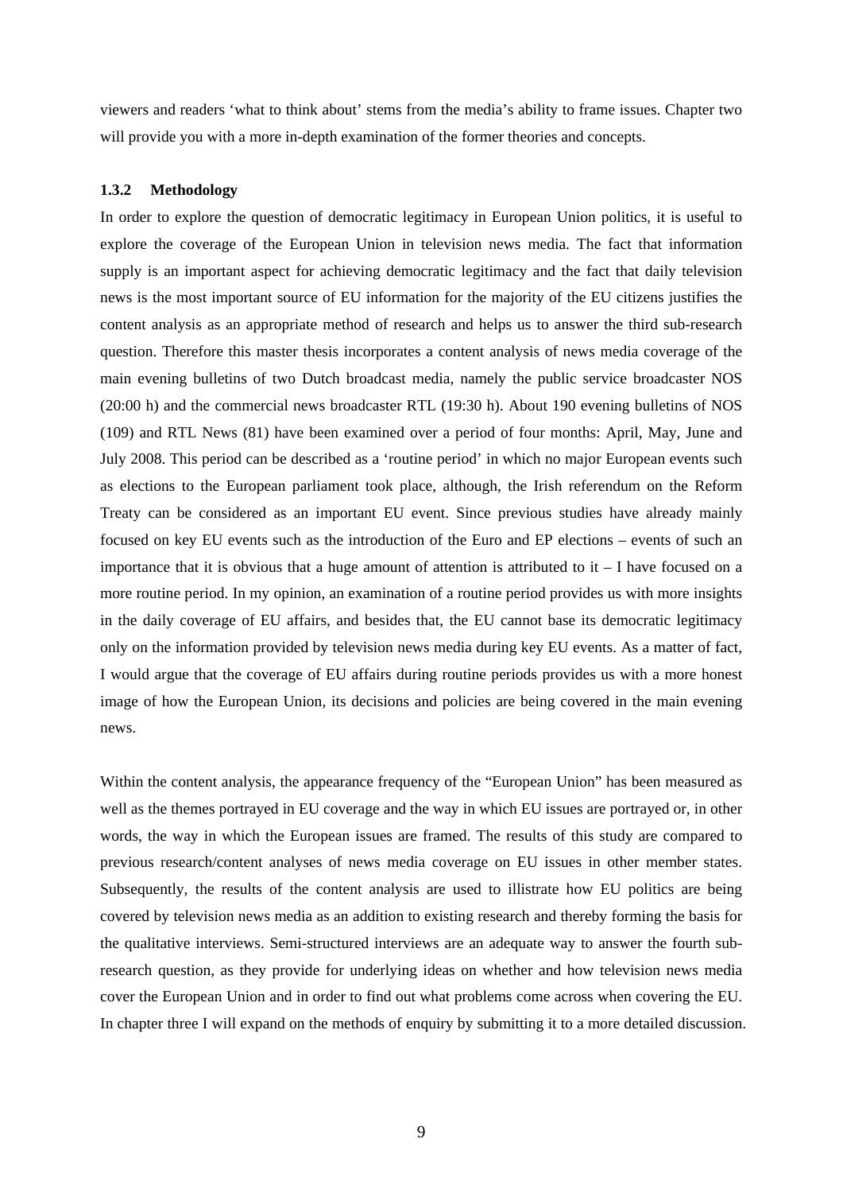viewers and readers 'what to think about' stems from the media's ability to frame issues. Chapter two will provide you with a more in-depth examination of the former theories and concepts.

### 1.3.2 Methodology

In order to explore the question of democratic legitimacy in European Union politics, it is useful to explore the coverage of the European Union in television news media. The fact that information supply is an important aspect for achieving democratic legitimacy and the fact that daily television news is the most important source of EU information for the majority of the EU citizens justifies the content analysis as an appropriate method of research and helps us to answer the third sub-research question. Therefore this master thesis incorporates a content analysis of news media coverage of the main evening bulletins of two Dutch broadcast media, namely the public service broadcaster NOS (20:00 h) and the commercial news broadcaster RTL (19:30 h). About 190 evening bulletins of NOS (109) and RTL News (81) have been examined over a period of four months: April, May, June and July 2008. This period can be described as a 'routine period' in which no major European events such as elections to the European parliament took place, although, the Irish referendum on the Reform Treaty can be considered as an important EU event. Since previous studies have already mainly focused on key EU events such as the introduction of the Euro and EP elections – events of such an importance that it is obvious that a huge amount of attention is attributed to it – I have focused on a more routine period. In my opinion, an examination of a routine period provides us with more insights in the daily coverage of EU affairs, and besides that, the EU cannot base its democratic legitimacy only on the information provided by television news media during key EU events. As a matter of fact, I would argue that the coverage of EU affairs during routine periods provides us with a more honest image of how the European Union, its decisions and policies are being covered in the main evening news.

Within the content analysis, the appearance frequency of the "European Union" has been measured as well as the themes portrayed in EU coverage and the way in which EU issues are portrayed or, in other words, the way in which the European issues are framed. The results of this study are compared to previous research/content analyses of news media coverage on EU issues in other member states. Subsequently, the results of the content analysis are used to illistrate how EU politics are being covered by television news media as an addition to existing research and thereby forming the basis for the qualitative interviews. Semi-structured interviews are an adequate way to answer the fourth sub-research question, as they provide for underlying ideas on whether and how television news media cover the European Union and in order to find out what problems come across when covering the EU. In chapter three I will expand on the methods of enquiry by submitting it to a more detailed discussion.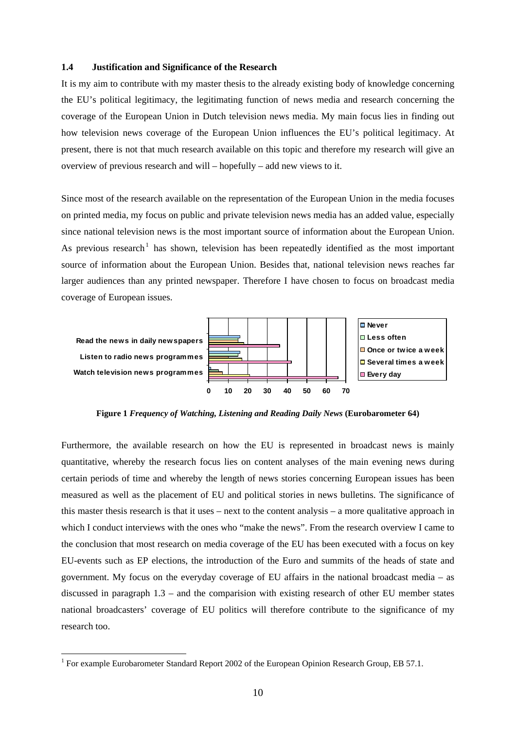### 1.4 Justification and Significance of the Research

It is my aim to contribute with my master thesis to the already existing body of knowledge concerning the EU's political legitimacy, the legitimating function of news media and research concerning the coverage of the European Union in Dutch television news media. My main focus lies in finding out how television news coverage of the European Union influences the EU's political legitimacy. At present, there is not that much research available on this topic and therefore my research will give an overview of previous research and will – hopefully – add new views to it.

Since most of the research available on the representation of the European Union in the media focuses on printed media, my focus on public and private television news media has an added value, especially since national television news is the most important source of information about the European Union. As previous research[1] has shown, television has been repeatedly identified as the most important source of information about the European Union. Besides that, national television news reaches far larger audiences than any printed newspaper. Therefore I have chosen to focus on broadcast media coverage of European issues.

**Figure 1** *Frequency of Watching, Listening and Reading Daily News* **(Eurobarometer 64)**

Furthermore, the available research on how the EU is represented in broadcast news is mainly quantitative, whereby the research focus lies on content analyses of the main evening news during certain periods of time and whereby the length of news stories concerning European issues has been measured as well as the placement of EU and political stories in news bulletins. The significance of this master thesis research is that it uses – next to the content analysis – a more qualitative approach in which I conduct interviews with the ones who "make the news". From the research overview I came to the conclusion that most research on media coverage of the EU has been executed with a focus on key EU-events such as EP elections, the introduction of the Euro and summits of the heads of state and government. My focus on the everyday coverage of EU affairs in the national broadcast media – as discussed in paragraph 1.3 – and the comparision with existing research of other EU member states national broadcasters' coverage of EU politics will therefore contribute to the significance of my research too.

[1] For example Eurobarometer Standard Report 2002 of the European Opinion Research Group, EB 57.1.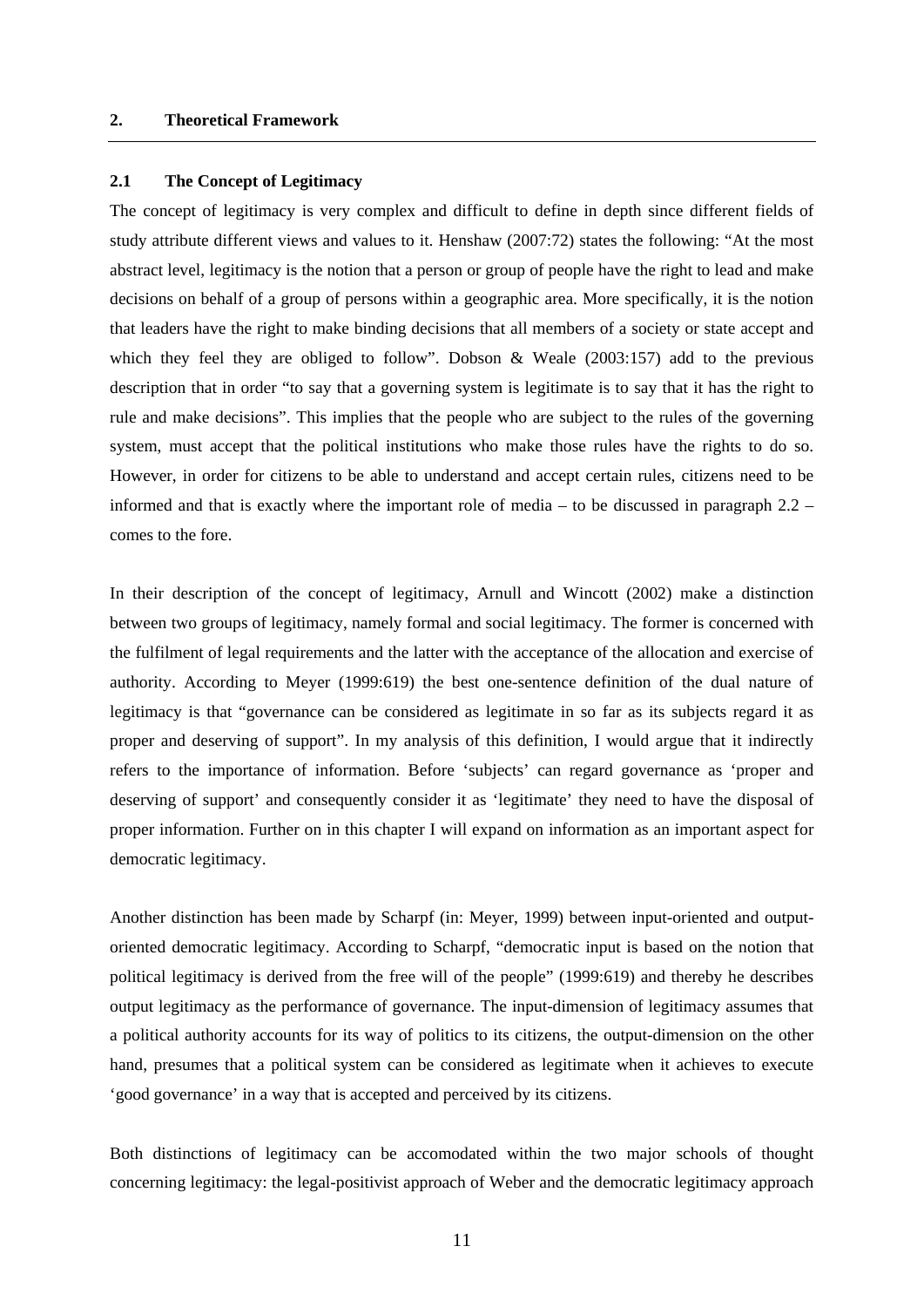## 2. Theoretical Framework

### 2.1 The Concept of Legitimacy

The concept of legitimacy is very complex and difficult to define in depth since different fields of study attribute different views and values to it. Henshaw (2007:72) states the following: "At the most abstract level, legitimacy is the notion that a person or group of people have the right to lead and make decisions on behalf of a group of persons within a geographic area. More specifically, it is the notion that leaders have the right to make binding decisions that all members of a society or state accept and which they feel they are obliged to follow". Dobson & Weale (2003:157) add to the previous description that in order "to say that a governing system is legitimate is to say that it has the right to rule and make decisions". This implies that the people who are subject to the rules of the governing system, must accept that the political institutions who make those rules have the rights to do so. However, in order for citizens to be able to understand and accept certain rules, citizens need to be informed and that is exactly where the important role of media – to be discussed in paragraph 2.2 – comes to the fore.

In their description of the concept of legitimacy, Arnull and Wincott (2002) make a distinction between two groups of legitimacy, namely formal and social legitimacy. The former is concerned with the fulfilment of legal requirements and the latter with the acceptance of the allocation and exercise of authority. According to Meyer (1999:619) the best one-sentence definition of the dual nature of legitimacy is that "governance can be considered as legitimate in so far as its subjects regard it as proper and deserving of support". In my analysis of this definition, I would argue that it indirectly refers to the importance of information. Before 'subjects' can regard governance as 'proper and deserving of support' and consequently consider it as 'legitimate' they need to have the disposal of proper information. Further on in this chapter I will expand on information as an important aspect for democratic legitimacy.

Another distinction has been made by Scharpf (in: Meyer, 1999) between input-oriented and output-oriented democratic legitimacy. According to Scharpf, "democratic input is based on the notion that political legitimacy is derived from the free will of the people" (1999:619) and thereby he describes output legitimacy as the performance of governance. The input-dimension of legitimacy assumes that a political authority accounts for its way of politics to its citizens, the output-dimension on the other hand, presumes that a political system can be considered as legitimate when it achieves to execute 'good governance' in a way that is accepted and perceived by its citizens.

Both distinctions of legitimacy can be accomodated within the two major schools of thought concerning legitimacy: the legal-positivist approach of Weber and the democratic legitimacy approach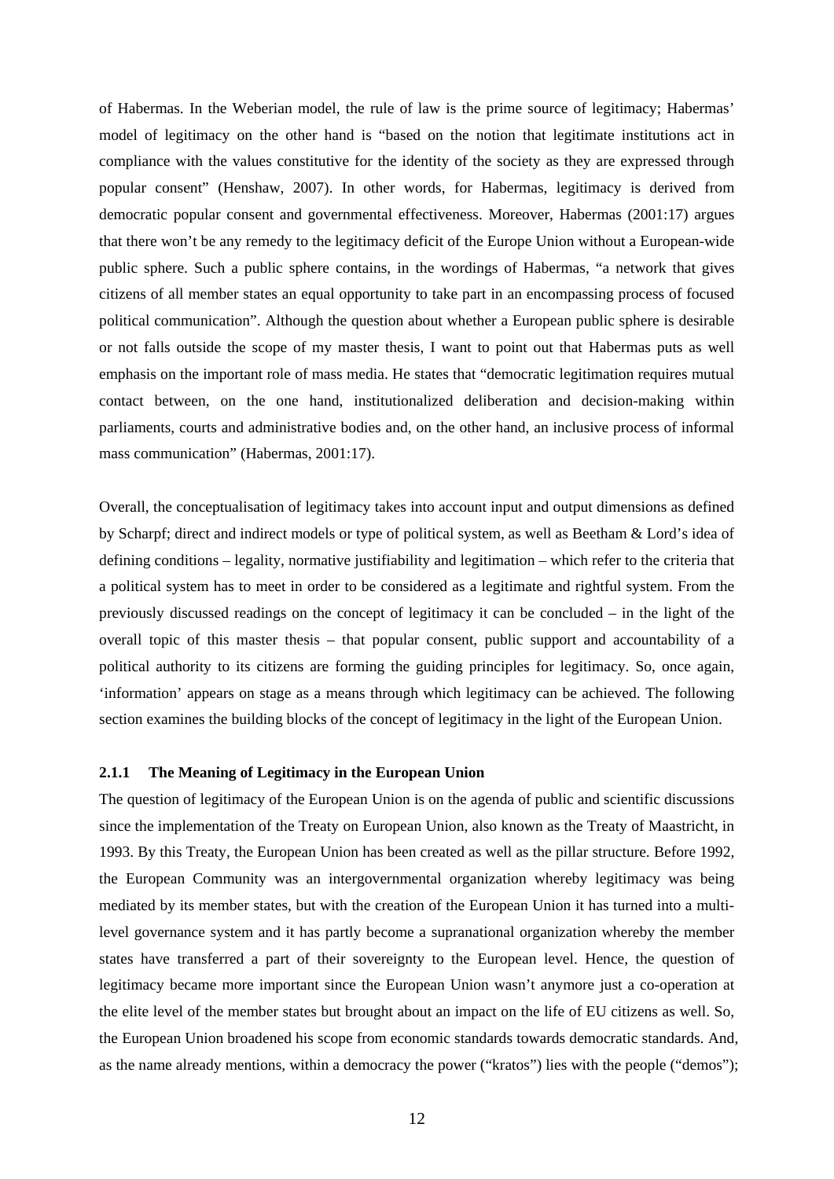of Habermas. In the Weberian model, the rule of law is the prime source of legitimacy; Habermas' model of legitimacy on the other hand is "based on the notion that legitimate institutions act in compliance with the values constitutive for the identity of the society as they are expressed through popular consent" (Henshaw, 2007). In other words, for Habermas, legitimacy is derived from democratic popular consent and governmental effectiveness. Moreover, Habermas (2001:17) argues that there won't be any remedy to the legitimacy deficit of the Europe Union without a European-wide public sphere. Such a public sphere contains, in the wordings of Habermas, "a network that gives citizens of all member states an equal opportunity to take part in an encompassing process of focused political communication". Although the question about whether a European public sphere is desirable or not falls outside the scope of my master thesis, I want to point out that Habermas puts as well emphasis on the important role of mass media. He states that "democratic legitimation requires mutual contact between, on the one hand, institutionalized deliberation and decision-making within parliaments, courts and administrative bodies and, on the other hand, an inclusive process of informal mass communication" (Habermas, 2001:17).

Overall, the conceptualisation of legitimacy takes into account input and output dimensions as defined by Scharpf; direct and indirect models or type of political system, as well as Beetham & Lord's idea of defining conditions – legality, normative justifiability and legitimation – which refer to the criteria that a political system has to meet in order to be considered as a legitimate and rightful system. From the previously discussed readings on the concept of legitimacy it can be concluded – in the light of the overall topic of this master thesis – that popular consent, public support and accountability of a political authority to its citizens are forming the guiding principles for legitimacy. So, once again, 'information' appears on stage as a means through which legitimacy can be achieved. The following section examines the building blocks of the concept of legitimacy in the light of the European Union.

### 2.1.1 The Meaning of Legitimacy in the European Union

The question of legitimacy of the European Union is on the agenda of public and scientific discussions since the implementation of the Treaty on European Union, also known as the Treaty of Maastricht, in 1993. By this Treaty, the European Union has been created as well as the pillar structure. Before 1992, the European Community was an intergovernmental organization whereby legitimacy was being mediated by its member states, but with the creation of the European Union it has turned into a multi-level governance system and it has partly become a supranational organization whereby the member states have transferred a part of their sovereignty to the European level. Hence, the question of legitimacy became more important since the European Union wasn't anymore just a co-operation at the elite level of the member states but brought about an impact on the life of EU citizens as well. So, the European Union broadened his scope from economic standards towards democratic standards. And, as the name already mentions, within a democracy the power ("kratos") lies with the people ("demos");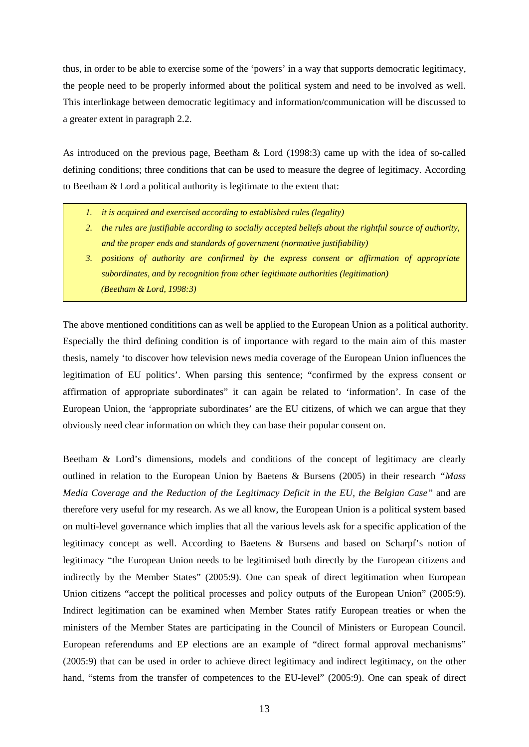thus, in order to be able to exercise some of the ‘powers’ in a way that supports democratic legitimacy, the people need to be properly informed about the political system and need to be involved as well. This interlinkage between democratic legitimacy and information/communication will be discussed to a greater extent in paragraph 2.2.

As introduced on the previous page, Beetham & Lord (1998:3) came up with the idea of so-called defining conditions; three conditions that can be used to measure the degree of legitimacy. According to Beetham & Lord a political authority is legitimate to the extent that:

> 1. *it is acquired and exercised according to established rules (legality)*
> 2. *the rules are justifiable according to socially accepted beliefs about the rightful source of authority, and the proper ends and standards of government (normative justifiability)*
> 3. *positions of authority are confirmed by the express consent or affirmation of appropriate subordinates, and by recognition from other legitimate authorities (legitimation)*
>
> *(Beetham & Lord, 1998:3)*

The above mentioned condititions can as well be applied to the European Union as a political authority. Especially the third defining condition is of importance with regard to the main aim of this master thesis, namely ‘to discover how television news media coverage of the European Union influences the legitimation of EU politics’. When parsing this sentence; “confirmed by the express consent or affirmation of appropriate subordinates” it can again be related to ‘information’. In case of the European Union, the ‘appropriate subordinates’ are the EU citizens, of which we can argue that they obviously need clear information on which they can base their popular consent on.

Beetham & Lord’s dimensions, models and conditions of the concept of legitimacy are clearly outlined in relation to the European Union by Baetens & Bursens (2005) in their research *“Mass Media Coverage and the Reduction of the Legitimacy Deficit in the EU, the Belgian Case”* and are therefore very useful for my research. As we all know, the European Union is a political system based on multi-level governance which implies that all the various levels ask for a specific application of the legitimacy concept as well. According to Baetens & Bursens and based on Scharpf’s notion of legitimacy “the European Union needs to be legitimised both directly by the European citizens and indirectly by the Member States” (2005:9). One can speak of direct legitimation when European Union citizens “accept the political processes and policy outputs of the European Union” (2005:9). Indirect legitimation can be examined when Member States ratify European treaties or when the ministers of the Member States are participating in the Council of Ministers or European Council. European referendums and EP elections are an example of “direct formal approval mechanisms” (2005:9) that can be used in order to achieve direct legitimacy and indirect legitimacy, on the other hand, “stems from the transfer of competences to the EU-level” (2005:9). One can speak of direct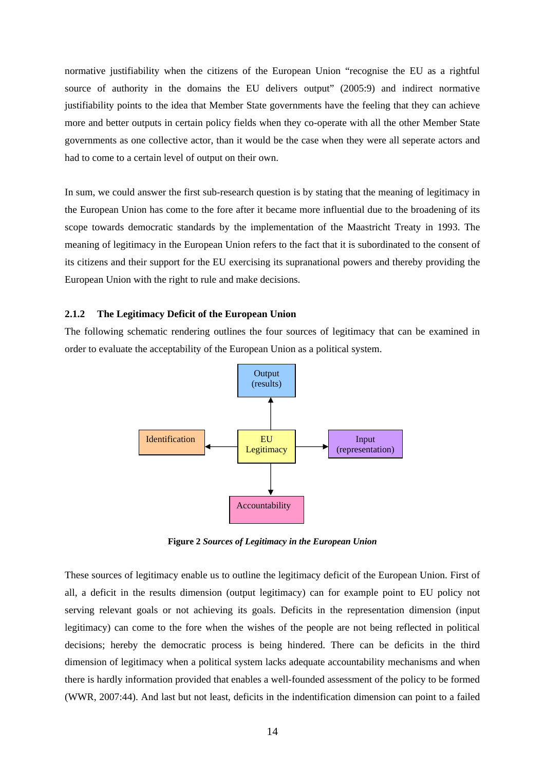normative justifiability when the citizens of the European Union “recognise the EU as a rightful source of authority in the domains the EU delivers output” (2005:9) and indirect normative justifiability points to the idea that Member State governments have the feeling that they can achieve more and better outputs in certain policy fields when they co-operate with all the other Member State governments as one collective actor, than it would be the case when they were all seperate actors and had to come to a certain level of output on their own.

In sum, we could answer the first sub-research question is by stating that the meaning of legitimacy in the European Union has come to the fore after it became more influential due to the broadening of its scope towards democratic standards by the implementation of the Maastricht Treaty in 1993. The meaning of legitimacy in the European Union refers to the fact that it is subordinated to the consent of its citizens and their support for the EU exercising its supranational powers and thereby providing the European Union with the right to rule and make decisions.

### 2.1.2 The Legitimacy Deficit of the European Union

The following schematic rendering outlines the four sources of legitimacy that can be examined in order to evaluate the acceptability of the European Union as a political system.

Output (results)

Identification ← EU Legitimacy → Input (representation)

Accountability

**Figure 2** ***Sources of Legitimacy in the European Union***

These sources of legitimacy enable us to outline the legitimacy deficit of the European Union. First of all, a deficit in the results dimension (output legitimacy) can for example point to EU policy not serving relevant goals or not achieving its goals. Deficits in the representation dimension (input legitimacy) can come to the fore when the wishes of the people are not being reflected in political decisions; hereby the democratic process is being hindered. There can be deficits in the third dimension of legitimacy when a political system lacks adequate accountability mechanisms and when there is hardly information provided that enables a well-founded assessment of the policy to be formed (WWR, 2007:44). And last but not least, deficits in the indentification dimension can point to a failed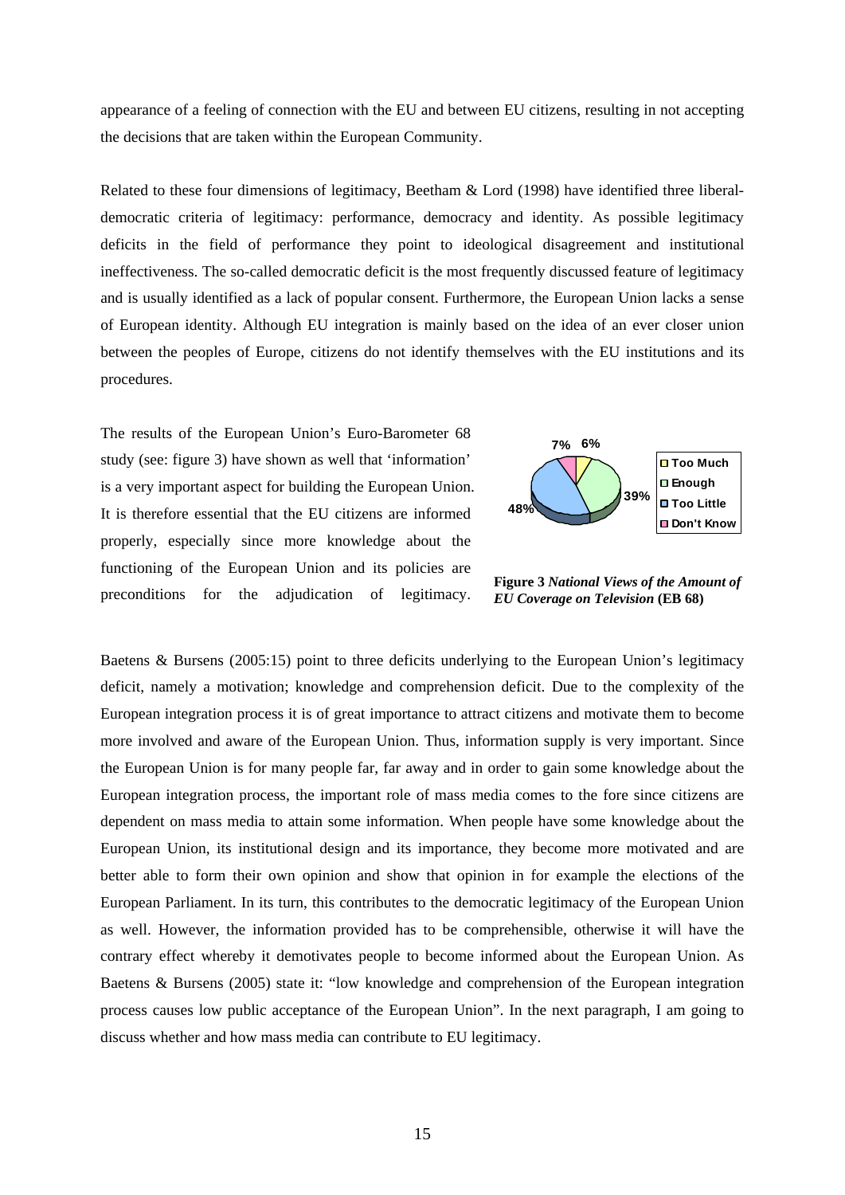appearance of a feeling of connection with the EU and between EU citizens, resulting in not accepting the decisions that are taken within the European Community.

Related to these four dimensions of legitimacy, Beetham & Lord (1998) have identified three liberal-democratic criteria of legitimacy: performance, democracy and identity. As possible legitimacy deficits in the field of performance they point to ideological disagreement and institutional ineffectiveness. The so-called democratic deficit is the most frequently discussed feature of legitimacy and is usually identified as a lack of popular consent. Furthermore, the European Union lacks a sense of European identity. Although EU integration is mainly based on the idea of an ever closer union between the peoples of Europe, citizens do not identify themselves with the EU institutions and its procedures.

The results of the European Union's Euro-Barometer 68 study (see: figure 3) have shown as well that 'information' is a very important aspect for building the European Union. It is therefore essential that the EU citizens are informed properly, especially since more knowledge about the functioning of the European Union and its policies are preconditions for the adjudication of legitimacy.

| | |
|---|---|
| Too Much | 6% |
| Enough | 39% |
| Too Little | 48% |
| Don't Know | 7% |

**Figure 3** ***National Views of the Amount of EU Coverage on Television*** **(EB 68)**

Baetens & Bursens (2005:15) point to three deficits underlying to the European Union's legitimacy deficit, namely a motivation; knowledge and comprehension deficit. Due to the complexity of the European integration process it is of great importance to attract citizens and motivate them to become more involved and aware of the European Union. Thus, information supply is very important. Since the European Union is for many people far, far away and in order to gain some knowledge about the European integration process, the important role of mass media comes to the fore since citizens are dependent on mass media to attain some information. When people have some knowledge about the European Union, its institutional design and its importance, they become more motivated and are better able to form their own opinion and show that opinion in for example the elections of the European Parliament. In its turn, this contributes to the democratic legitimacy of the European Union as well. However, the information provided has to be comprehensible, otherwise it will have the contrary effect whereby it demotivates people to become informed about the European Union. As Baetens & Bursens (2005) state it: "low knowledge and comprehension of the European integration process causes low public acceptance of the European Union". In the next paragraph, I am going to discuss whether and how mass media can contribute to EU legitimacy.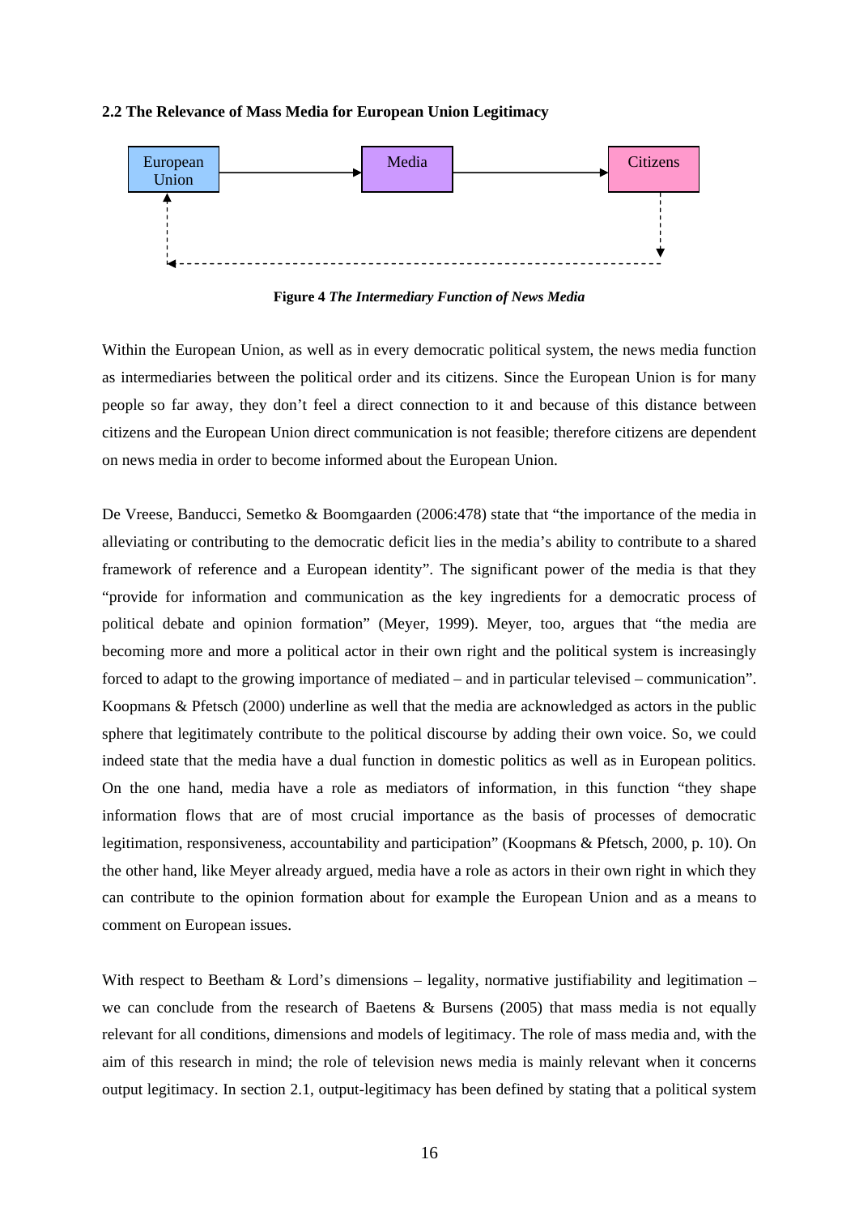## 2.2 The Relevance of Mass Media for European Union Legitimacy

**Figure 4** ***The Intermediary Function of News Media***

Within the European Union, as well as in every democratic political system, the news media function as intermediaries between the political order and its citizens. Since the European Union is for many people so far away, they don't feel a direct connection to it and because of this distance between citizens and the European Union direct communication is not feasible; therefore citizens are dependent on news media in order to become informed about the European Union.

De Vreese, Banducci, Semetko & Boomgaarden (2006:478) state that "the importance of the media in alleviating or contributing to the democratic deficit lies in the media's ability to contribute to a shared framework of reference and a European identity". The significant power of the media is that they "provide for information and communication as the key ingredients for a democratic process of political debate and opinion formation" (Meyer, 1999). Meyer, too, argues that "the media are becoming more and more a political actor in their own right and the political system is increasingly forced to adapt to the growing importance of mediated – and in particular televised – communication". Koopmans & Pfetsch (2000) underline as well that the media are acknowledged as actors in the public sphere that legitimately contribute to the political discourse by adding their own voice. So, we could indeed state that the media have a dual function in domestic politics as well as in European politics. On the one hand, media have a role as mediators of information, in this function "they shape information flows that are of most crucial importance as the basis of processes of democratic legitimation, responsiveness, accountability and participation" (Koopmans & Pfetsch, 2000, p. 10). On the other hand, like Meyer already argued, media have a role as actors in their own right in which they can contribute to the opinion formation about for example the European Union and as a means to comment on European issues.

With respect to Beetham & Lord's dimensions – legality, normative justifiability and legitimation – we can conclude from the research of Baetens & Bursens (2005) that mass media is not equally relevant for all conditions, dimensions and models of legitimacy. The role of mass media and, with the aim of this research in mind; the role of television news media is mainly relevant when it concerns output legitimacy. In section 2.1, output-legitimacy has been defined by stating that a political system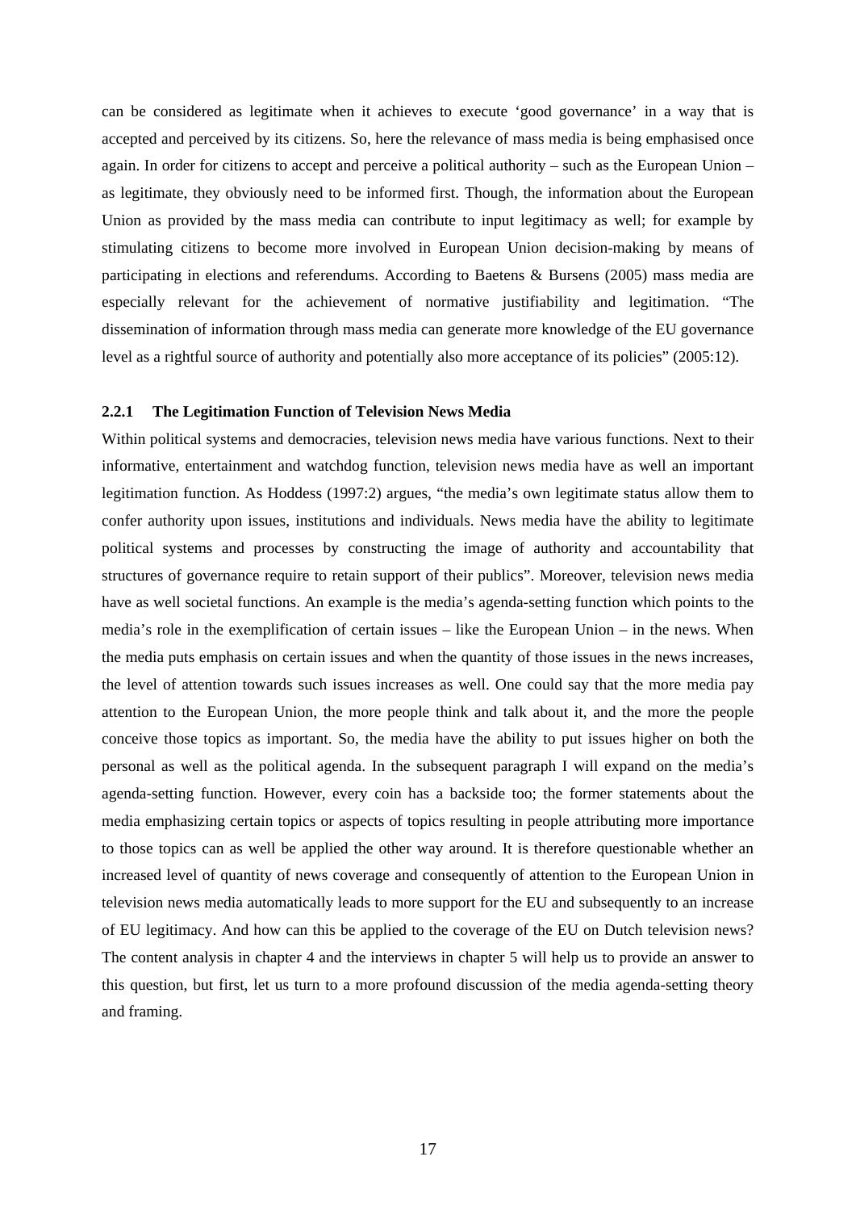can be considered as legitimate when it achieves to execute 'good governance' in a way that is accepted and perceived by its citizens. So, here the relevance of mass media is being emphasised once again. In order for citizens to accept and perceive a political authority – such as the European Union – as legitimate, they obviously need to be informed first. Though, the information about the European Union as provided by the mass media can contribute to input legitimacy as well; for example by stimulating citizens to become more involved in European Union decision-making by means of participating in elections and referendums. According to Baetens & Bursens (2005) mass media are especially relevant for the achievement of normative justifiability and legitimation. "The dissemination of information through mass media can generate more knowledge of the EU governance level as a rightful source of authority and potentially also more acceptance of its policies" (2005:12).

### 2.2.1 The Legitimation Function of Television News Media

Within political systems and democracies, television news media have various functions. Next to their informative, entertainment and watchdog function, television news media have as well an important legitimation function. As Hoddess (1997:2) argues, "the media's own legitimate status allow them to confer authority upon issues, institutions and individuals. News media have the ability to legitimate political systems and processes by constructing the image of authority and accountability that structures of governance require to retain support of their publics". Moreover, television news media have as well societal functions. An example is the media's agenda-setting function which points to the media's role in the exemplification of certain issues – like the European Union – in the news. When the media puts emphasis on certain issues and when the quantity of those issues in the news increases, the level of attention towards such issues increases as well. One could say that the more media pay attention to the European Union, the more people think and talk about it, and the more the people conceive those topics as important. So, the media have the ability to put issues higher on both the personal as well as the political agenda. In the subsequent paragraph I will expand on the media's agenda-setting function. However, every coin has a backside too; the former statements about the media emphasizing certain topics or aspects of topics resulting in people attributing more importance to those topics can as well be applied the other way around. It is therefore questionable whether an increased level of quantity of news coverage and consequently of attention to the European Union in television news media automatically leads to more support for the EU and subsequently to an increase of EU legitimacy. And how can this be applied to the coverage of the EU on Dutch television news? The content analysis in chapter 4 and the interviews in chapter 5 will help us to provide an answer to this question, but first, let us turn to a more profound discussion of the media agenda-setting theory and framing.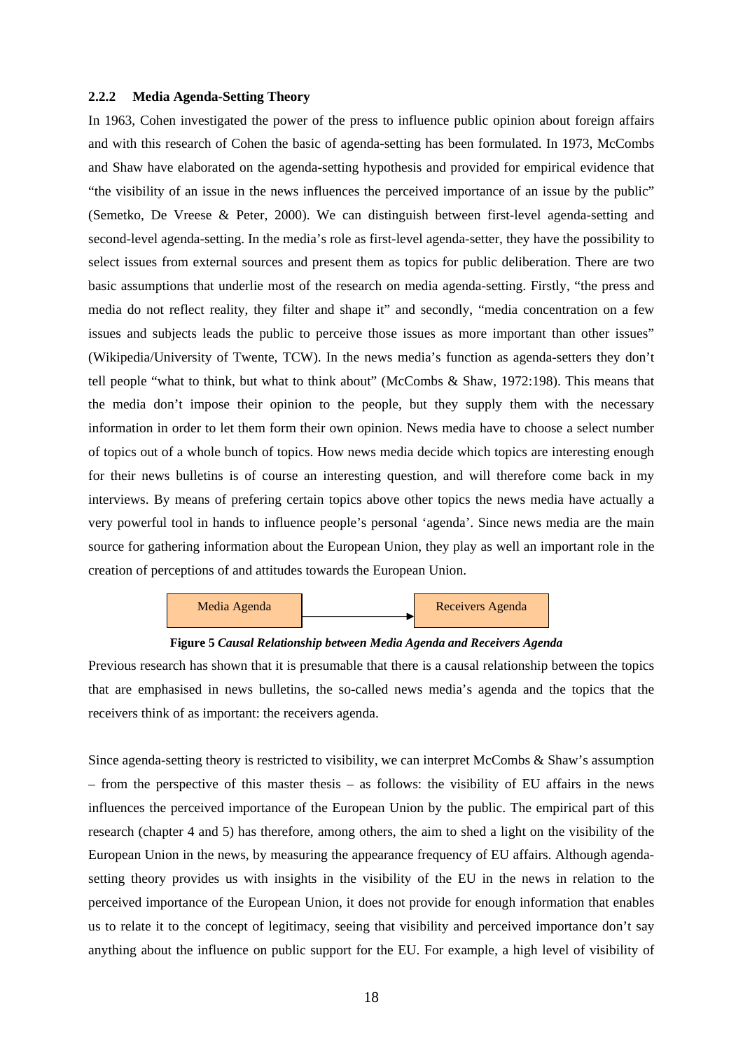### 2.2.2 Media Agenda-Setting Theory

In 1963, Cohen investigated the power of the press to influence public opinion about foreign affairs and with this research of Cohen the basic of agenda-setting has been formulated. In 1973, McCombs and Shaw have elaborated on the agenda-setting hypothesis and provided for empirical evidence that "the visibility of an issue in the news influences the perceived importance of an issue by the public" (Semetko, De Vreese & Peter, 2000). We can distinguish between first-level agenda-setting and second-level agenda-setting. In the media's role as first-level agenda-setter, they have the possibility to select issues from external sources and present them as topics for public deliberation. There are two basic assumptions that underlie most of the research on media agenda-setting. Firstly, "the press and media do not reflect reality, they filter and shape it" and secondly, "media concentration on a few issues and subjects leads the public to perceive those issues as more important than other issues" (Wikipedia/University of Twente, TCW). In the news media's function as agenda-setters they don't tell people "what to think, but what to think about" (McCombs & Shaw, 1972:198). This means that the media don't impose their opinion to the people, but they supply them with the necessary information in order to let them form their own opinion. News media have to choose a select number of topics out of a whole bunch of topics. How news media decide which topics are interesting enough for their news bulletins is of course an interesting question, and will therefore come back in my interviews. By means of prefering certain topics above other topics the news media have actually a very powerful tool in hands to influence people's personal 'agenda'. Since news media are the main source for gathering information about the European Union, they play as well an important role in the creation of perceptions of and attitudes towards the European Union.

Media Agenda → Receivers Agenda

**Figure 5** ***Causal Relationship between Media Agenda and Receivers Agenda***

Previous research has shown that it is presumable that there is a causal relationship between the topics that are emphasised in news bulletins, the so-called news media's agenda and the topics that the receivers think of as important: the receivers agenda.

Since agenda-setting theory is restricted to visibility, we can interpret McCombs & Shaw's assumption – from the perspective of this master thesis – as follows: the visibility of EU affairs in the news influences the perceived importance of the European Union by the public. The empirical part of this research (chapter 4 and 5) has therefore, among others, the aim to shed a light on the visibility of the European Union in the news, by measuring the appearance frequency of EU affairs. Although agenda-setting theory provides us with insights in the visibility of the EU in the news in relation to the perceived importance of the European Union, it does not provide for enough information that enables us to relate it to the concept of legitimacy, seeing that visibility and perceived importance don't say anything about the influence on public support for the EU. For example, a high level of visibility of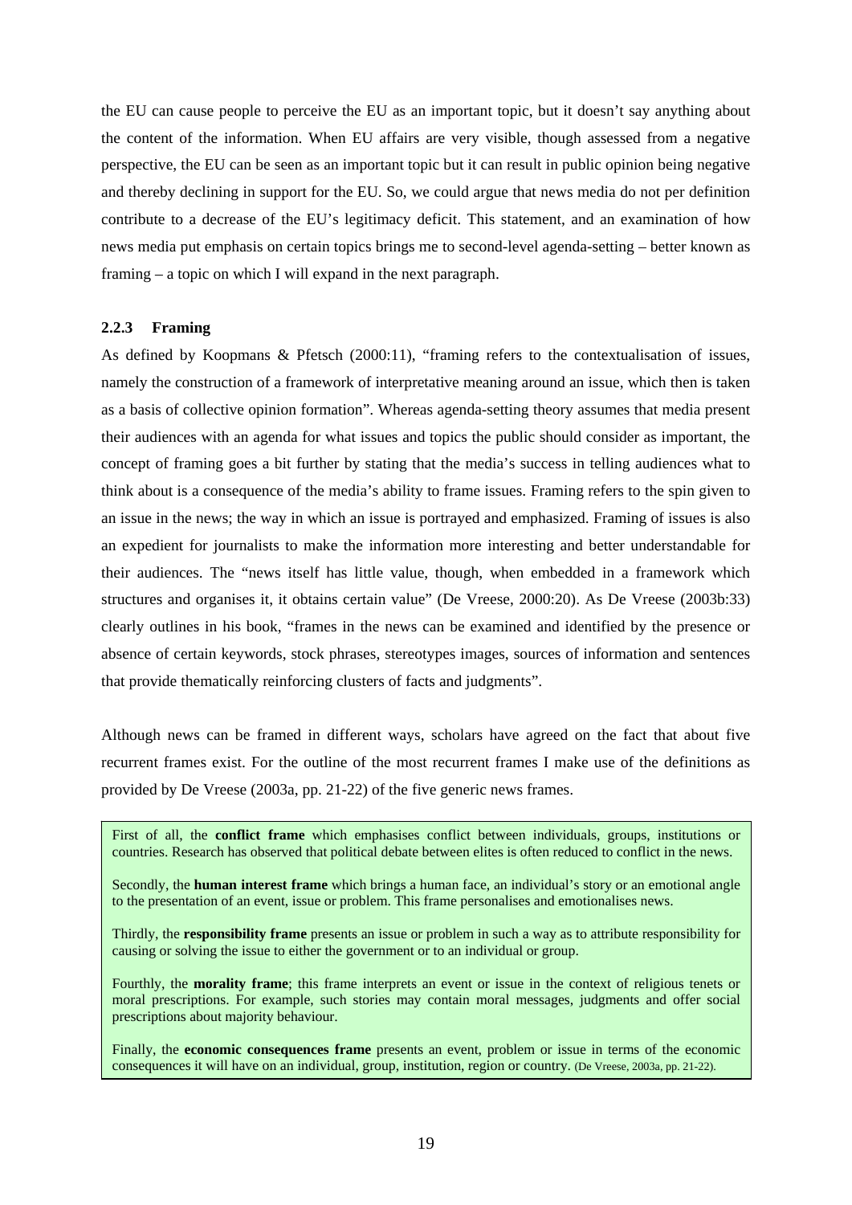the EU can cause people to perceive the EU as an important topic, but it doesn't say anything about the content of the information. When EU affairs are very visible, though assessed from a negative perspective, the EU can be seen as an important topic but it can result in public opinion being negative and thereby declining in support for the EU. So, we could argue that news media do not per definition contribute to a decrease of the EU's legitimacy deficit. This statement, and an examination of how news media put emphasis on certain topics brings me to second-level agenda-setting – better known as framing – a topic on which I will expand in the next paragraph.

### 2.2.3 Framing

As defined by Koopmans & Pfetsch (2000:11), "framing refers to the contextualisation of issues, namely the construction of a framework of interpretative meaning around an issue, which then is taken as a basis of collective opinion formation". Whereas agenda-setting theory assumes that media present their audiences with an agenda for what issues and topics the public should consider as important, the concept of framing goes a bit further by stating that the media's success in telling audiences what to think about is a consequence of the media's ability to frame issues. Framing refers to the spin given to an issue in the news; the way in which an issue is portrayed and emphasized. Framing of issues is also an expedient for journalists to make the information more interesting and better understandable for their audiences. The "news itself has little value, though, when embedded in a framework which structures and organises it, it obtains certain value" (De Vreese, 2000:20). As De Vreese (2003b:33) clearly outlines in his book, "frames in the news can be examined and identified by the presence or absence of certain keywords, stock phrases, stereotypes images, sources of information and sentences that provide thematically reinforcing clusters of facts and judgments".

Although news can be framed in different ways, scholars have agreed on the fact that about five recurrent frames exist. For the outline of the most recurrent frames I make use of the definitions as provided by De Vreese (2003a, pp. 21-22) of the five generic news frames.

First of all, the **conflict frame** which emphasises conflict between individuals, groups, institutions or countries. Research has observed that political debate between elites is often reduced to conflict in the news.

Secondly, the **human interest frame** which brings a human face, an individual's story or an emotional angle to the presentation of an event, issue or problem. This frame personalises and emotionalises news.

Thirdly, the **responsibility frame** presents an issue or problem in such a way as to attribute responsibility for causing or solving the issue to either the government or to an individual or group.

Fourthly, the **morality frame**; this frame interprets an event or issue in the context of religious tenets or moral prescriptions. For example, such stories may contain moral messages, judgments and offer social prescriptions about majority behaviour.

Finally, the **economic consequences frame** presents an event, problem or issue in terms of the economic consequences it will have on an individual, group, institution, region or country. (De Vreese, 2003a, pp. 21-22).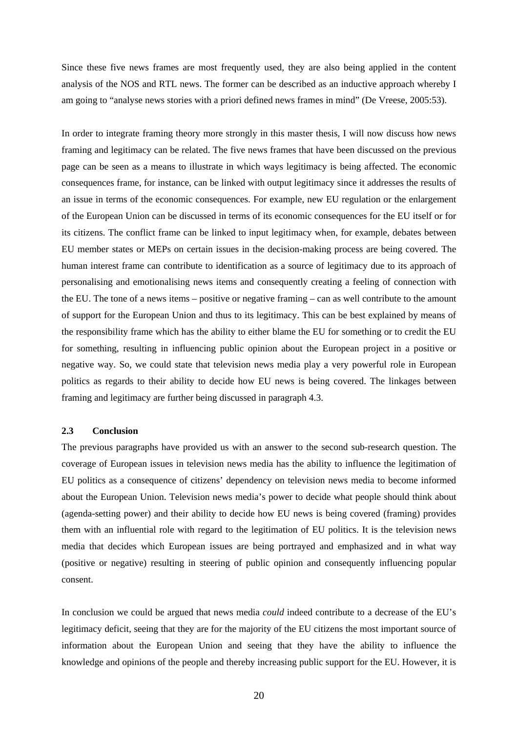Since these five news frames are most frequently used, they are also being applied in the content analysis of the NOS and RTL news. The former can be described as an inductive approach whereby I am going to "analyse news stories with a priori defined news frames in mind" (De Vreese, 2005:53).

In order to integrate framing theory more strongly in this master thesis, I will now discuss how news framing and legitimacy can be related. The five news frames that have been discussed on the previous page can be seen as a means to illustrate in which ways legitimacy is being affected. The economic consequences frame, for instance, can be linked with output legitimacy since it addresses the results of an issue in terms of the economic consequences. For example, new EU regulation or the enlargement of the European Union can be discussed in terms of its economic consequences for the EU itself or for its citizens. The conflict frame can be linked to input legitimacy when, for example, debates between EU member states or MEPs on certain issues in the decision-making process are being covered. The human interest frame can contribute to identification as a source of legitimacy due to its approach of personalising and emotionalising news items and consequently creating a feeling of connection with the EU. The tone of a news items – positive or negative framing – can as well contribute to the amount of support for the European Union and thus to its legitimacy. This can be best explained by means of the responsibility frame which has the ability to either blame the EU for something or to credit the EU for something, resulting in influencing public opinion about the European project in a positive or negative way. So, we could state that television news media play a very powerful role in European politics as regards to their ability to decide how EU news is being covered. The linkages between framing and legitimacy are further being discussed in paragraph 4.3.

## 2.3 Conclusion

The previous paragraphs have provided us with an answer to the second sub-research question. The coverage of European issues in television news media has the ability to influence the legitimation of EU politics as a consequence of citizens' dependency on television news media to become informed about the European Union. Television news media's power to decide what people should think about (agenda-setting power) and their ability to decide how EU news is being covered (framing) provides them with an influential role with regard to the legitimation of EU politics. It is the television news media that decides which European issues are being portrayed and emphasized and in what way (positive or negative) resulting in steering of public opinion and consequently influencing popular consent.

In conclusion we could be argued that news media *could* indeed contribute to a decrease of the EU's legitimacy deficit, seeing that they are for the majority of the EU citizens the most important source of information about the European Union and seeing that they have the ability to influence the knowledge and opinions of the people and thereby increasing public support for the EU. However, it is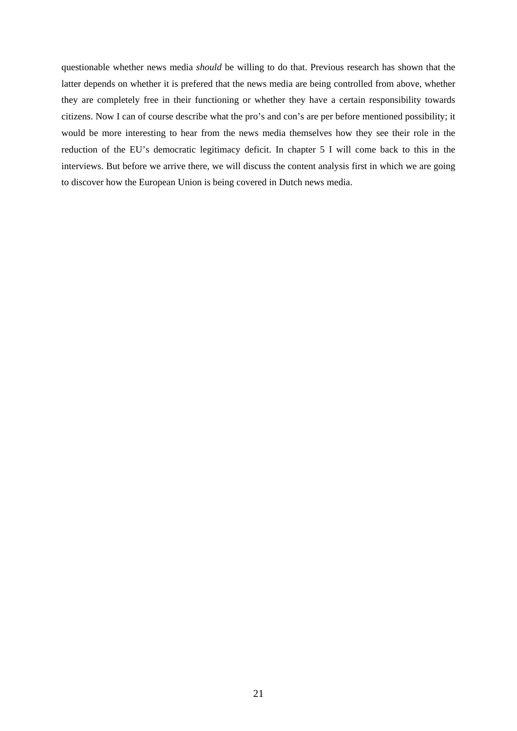questionable whether news media *should* be willing to do that. Previous research has shown that the latter depends on whether it is prefered that the news media are being controlled from above, whether they are completely free in their functioning or whether they have a certain responsibility towards citizens. Now I can of course describe what the pro's and con's are per before mentioned possibility; it would be more interesting to hear from the news media themselves how they see their role in the reduction of the EU's democratic legitimacy deficit. In chapter 5 I will come back to this in the interviews. But before we arrive there, we will discuss the content analysis first in which we are going to discover how the European Union is being covered in Dutch news media.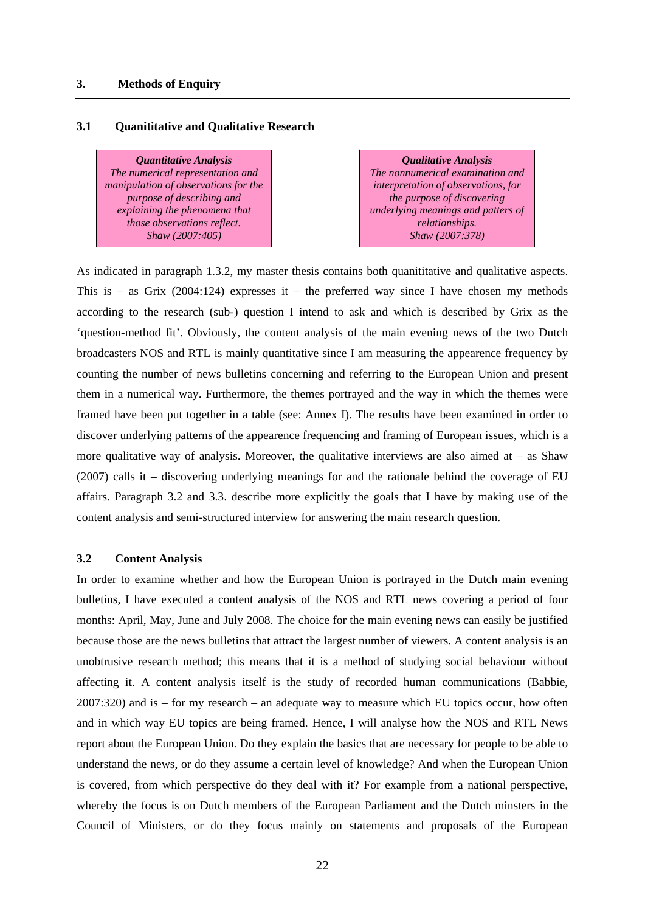## 3. Methods of Enquiry

### 3.1 Quanititative and Qualitative Research

> ***Quantitative Analysis***
> *The numerical representation and manipulation of observations for the purpose of describing and explaining the phenomena that those observations reflect.*
> *Shaw (2007:405)*

> ***Qualitative Analysis***
> *The nonnumerical examination and interpretation of observations, for the purpose of discovering underlying meanings and patters of relationships.*
> *Shaw (2007:378)*

As indicated in paragraph 1.3.2, my master thesis contains both quanititative and qualitative aspects. This is – as Grix (2004:124) expresses it – the preferred way since I have chosen my methods according to the research (sub-) question I intend to ask and which is described by Grix as the 'question-method fit'. Obviously, the content analysis of the main evening news of the two Dutch broadcasters NOS and RTL is mainly quantitative since I am measuring the appearence frequency by counting the number of news bulletins concerning and referring to the European Union and present them in a numerical way. Furthermore, the themes portrayed and the way in which the themes were framed have been put together in a table (see: Annex I). The results have been examined in order to discover underlying patterns of the appearence frequencing and framing of European issues, which is a more qualitative way of analysis. Moreover, the qualitative interviews are also aimed at – as Shaw (2007) calls it – discovering underlying meanings for and the rationale behind the coverage of EU affairs. Paragraph 3.2 and 3.3. describe more explicitly the goals that I have by making use of the content analysis and semi-structured interview for answering the main research question.

### 3.2 Content Analysis

In order to examine whether and how the European Union is portrayed in the Dutch main evening bulletins, I have executed a content analysis of the NOS and RTL news covering a period of four months: April, May, June and July 2008. The choice for the main evening news can easily be justified because those are the news bulletins that attract the largest number of viewers. A content analysis is an unobtrusive research method; this means that it is a method of studying social behaviour without affecting it. A content analysis itself is the study of recorded human communications (Babbie, 2007:320) and is – for my research – an adequate way to measure which EU topics occur, how often and in which way EU topics are being framed. Hence, I will analyse how the NOS and RTL News report about the European Union. Do they explain the basics that are necessary for people to be able to understand the news, or do they assume a certain level of knowledge? And when the European Union is covered, from which perspective do they deal with it? For example from a national perspective, whereby the focus is on Dutch members of the European Parliament and the Dutch minsters in the Council of Ministers, or do they focus mainly on statements and proposals of the European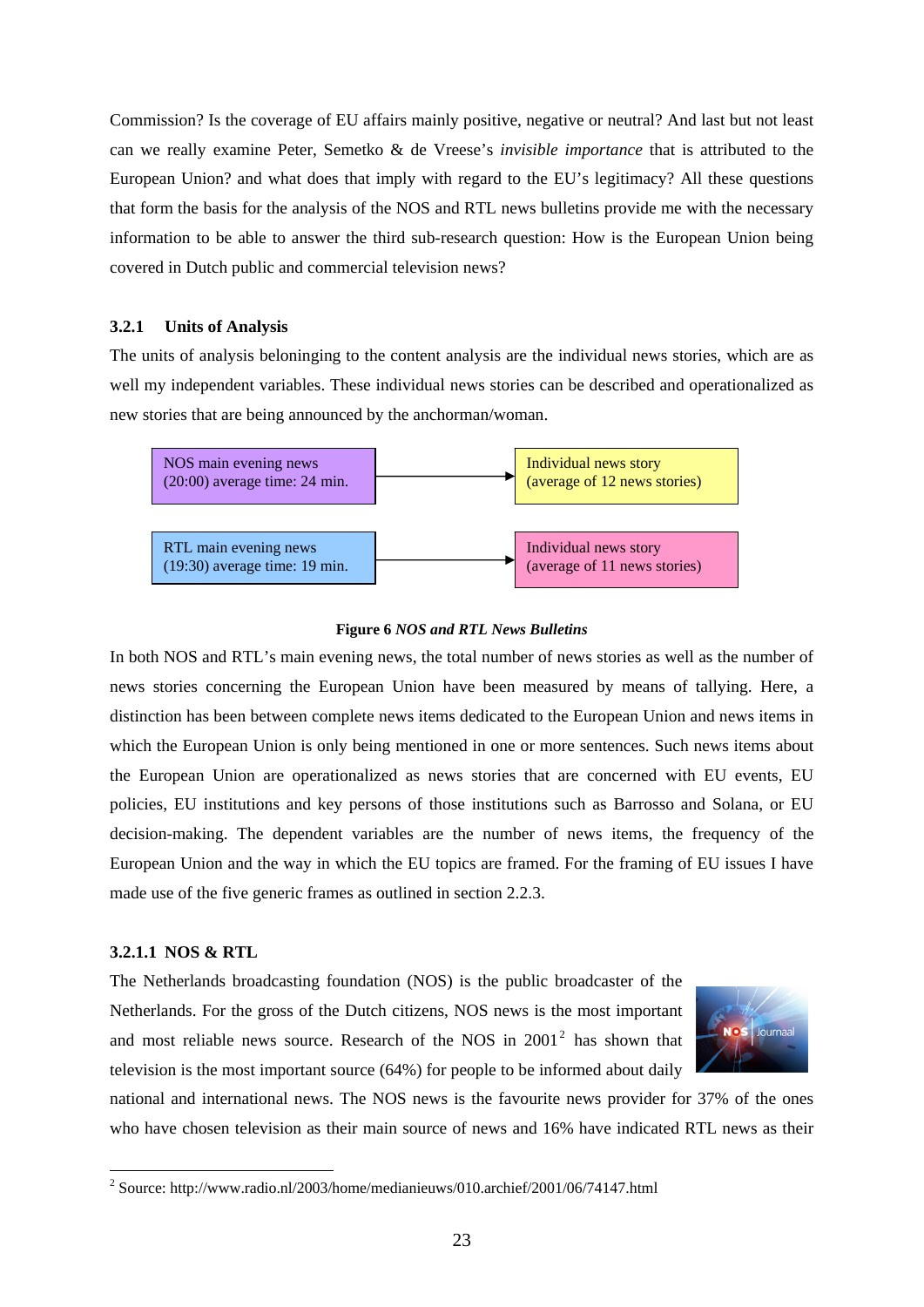Commission? Is the coverage of EU affairs mainly positive, negative or neutral? And last but not least can we really examine Peter, Semetko & de Vreese's *invisible importance* that is attributed to the European Union? and what does that imply with regard to the EU's legitimacy? All these questions that form the basis for the analysis of the NOS and RTL news bulletins provide me with the necessary information to be able to answer the third sub-research question: How is the European Union being covered in Dutch public and commercial television news?

### 3.2.1 Units of Analysis

The units of analysis beloninging to the content analysis are the individual news stories, which are as well my independent variables. These individual news stories can be described and operationalized as new stories that are being announced by the anchorman/woman.

NOS main evening news (20:00) average time: 24 min. → Individual news story (average of 12 news stories)

RTL main evening news (19:30) average time: 19 min. → Individual news story (average of 11 news stories)

**Figure 6** ***NOS and RTL News Bulletins***

In both NOS and RTL's main evening news, the total number of news stories as well as the number of news stories concerning the European Union have been measured by means of tallying. Here, a distinction has been between complete news items dedicated to the European Union and news items in which the European Union is only being mentioned in one or more sentences. Such news items about the European Union are operationalized as news stories that are concerned with EU events, EU policies, EU institutions and key persons of those institutions such as Barrosso and Solana, or EU decision-making. The dependent variables are the number of news items, the frequency of the European Union and the way in which the EU topics are framed. For the framing of EU issues I have made use of the five generic frames as outlined in section 2.2.3.

#### 3.2.1.1 NOS & RTL

The Netherlands broadcasting foundation (NOS) is the public broadcaster of the Netherlands. For the gross of the Dutch citizens, NOS news is the most important and most reliable news source. Research of the NOS in 2001[2] has shown that television is the most important source (64%) for people to be informed about daily national and international news. The NOS news is the favourite news provider for 37% of the ones who have chosen television as their main source of news and 16% have indicated RTL news as their

[2] Source: http://www.radio.nl/2003/home/medianieuws/010.archief/2001/06/74147.html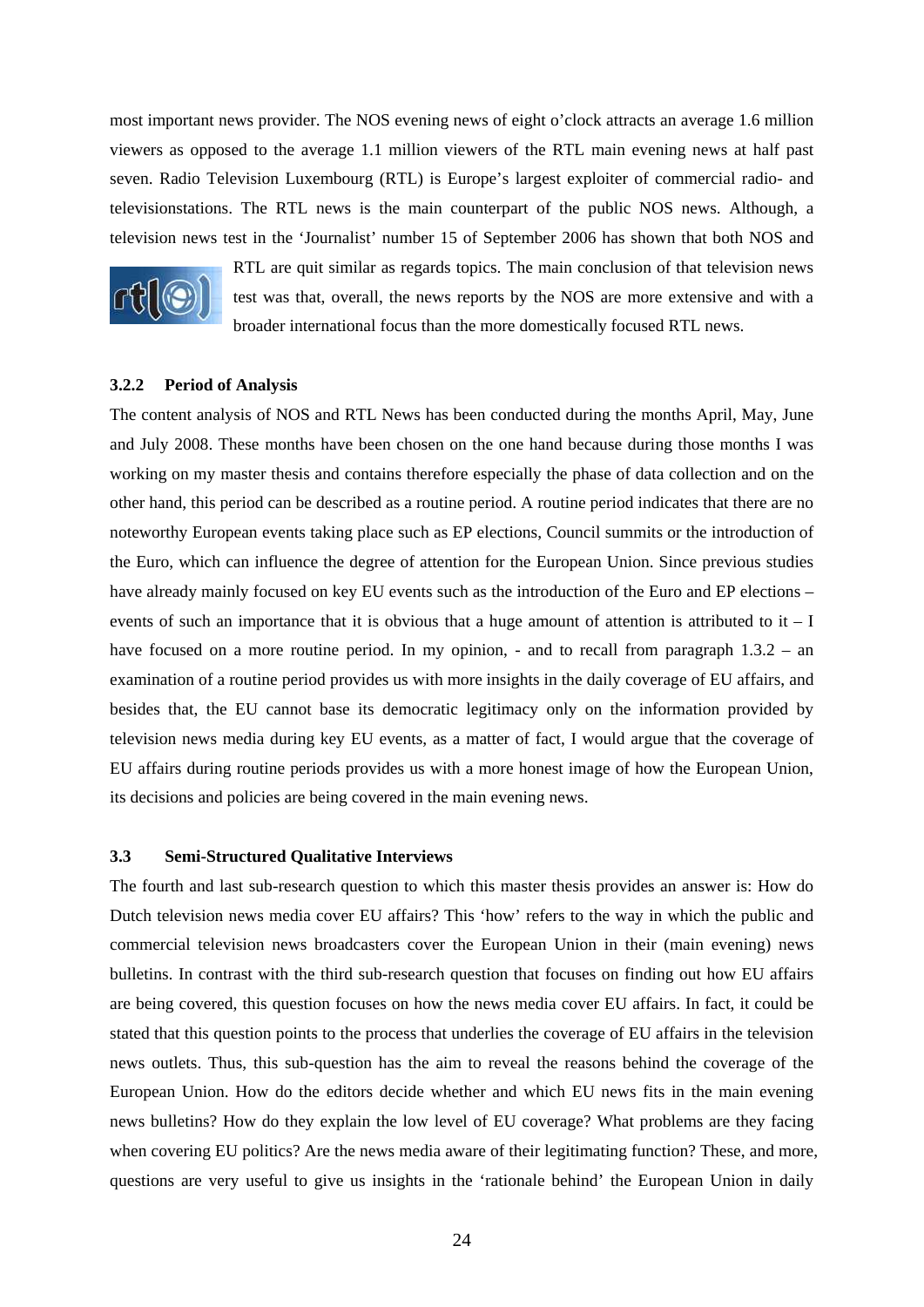most important news provider. The NOS evening news of eight o'clock attracts an average 1.6 million viewers as opposed to the average 1.1 million viewers of the RTL main evening news at half past seven. Radio Television Luxembourg (RTL) is Europe's largest exploiter of commercial radio- and televisionstations. The RTL news is the main counterpart of the public NOS news. Although, a television news test in the 'Journalist' number 15 of September 2006 has shown that both NOS and RTL are quit similar as regards topics. The main conclusion of that television news test was that, overall, the news reports by the NOS are more extensive and with a broader international focus than the more domestically focused RTL news.

### 3.2.2 Period of Analysis

The content analysis of NOS and RTL News has been conducted during the months April, May, June and July 2008. These months have been chosen on the one hand because during those months I was working on my master thesis and contains therefore especially the phase of data collection and on the other hand, this period can be described as a routine period. A routine period indicates that there are no noteworthy European events taking place such as EP elections, Council summits or the introduction of the Euro, which can influence the degree of attention for the European Union. Since previous studies have already mainly focused on key EU events such as the introduction of the Euro and EP elections – events of such an importance that it is obvious that a huge amount of attention is attributed to it – I have focused on a more routine period. In my opinion, - and to recall from paragraph 1.3.2 – an examination of a routine period provides us with more insights in the daily coverage of EU affairs, and besides that, the EU cannot base its democratic legitimacy only on the information provided by television news media during key EU events, as a matter of fact, I would argue that the coverage of EU affairs during routine periods provides us with a more honest image of how the European Union, its decisions and policies are being covered in the main evening news.

## 3.3 Semi-Structured Qualitative Interviews

The fourth and last sub-research question to which this master thesis provides an answer is: How do Dutch television news media cover EU affairs? This 'how' refers to the way in which the public and commercial television news broadcasters cover the European Union in their (main evening) news bulletins. In contrast with the third sub-research question that focuses on finding out how EU affairs are being covered, this question focuses on how the news media cover EU affairs. In fact, it could be stated that this question points to the process that underlies the coverage of EU affairs in the television news outlets. Thus, this sub-question has the aim to reveal the reasons behind the coverage of the European Union. How do the editors decide whether and which EU news fits in the main evening news bulletins? How do they explain the low level of EU coverage? What problems are they facing when covering EU politics? Are the news media aware of their legitimating function? These, and more, questions are very useful to give us insights in the 'rationale behind' the European Union in daily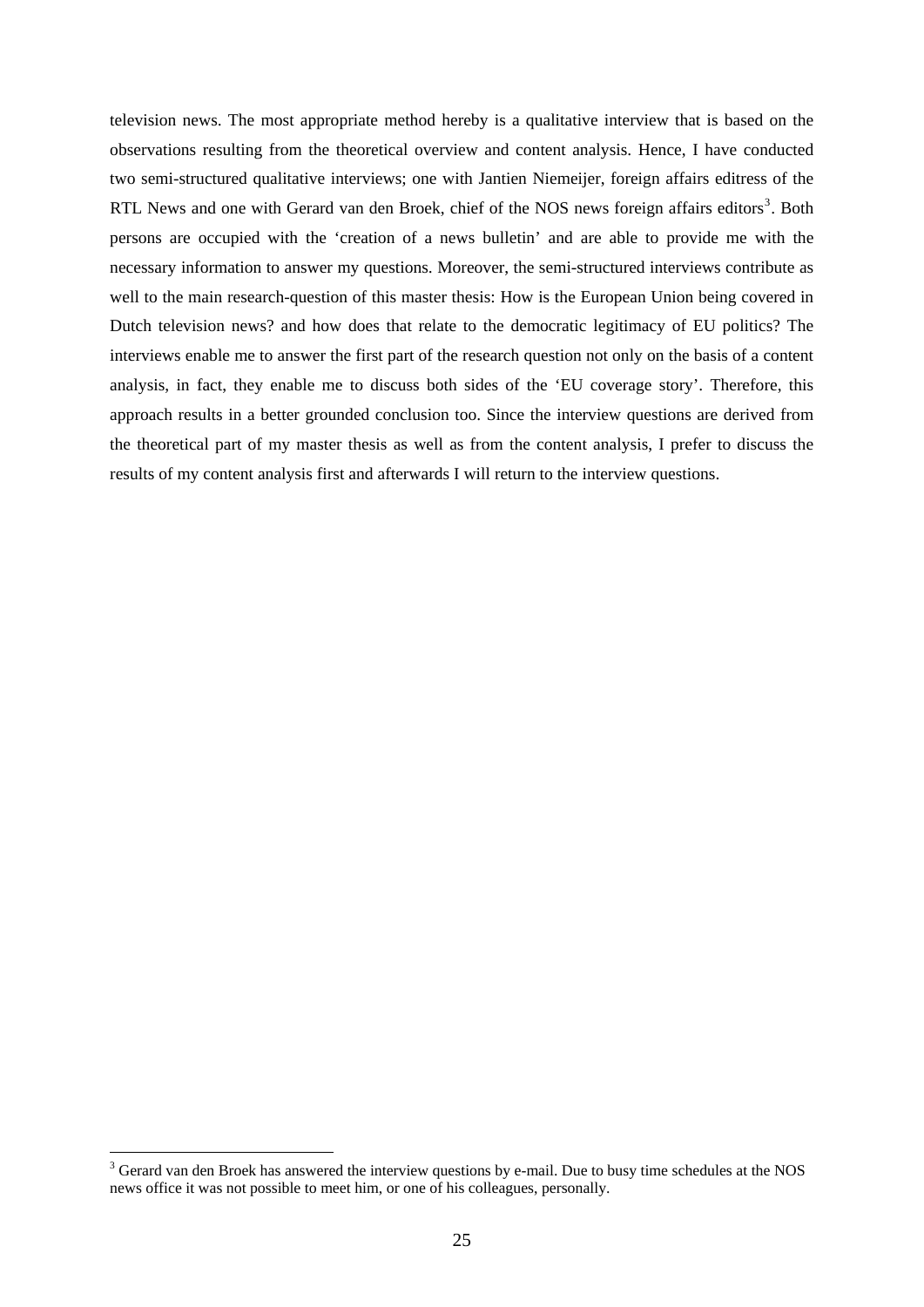television news. The most appropriate method hereby is a qualitative interview that is based on the observations resulting from the theoretical overview and content analysis. Hence, I have conducted two semi-structured qualitative interviews; one with Jantien Niemeijer, foreign affairs editress of the RTL News and one with Gerard van den Broek, chief of the NOS news foreign affairs editors[3]. Both persons are occupied with the 'creation of a news bulletin' and are able to provide me with the necessary information to answer my questions. Moreover, the semi-structured interviews contribute as well to the main research-question of this master thesis: How is the European Union being covered in Dutch television news? and how does that relate to the democratic legitimacy of EU politics? The interviews enable me to answer the first part of the research question not only on the basis of a content analysis, in fact, they enable me to discuss both sides of the 'EU coverage story'. Therefore, this approach results in a better grounded conclusion too. Since the interview questions are derived from the theoretical part of my master thesis as well as from the content analysis, I prefer to discuss the results of my content analysis first and afterwards I will return to the interview questions.

---

[3] Gerard van den Broek has answered the interview questions by e-mail. Due to busy time schedules at the NOS news office it was not possible to meet him, or one of his colleagues, personally.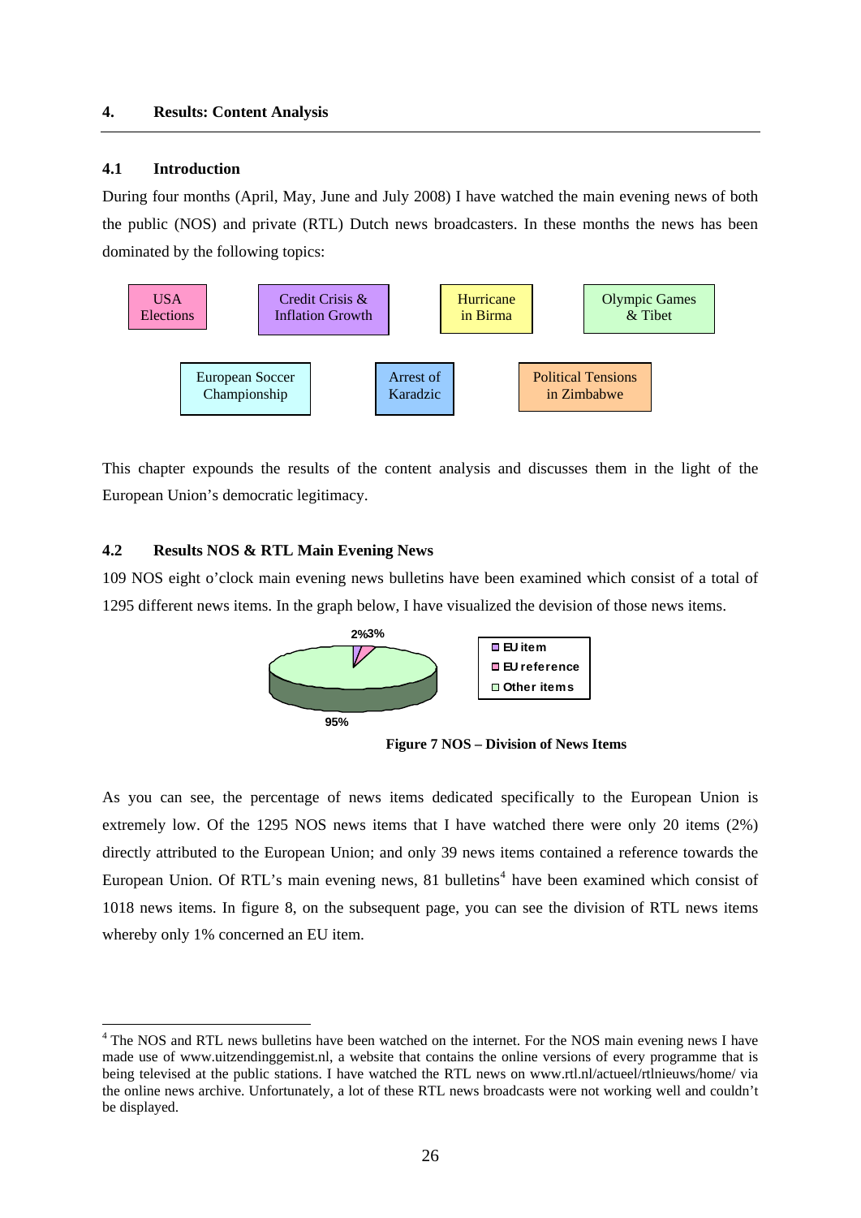## 4. Results: Content Analysis

### 4.1 Introduction

During four months (April, May, June and July 2008) I have watched the main evening news of both the public (NOS) and private (RTL) Dutch news broadcasters. In these months the news has been dominated by the following topics:

- USA Elections
- Credit Crisis & Inflation Growth
- Hurricane in Birma
- Olympic Games & Tibet
- European Soccer Championship
- Arrest of Karadzic
- Political Tensions in Zimbabwe

This chapter expounds the results of the content analysis and discusses them in the light of the European Union's democratic legitimacy.

### 4.2 Results NOS & RTL Main Evening News

109 NOS eight o'clock main evening news bulletins have been examined which consist of a total of 1295 different news items. In the graph below, I have visualized the devision of those news items.

| | Percentage |
|---|---|
| EU item | 2% |
| EU reference | 3% |
| Other items | 95% |

**Figure 7 NOS – Division of News Items**

As you can see, the percentage of news items dedicated specifically to the European Union is extremely low. Of the 1295 NOS news items that I have watched there were only 20 items (2%) directly attributed to the European Union; and only 39 news items contained a reference towards the European Union. Of RTL's main evening news, 81 bulletins[4] have been examined which consist of 1018 news items. In figure 8, on the subsequent page, you can see the division of RTL news items whereby only 1% concerned an EU item.

[4] The NOS and RTL news bulletins have been watched on the internet. For the NOS main evening news I have made use of www.uitzendinggemist.nl, a website that contains the online versions of every programme that is being televised at the public stations. I have watched the RTL news on www.rtl.nl/actueel/rtlnieuws/home/ via the online news archive. Unfortunately, a lot of these RTL news broadcasts were not working well and couldn't be displayed.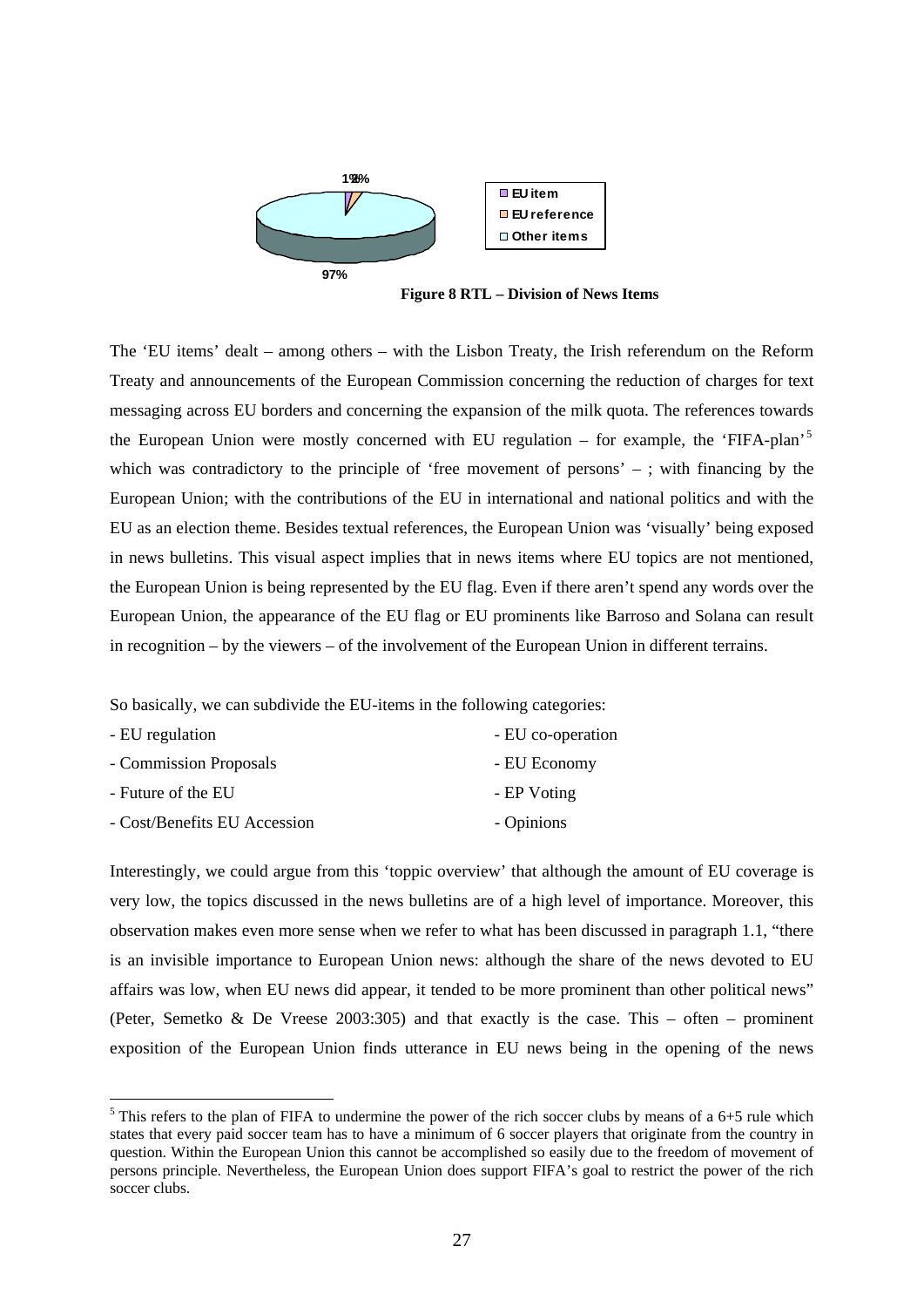1% 2%

97%

- EU item
- EU reference
- Other items

**Figure 8 RTL – Division of News Items**

The 'EU items' dealt – among others – with the Lisbon Treaty, the Irish referendum on the Reform Treaty and announcements of the European Commission concerning the reduction of charges for text messaging across EU borders and concerning the expansion of the milk quota. The references towards the European Union were mostly concerned with EU regulation – for example, the 'FIFA-plan'[5] which was contradictory to the principle of 'free movement of persons' – ; with financing by the European Union; with the contributions of the EU in international and national politics and with the EU as an election theme. Besides textual references, the European Union was 'visually' being exposed in news bulletins. This visual aspect implies that in news items where EU topics are not mentioned, the European Union is being represented by the EU flag. Even if there aren't spend any words over the European Union, the appearance of the EU flag or EU prominents like Barroso and Solana can result in recognition – by the viewers – of the involvement of the European Union in different terrains.

So basically, we can subdivide the EU-items in the following categories:

- EU regulation
- Commission Proposals
- Future of the EU
- Cost/Benefits EU Accession
- EU co-operation
- EU Economy
- EP Voting
- Opinions

Interestingly, we could argue from this 'toppic overview' that although the amount of EU coverage is very low, the topics discussed in the news bulletins are of a high level of importance. Moreover, this observation makes even more sense when we refer to what has been discussed in paragraph 1.1, "there is an invisible importance to European Union news: although the share of the news devoted to EU affairs was low, when EU news did appear, it tended to be more prominent than other political news" (Peter, Semetko & De Vreese 2003:305) and that exactly is the case. This – often – prominent exposition of the European Union finds utterance in EU news being in the opening of the news

[5] This refers to the plan of FIFA to undermine the power of the rich soccer clubs by means of a 6+5 rule which states that every paid soccer team has to have a minimum of 6 soccer players that originate from the country in question. Within the European Union this cannot be accomplished so easily due to the freedom of movement of persons principle. Nevertheless, the European Union does support FIFA's goal to restrict the power of the rich soccer clubs.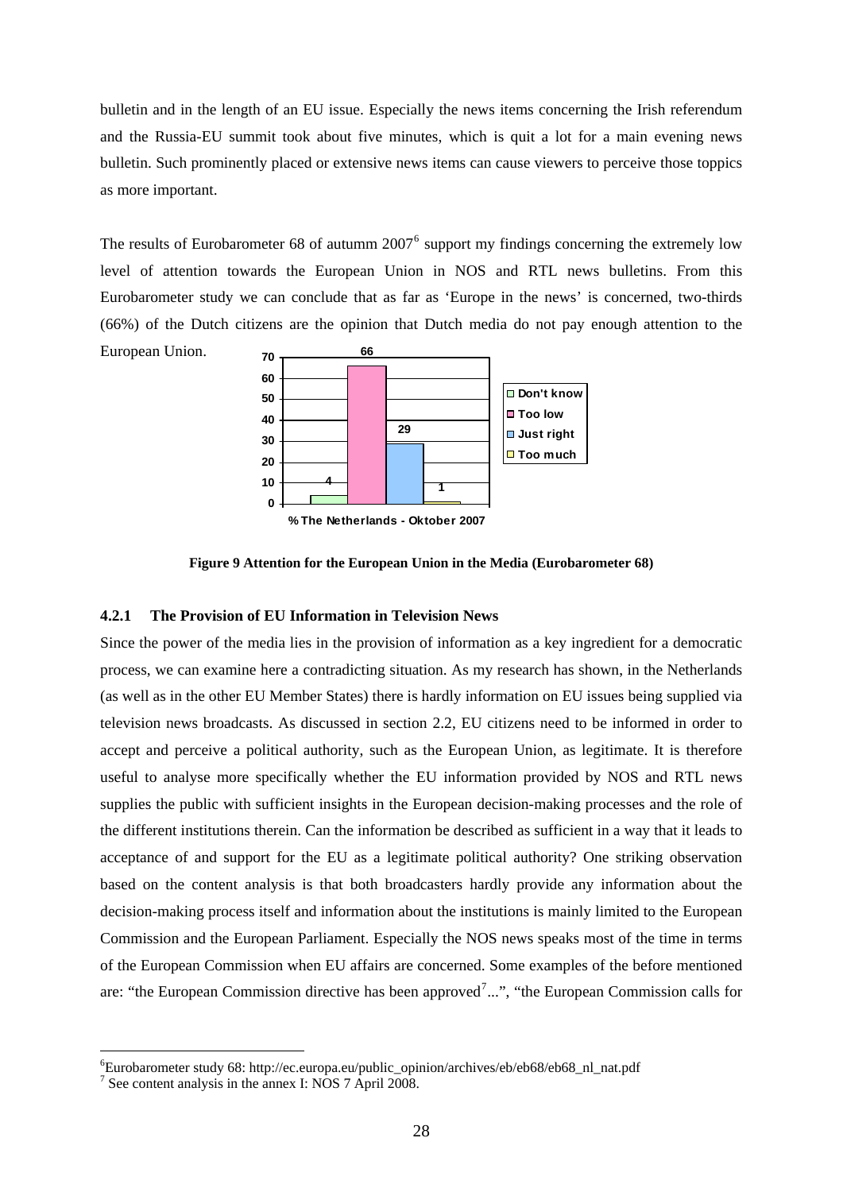bulletin and in the length of an EU issue. Especially the news items concerning the Irish referendum and the Russia-EU summit took about five minutes, which is quit a lot for a main evening news bulletin. Such prominently placed or extensive news items can cause viewers to perceive those toppics as more important.

The results of Eurobarometer 68 of autumm 2007[6] support my findings concerning the extremely low level of attention towards the European Union in NOS and RTL news bulletins. From this Eurobarometer study we can conclude that as far as 'Europe in the news' is concerned, two-thirds (66%) of the Dutch citizens are the opinion that Dutch media do not pay enough attention to the European Union.

| % The Netherlands - Oktober 2007 | |
|---|---|
| Don't know | 4 |
| Too low | 66 |
| Just right | 29 |
| Too much | 1 |

**Figure 9 Attention for the European Union in the Media (Eurobarometer 68)**

### 4.2.1 The Provision of EU Information in Television News

Since the power of the media lies in the provision of information as a key ingredient for a democratic process, we can examine here a contradicting situation. As my research has shown, in the Netherlands (as well as in the other EU Member States) there is hardly information on EU issues being supplied via television news broadcasts. As discussed in section 2.2, EU citizens need to be informed in order to accept and perceive a political authority, such as the European Union, as legitimate. It is therefore useful to analyse more specifically whether the EU information provided by NOS and RTL news supplies the public with sufficient insights in the European decision-making processes and the role of the different institutions therein. Can the information be described as sufficient in a way that it leads to acceptance of and support for the EU as a legitimate political authority? One striking observation based on the content analysis is that both broadcasters hardly provide any information about the decision-making process itself and information about the institutions is mainly limited to the European Commission and the European Parliament. Especially the NOS news speaks most of the time in terms of the European Commission when EU affairs are concerned. Some examples of the before mentioned are: "the European Commission directive has been approved[7]...", "the European Commission calls for

---

[6] Eurobarometer study 68: http://ec.europa.eu/public_opinion/archives/eb/eb68/eb68_nl_nat.pdf

[7] See content analysis in the annex I: NOS 7 April 2008.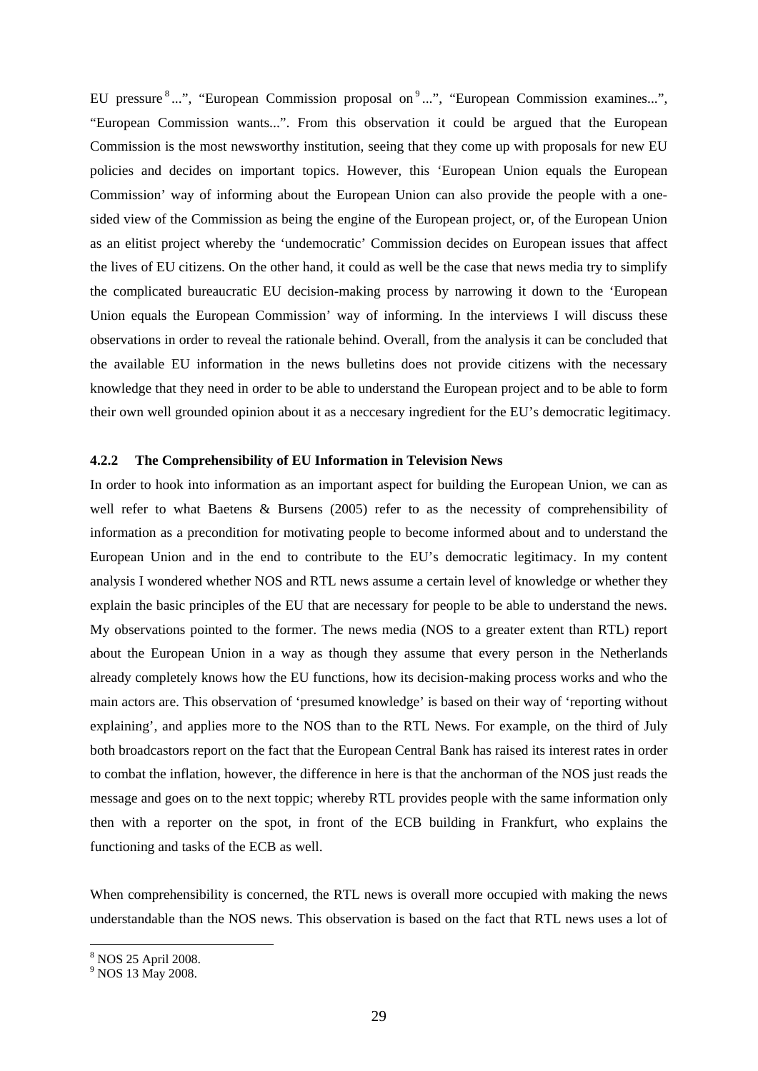EU pressure[8]...", "European Commission proposal on[9]...", "European Commission examines...", "European Commission wants...". From this observation it could be argued that the European Commission is the most newsworthy institution, seeing that they come up with proposals for new EU policies and decides on important topics. However, this 'European Union equals the European Commission' way of informing about the European Union can also provide the people with a one-sided view of the Commission as being the engine of the European project, or, of the European Union as an elitist project whereby the 'undemocratic' Commission decides on European issues that affect the lives of EU citizens. On the other hand, it could as well be the case that news media try to simplify the complicated bureaucratic EU decision-making process by narrowing it down to the 'European Union equals the European Commission' way of informing. In the interviews I will discuss these observations in order to reveal the rationale behind. Overall, from the analysis it can be concluded that the available EU information in the news bulletins does not provide citizens with the necessary knowledge that they need in order to be able to understand the European project and to be able to form their own well grounded opinion about it as a neccesary ingredient for the EU's democratic legitimacy.

### 4.2.2 The Comprehensibility of EU Information in Television News

In order to hook into information as an important aspect for building the European Union, we can as well refer to what Baetens & Bursens (2005) refer to as the necessity of comprehensibility of information as a precondition for motivating people to become informed about and to understand the European Union and in the end to contribute to the EU's democratic legitimacy. In my content analysis I wondered whether NOS and RTL news assume a certain level of knowledge or whether they explain the basic principles of the EU that are necessary for people to be able to understand the news. My observations pointed to the former. The news media (NOS to a greater extent than RTL) report about the European Union in a way as though they assume that every person in the Netherlands already completely knows how the EU functions, how its decision-making process works and who the main actors are. This observation of 'presumed knowledge' is based on their way of 'reporting without explaining', and applies more to the NOS than to the RTL News. For example, on the third of July both broadcastors report on the fact that the European Central Bank has raised its interest rates in order to combat the inflation, however, the difference in here is that the anchorman of the NOS just reads the message and goes on to the next toppic; whereby RTL provides people with the same information only then with a reporter on the spot, in front of the ECB building in Frankfurt, who explains the functioning and tasks of the ECB as well.

When comprehensibility is concerned, the RTL news is overall more occupied with making the news understandable than the NOS news. This observation is based on the fact that RTL news uses a lot of

[8] NOS 25 April 2008.
[9] NOS 13 May 2008.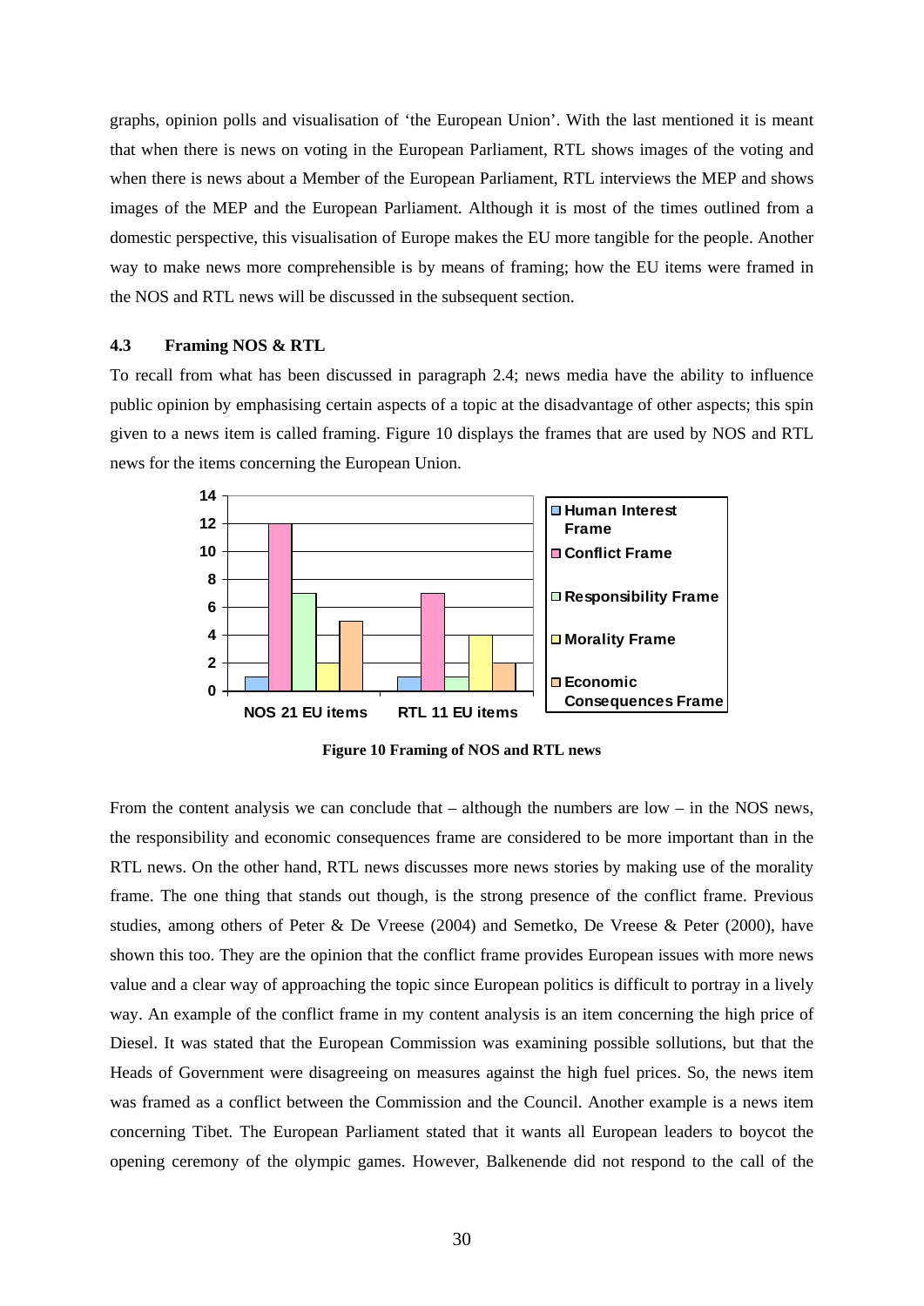graphs, opinion polls and visualisation of 'the European Union'. With the last mentioned it is meant that when there is news on voting in the European Parliament, RTL shows images of the voting and when there is news about a Member of the European Parliament, RTL interviews the MEP and shows images of the MEP and the European Parliament. Although it is most of the times outlined from a domestic perspective, this visualisation of Europe makes the EU more tangible for the people. Another way to make news more comprehensible is by means of framing; how the EU items were framed in the NOS and RTL news will be discussed in the subsequent section.

### 4.3 Framing NOS & RTL

To recall from what has been discussed in paragraph 2.4; news media have the ability to influence public opinion by emphasising certain aspects of a topic at the disadvantage of other aspects; this spin given to a news item is called framing. Figure 10 displays the frames that are used by NOS and RTL news for the items concerning the European Union.

| | Human Interest Frame | Conflict Frame | Responsibility Frame | Morality Frame | Economic Consequences Frame |
|---|---|---|---|---|---|
| NOS 21 EU items | 1 | 12 | 7 | 2 | 5 |
| RTL 11 EU items | 1 | 7 | 1 | 4 | 2 |

**Figure 10 Framing of NOS and RTL news**

From the content analysis we can conclude that – although the numbers are low – in the NOS news, the responsibility and economic consequences frame are considered to be more important than in the RTL news. On the other hand, RTL news discusses more news stories by making use of the morality frame. The one thing that stands out though, is the strong presence of the conflict frame. Previous studies, among others of Peter & De Vreese (2004) and Semetko, De Vreese & Peter (2000), have shown this too. They are the opinion that the conflict frame provides European issues with more news value and a clear way of approaching the topic since European politics is difficult to portray in a lively way. An example of the conflict frame in my content analysis is an item concerning the high price of Diesel. It was stated that the European Commission was examining possible sollutions, but that the Heads of Government were disagreeing on measures against the high fuel prices. So, the news item was framed as a conflict between the Commission and the Council. Another example is a news item concerning Tibet. The European Parliament stated that it wants all European leaders to boycot the opening ceremony of the olympic games. However, Balkenende did not respond to the call of the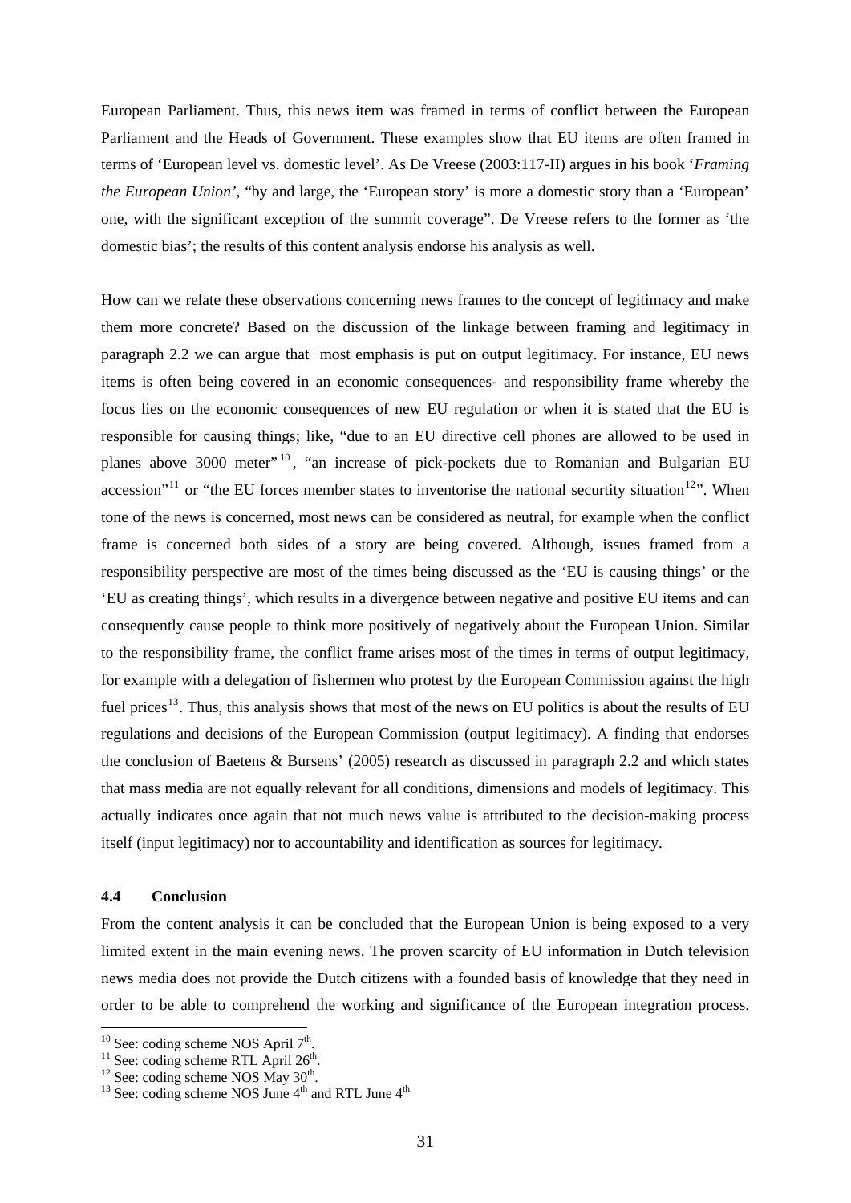European Parliament. Thus, this news item was framed in terms of conflict between the European Parliament and the Heads of Government. These examples show that EU items are often framed in terms of 'European level vs. domestic level'. As De Vreese (2003:117-II) argues in his book '*Framing the European Union'*, "by and large, the 'European story' is more a domestic story than a 'European' one, with the significant exception of the summit coverage". De Vreese refers to the former as 'the domestic bias'; the results of this content analysis endorse his analysis as well.

How can we relate these observations concerning news frames to the concept of legitimacy and make them more concrete? Based on the discussion of the linkage between framing and legitimacy in paragraph 2.2 we can argue that most emphasis is put on output legitimacy. For instance, EU news items is often being covered in an economic consequences- and responsibility frame whereby the focus lies on the economic consequences of new EU regulation or when it is stated that the EU is responsible for causing things; like, "due to an EU directive cell phones are allowed to be used in planes above 3000 meter"[10], "an increase of pick-pockets due to Romanian and Bulgarian EU accession"[11] or "the EU forces member states to inventorise the national securtity situation[12]". When tone of the news is concerned, most news can be considered as neutral, for example when the conflict frame is concerned both sides of a story are being covered. Although, issues framed from a responsibility perspective are most of the times being discussed as the 'EU is causing things' or the 'EU as creating things', which results in a divergence between negative and positive EU items and can consequently cause people to think more positively of negatively about the European Union. Similar to the responsibility frame, the conflict frame arises most of the times in terms of output legitimacy, for example with a delegation of fishermen who protest by the European Commission against the high fuel prices[13]. Thus, this analysis shows that most of the news on EU politics is about the results of EU regulations and decisions of the European Commission (output legitimacy). A finding that endorses the conclusion of Baetens & Bursens' (2005) research as discussed in paragraph 2.2 and which states that mass media are not equally relevant for all conditions, dimensions and models of legitimacy. This actually indicates once again that not much news value is attributed to the decision-making process itself (input legitimacy) nor to accountability and identification as sources for legitimacy.

### 4.4 Conclusion

From the content analysis it can be concluded that the European Union is being exposed to a very limited extent in the main evening news. The proven scarcity of EU information in Dutch television news media does not provide the Dutch citizens with a founded basis of knowledge that they need in order to be able to comprehend the working and significance of the European integration process.

---

[10] See: coding scheme NOS April 7th.
[11] See: coding scheme RTL April 26th.
[12] See: coding scheme NOS May 30th.
[13] See: coding scheme NOS June 4th and RTL June 4th.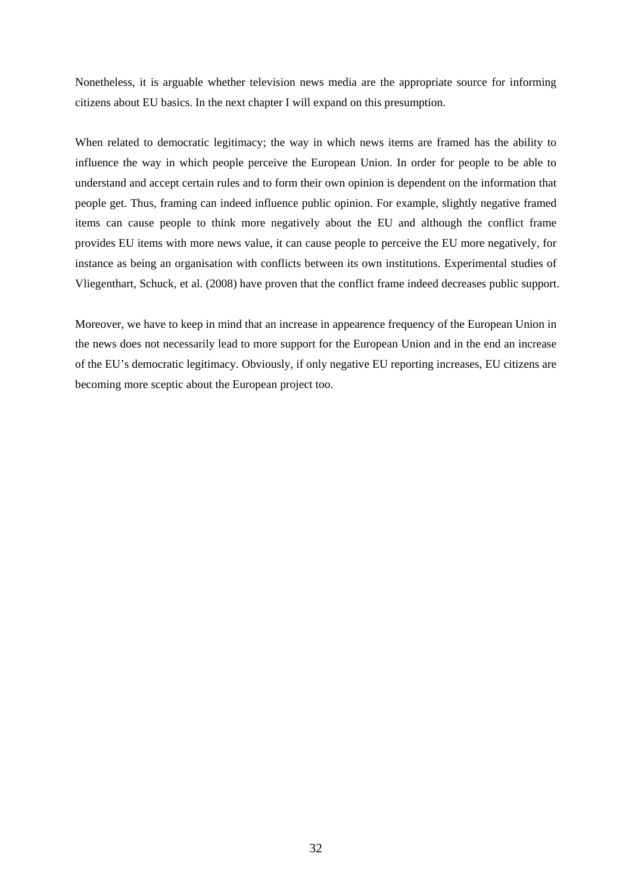Nonetheless, it is arguable whether television news media are the appropriate source for informing citizens about EU basics. In the next chapter I will expand on this presumption.

When related to democratic legitimacy; the way in which news items are framed has the ability to influence the way in which people perceive the European Union. In order for people to be able to understand and accept certain rules and to form their own opinion is dependent on the information that people get. Thus, framing can indeed influence public opinion. For example, slightly negative framed items can cause people to think more negatively about the EU and although the conflict frame provides EU items with more news value, it can cause people to perceive the EU more negatively, for instance as being an organisation with conflicts between its own institutions. Experimental studies of Vliegenthart, Schuck, et al. (2008) have proven that the conflict frame indeed decreases public support.

Moreover, we have to keep in mind that an increase in appearence frequency of the European Union in the news does not necessarily lead to more support for the European Union and in the end an increase of the EU's democratic legitimacy. Obviously, if only negative EU reporting increases, EU citizens are becoming more sceptic about the European project too.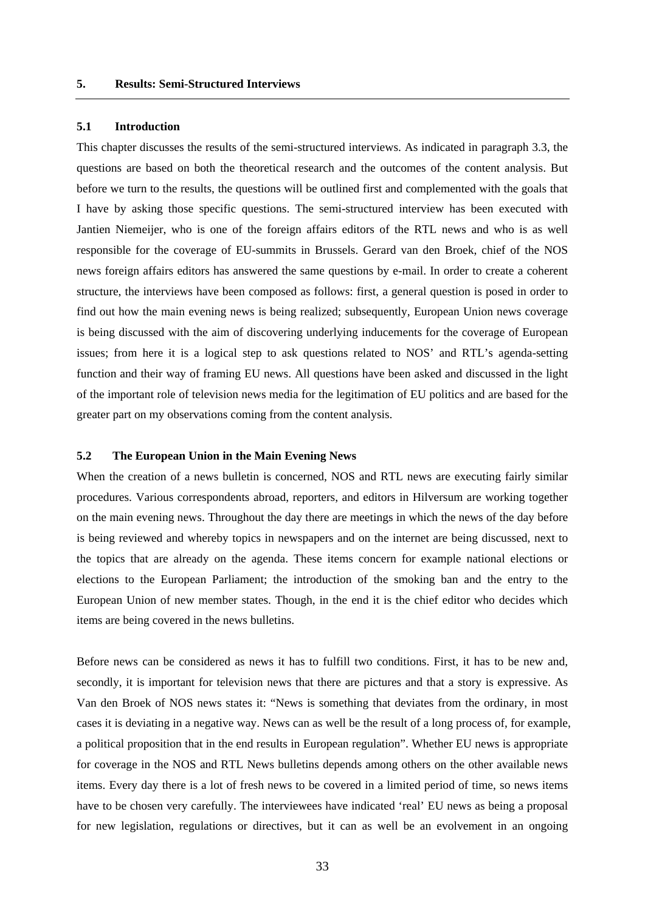## 5. Results: Semi-Structured Interviews

### 5.1 Introduction

This chapter discusses the results of the semi-structured interviews. As indicated in paragraph 3.3, the questions are based on both the theoretical research and the outcomes of the content analysis. But before we turn to the results, the questions will be outlined first and complemented with the goals that I have by asking those specific questions. The semi-structured interview has been executed with Jantien Niemeijer, who is one of the foreign affairs editors of the RTL news and who is as well responsible for the coverage of EU-summits in Brussels. Gerard van den Broek, chief of the NOS news foreign affairs editors has answered the same questions by e-mail. In order to create a coherent structure, the interviews have been composed as follows: first, a general question is posed in order to find out how the main evening news is being realized; subsequently, European Union news coverage is being discussed with the aim of discovering underlying inducements for the coverage of European issues; from here it is a logical step to ask questions related to NOS' and RTL's agenda-setting function and their way of framing EU news. All questions have been asked and discussed in the light of the important role of television news media for the legitimation of EU politics and are based for the greater part on my observations coming from the content analysis.

### 5.2 The European Union in the Main Evening News

When the creation of a news bulletin is concerned, NOS and RTL news are executing fairly similar procedures. Various correspondents abroad, reporters, and editors in Hilversum are working together on the main evening news. Throughout the day there are meetings in which the news of the day before is being reviewed and whereby topics in newspapers and on the internet are being discussed, next to the topics that are already on the agenda. These items concern for example national elections or elections to the European Parliament; the introduction of the smoking ban and the entry to the European Union of new member states. Though, in the end it is the chief editor who decides which items are being covered in the news bulletins.

Before news can be considered as news it has to fulfill two conditions. First, it has to be new and, secondly, it is important for television news that there are pictures and that a story is expressive. As Van den Broek of NOS news states it: "News is something that deviates from the ordinary, in most cases it is deviating in a negative way. News can as well be the result of a long process of, for example, a political proposition that in the end results in European regulation". Whether EU news is appropriate for coverage in the NOS and RTL News bulletins depends among others on the other available news items. Every day there is a lot of fresh news to be covered in a limited period of time, so news items have to be chosen very carefully. The interviewees have indicated 'real' EU news as being a proposal for new legislation, regulations or directives, but it can as well be an evolvement in an ongoing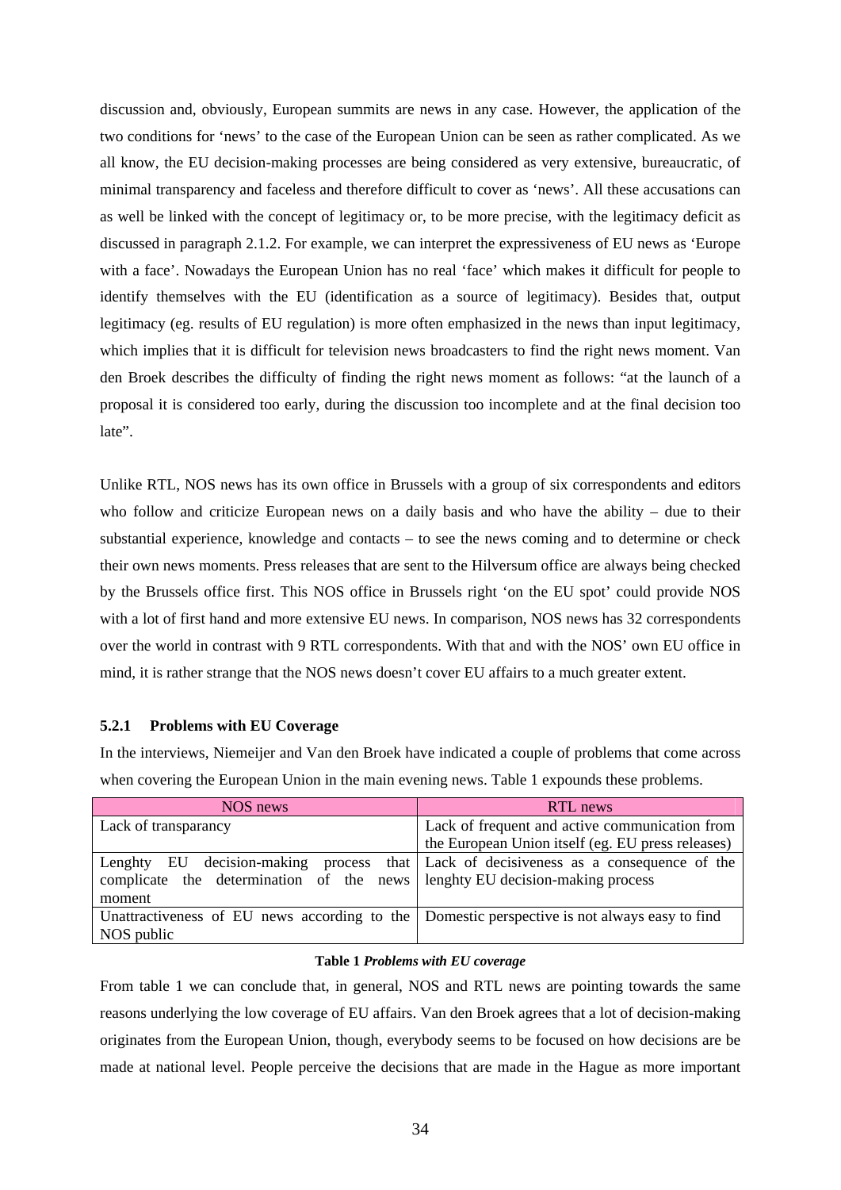discussion and, obviously, European summits are news in any case. However, the application of the two conditions for 'news' to the case of the European Union can be seen as rather complicated. As we all know, the EU decision-making processes are being considered as very extensive, bureaucratic, of minimal transparency and faceless and therefore difficult to cover as 'news'. All these accusations can as well be linked with the concept of legitimacy or, to be more precise, with the legitimacy deficit as discussed in paragraph 2.1.2. For example, we can interpret the expressiveness of EU news as 'Europe with a face'. Nowadays the European Union has no real 'face' which makes it difficult for people to identify themselves with the EU (identification as a source of legitimacy). Besides that, output legitimacy (eg. results of EU regulation) is more often emphasized in the news than input legitimacy, which implies that it is difficult for television news broadcasters to find the right news moment. Van den Broek describes the difficulty of finding the right news moment as follows: "at the launch of a proposal it is considered too early, during the discussion too incomplete and at the final decision too late".

Unlike RTL, NOS news has its own office in Brussels with a group of six correspondents and editors who follow and criticize European news on a daily basis and who have the ability – due to their substantial experience, knowledge and contacts – to see the news coming and to determine or check their own news moments. Press releases that are sent to the Hilversum office are always being checked by the Brussels office first. This NOS office in Brussels right 'on the EU spot' could provide NOS with a lot of first hand and more extensive EU news. In comparison, NOS news has 32 correspondents over the world in contrast with 9 RTL correspondents. With that and with the NOS' own EU office in mind, it is rather strange that the NOS news doesn't cover EU affairs to a much greater extent.

### 5.2.1 Problems with EU Coverage

In the interviews, Niemeijer and Van den Broek have indicated a couple of problems that come across when covering the European Union in the main evening news. Table 1 expounds these problems.

| NOS news | RTL news |
|---|---|
| Lack of transparancy | Lack of frequent and active communication from the European Union itself (eg. EU press releases) |
| Lenghty EU decision-making process that complicate the determination of the news moment | Lack of decisiveness as a consequence of the lenghty EU decision-making process |
| Unattractiveness of EU news according to the NOS public | Domestic perspective is not always easy to find |

**Table 1** ***Problems with EU coverage***

From table 1 we can conclude that, in general, NOS and RTL news are pointing towards the same reasons underlying the low coverage of EU affairs. Van den Broek agrees that a lot of decision-making originates from the European Union, though, everybody seems to be focused on how decisions are be made at national level. People perceive the decisions that are made in the Hague as more important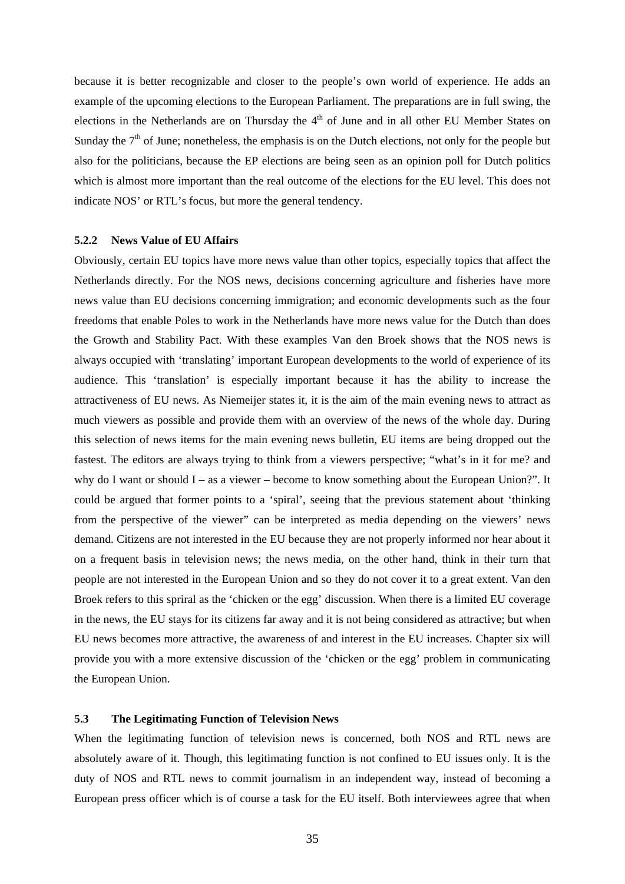because it is better recognizable and closer to the people's own world of experience. He adds an example of the upcoming elections to the European Parliament. The preparations are in full swing, the elections in the Netherlands are on Thursday the 4th of June and in all other EU Member States on Sunday the 7th of June; nonetheless, the emphasis is on the Dutch elections, not only for the people but also for the politicians, because the EP elections are being seen as an opinion poll for Dutch politics which is almost more important than the real outcome of the elections for the EU level. This does not indicate NOS' or RTL's focus, but more the general tendency.

### 5.2.2 News Value of EU Affairs

Obviously, certain EU topics have more news value than other topics, especially topics that affect the Netherlands directly. For the NOS news, decisions concerning agriculture and fisheries have more news value than EU decisions concerning immigration; and economic developments such as the four freedoms that enable Poles to work in the Netherlands have more news value for the Dutch than does the Growth and Stability Pact. With these examples Van den Broek shows that the NOS news is always occupied with 'translating' important European developments to the world of experience of its audience. This 'translation' is especially important because it has the ability to increase the attractiveness of EU news. As Niemeijer states it, it is the aim of the main evening news to attract as much viewers as possible and provide them with an overview of the news of the whole day. During this selection of news items for the main evening news bulletin, EU items are being dropped out the fastest. The editors are always trying to think from a viewers perspective; "what's in it for me? and why do I want or should I – as a viewer – become to know something about the European Union?". It could be argued that former points to a 'spiral', seeing that the previous statement about 'thinking from the perspective of the viewer" can be interpreted as media depending on the viewers' news demand. Citizens are not interested in the EU because they are not properly informed nor hear about it on a frequent basis in television news; the news media, on the other hand, think in their turn that people are not interested in the European Union and so they do not cover it to a great extent. Van den Broek refers to this spriral as the 'chicken or the egg' discussion. When there is a limited EU coverage in the news, the EU stays for its citizens far away and it is not being considered as attractive; but when EU news becomes more attractive, the awareness of and interest in the EU increases. Chapter six will provide you with a more extensive discussion of the 'chicken or the egg' problem in communicating the European Union.

## 5.3 The Legitimating Function of Television News

When the legitimating function of television news is concerned, both NOS and RTL news are absolutely aware of it. Though, this legitimating function is not confined to EU issues only. It is the duty of NOS and RTL news to commit journalism in an independent way, instead of becoming a European press officer which is of course a task for the EU itself. Both interviewees agree that when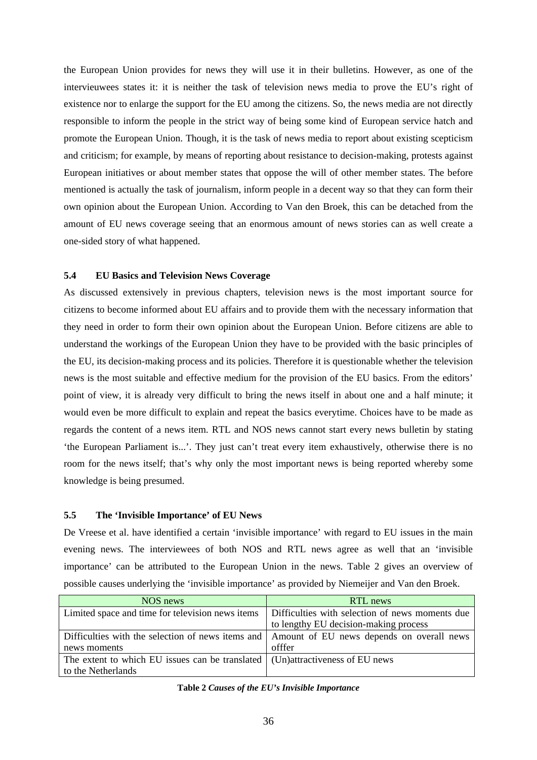the European Union provides for news they will use it in their bulletins. However, as one of the intervieuwees states it: it is neither the task of television news media to prove the EU's right of existence nor to enlarge the support for the EU among the citizens. So, the news media are not directly responsible to inform the people in the strict way of being some kind of European service hatch and promote the European Union. Though, it is the task of news media to report about existing scepticism and criticism; for example, by means of reporting about resistance to decision-making, protests against European initiatives or about member states that oppose the will of other member states. The before mentioned is actually the task of journalism, inform people in a decent way so that they can form their own opinion about the European Union. According to Van den Broek, this can be detached from the amount of EU news coverage seeing that an enormous amount of news stories can as well create a one-sided story of what happened.

### 5.4 EU Basics and Television News Coverage

As discussed extensively in previous chapters, television news is the most important source for citizens to become informed about EU affairs and to provide them with the necessary information that they need in order to form their own opinion about the European Union. Before citizens are able to understand the workings of the European Union they have to be provided with the basic principles of the EU, its decision-making process and its policies. Therefore it is questionable whether the television news is the most suitable and effective medium for the provision of the EU basics. From the editors' point of view, it is already very difficult to bring the news itself in about one and a half minute; it would even be more difficult to explain and repeat the basics everytime. Choices have to be made as regards the content of a news item. RTL and NOS news cannot start every news bulletin by stating 'the European Parliament is...'. They just can't treat every item exhaustively, otherwise there is no room for the news itself; that's why only the most important news is being reported whereby some knowledge is being presumed.

### 5.5 The 'Invisible Importance' of EU News

De Vreese et al. have identified a certain 'invisible importance' with regard to EU issues in the main evening news. The interviewees of both NOS and RTL news agree as well that an 'invisible importance' can be attributed to the European Union in the news. Table 2 gives an overview of possible causes underlying the 'invisible importance' as provided by Niemeijer and Van den Broek.

| NOS news | RTL news |
|---|---|
| Limited space and time for television news items | Difficulties with selection of news moments due to lengthy EU decision-making process |
| Difficulties with the selection of news items and news moments | Amount of EU news depends on overall news offfer |
| The extent to which EU issues can be translated to the Netherlands | (Un)attractiveness of EU news |

**Table 2** ***Causes of the EU's Invisible Importance***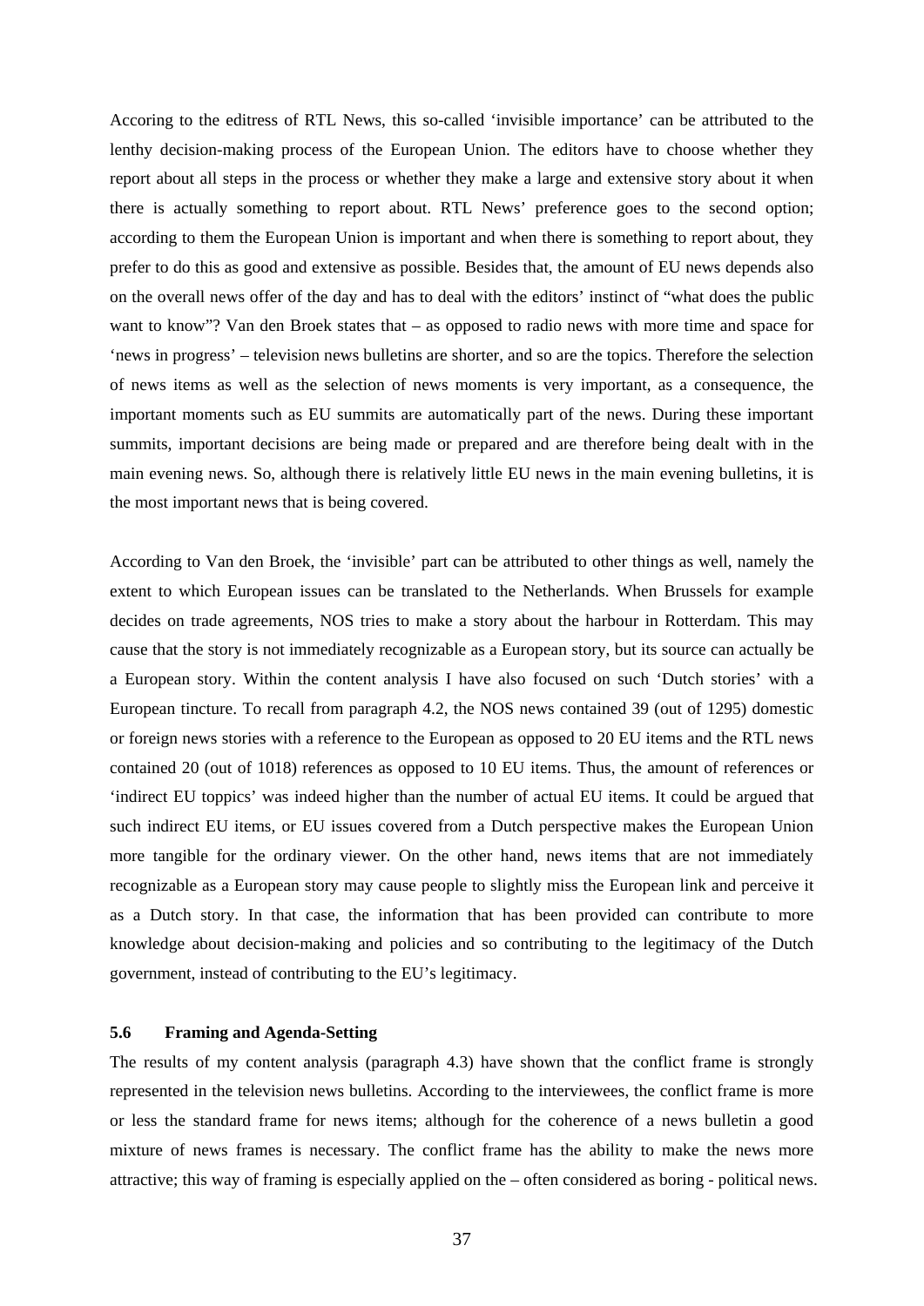Accoring to the editress of RTL News, this so-called 'invisible importance' can be attributed to the lenthy decision-making process of the European Union. The editors have to choose whether they report about all steps in the process or whether they make a large and extensive story about it when there is actually something to report about. RTL News' preference goes to the second option; according to them the European Union is important and when there is something to report about, they prefer to do this as good and extensive as possible. Besides that, the amount of EU news depends also on the overall news offer of the day and has to deal with the editors' instinct of "what does the public want to know"? Van den Broek states that – as opposed to radio news with more time and space for 'news in progress' – television news bulletins are shorter, and so are the topics. Therefore the selection of news items as well as the selection of news moments is very important, as a consequence, the important moments such as EU summits are automatically part of the news. During these important summits, important decisions are being made or prepared and are therefore being dealt with in the main evening news. So, although there is relatively little EU news in the main evening bulletins, it is the most important news that is being covered.

According to Van den Broek, the 'invisible' part can be attributed to other things as well, namely the extent to which European issues can be translated to the Netherlands. When Brussels for example decides on trade agreements, NOS tries to make a story about the harbour in Rotterdam. This may cause that the story is not immediately recognizable as a European story, but its source can actually be a European story. Within the content analysis I have also focused on such 'Dutch stories' with a European tincture. To recall from paragraph 4.2, the NOS news contained 39 (out of 1295) domestic or foreign news stories with a reference to the European as opposed to 20 EU items and the RTL news contained 20 (out of 1018) references as opposed to 10 EU items. Thus, the amount of references or 'indirect EU toppics' was indeed higher than the number of actual EU items. It could be argued that such indirect EU items, or EU issues covered from a Dutch perspective makes the European Union more tangible for the ordinary viewer. On the other hand, news items that are not immediately recognizable as a European story may cause people to slightly miss the European link and perceive it as a Dutch story. In that case, the information that has been provided can contribute to more knowledge about decision-making and policies and so contributing to the legitimacy of the Dutch government, instead of contributing to the EU's legitimacy.

### 5.6 Framing and Agenda-Setting

The results of my content analysis (paragraph 4.3) have shown that the conflict frame is strongly represented in the television news bulletins. According to the interviewees, the conflict frame is more or less the standard frame for news items; although for the coherence of a news bulletin a good mixture of news frames is necessary. The conflict frame has the ability to make the news more attractive; this way of framing is especially applied on the – often considered as boring - political news.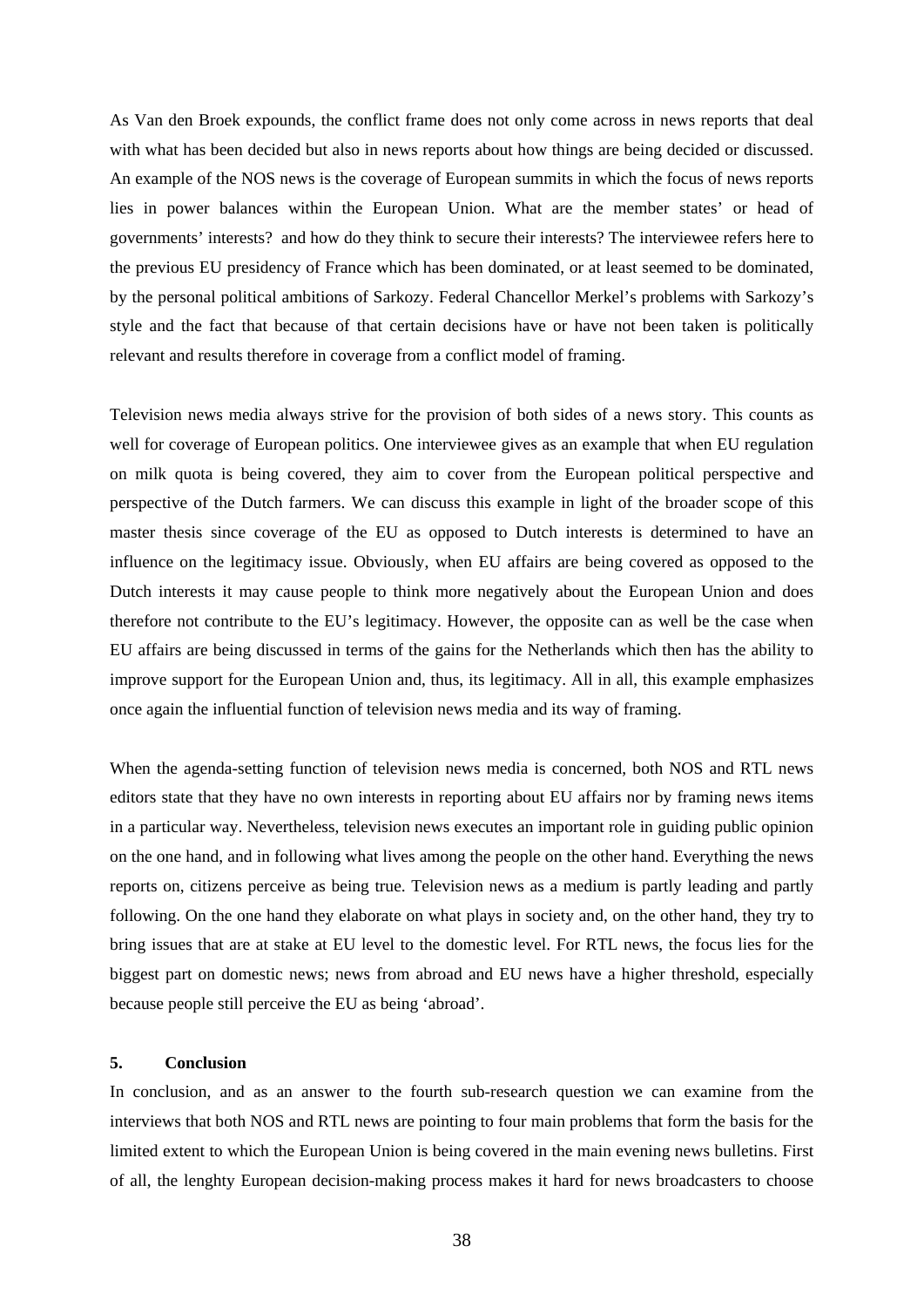As Van den Broek expounds, the conflict frame does not only come across in news reports that deal with what has been decided but also in news reports about how things are being decided or discussed. An example of the NOS news is the coverage of European summits in which the focus of news reports lies in power balances within the European Union. What are the member states' or head of governments' interests?  and how do they think to secure their interests? The interviewee refers here to the previous EU presidency of France which has been dominated, or at least seemed to be dominated, by the personal political ambitions of Sarkozy. Federal Chancellor Merkel's problems with Sarkozy's style and the fact that because of that certain decisions have or have not been taken is politically relevant and results therefore in coverage from a conflict model of framing.

Television news media always strive for the provision of both sides of a news story. This counts as well for coverage of European politics. One interviewee gives as an example that when EU regulation on milk quota is being covered, they aim to cover from the European political perspective and perspective of the Dutch farmers. We can discuss this example in light of the broader scope of this master thesis since coverage of the EU as opposed to Dutch interests is determined to have an influence on the legitimacy issue. Obviously, when EU affairs are being covered as opposed to the Dutch interests it may cause people to think more negatively about the European Union and does therefore not contribute to the EU's legitimacy. However, the opposite can as well be the case when EU affairs are being discussed in terms of the gains for the Netherlands which then has the ability to improve support for the European Union and, thus, its legitimacy. All in all, this example emphasizes once again the influential function of television news media and its way of framing.

When the agenda-setting function of television news media is concerned, both NOS and RTL news editors state that they have no own interests in reporting about EU affairs nor by framing news items in a particular way. Nevertheless, television news executes an important role in guiding public opinion on the one hand, and in following what lives among the people on the other hand. Everything the news reports on, citizens perceive as being true. Television news as a medium is partly leading and partly following. On the one hand they elaborate on what plays in society and, on the other hand, they try to bring issues that are at stake at EU level to the domestic level. For RTL news, the focus lies for the biggest part on domestic news; news from abroad and EU news have a higher threshold, especially because people still perceive the EU as being 'abroad'.

## 5. Conclusion

In conclusion, and as an answer to the fourth sub-research question we can examine from the interviews that both NOS and RTL news are pointing to four main problems that form the basis for the limited extent to which the European Union is being covered in the main evening news bulletins. First of all, the lenghty European decision-making process makes it hard for news broadcasters to choose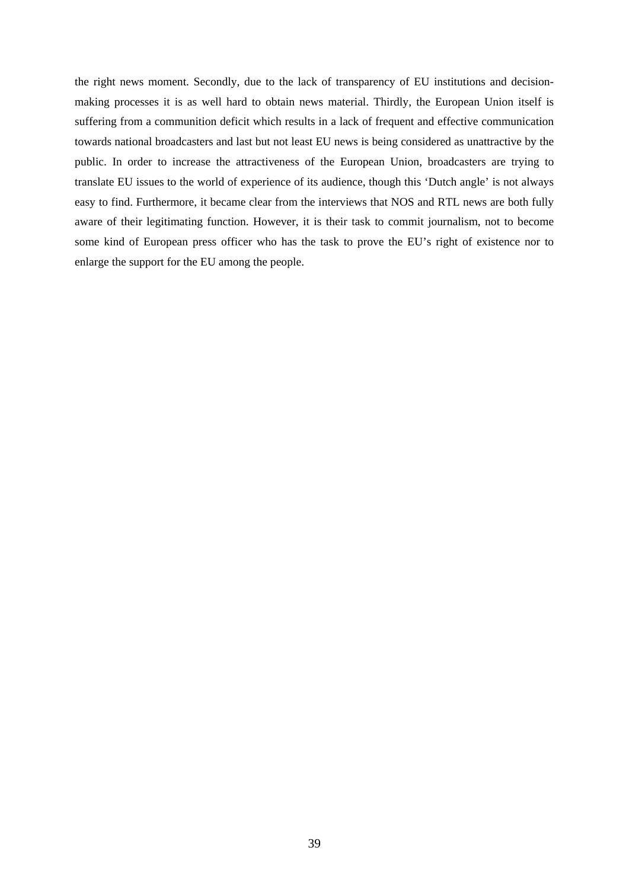the right news moment. Secondly, due to the lack of transparency of EU institutions and decision-making processes it is as well hard to obtain news material. Thirdly, the European Union itself is suffering from a communition deficit which results in a lack of frequent and effective communication towards national broadcasters and last but not least EU news is being considered as unattractive by the public. In order to increase the attractiveness of the European Union, broadcasters are trying to translate EU issues to the world of experience of its audience, though this 'Dutch angle' is not always easy to find. Furthermore, it became clear from the interviews that NOS and RTL news are both fully aware of their legitimating function. However, it is their task to commit journalism, not to become some kind of European press officer who has the task to prove the EU's right of existence nor to enlarge the support for the EU among the people.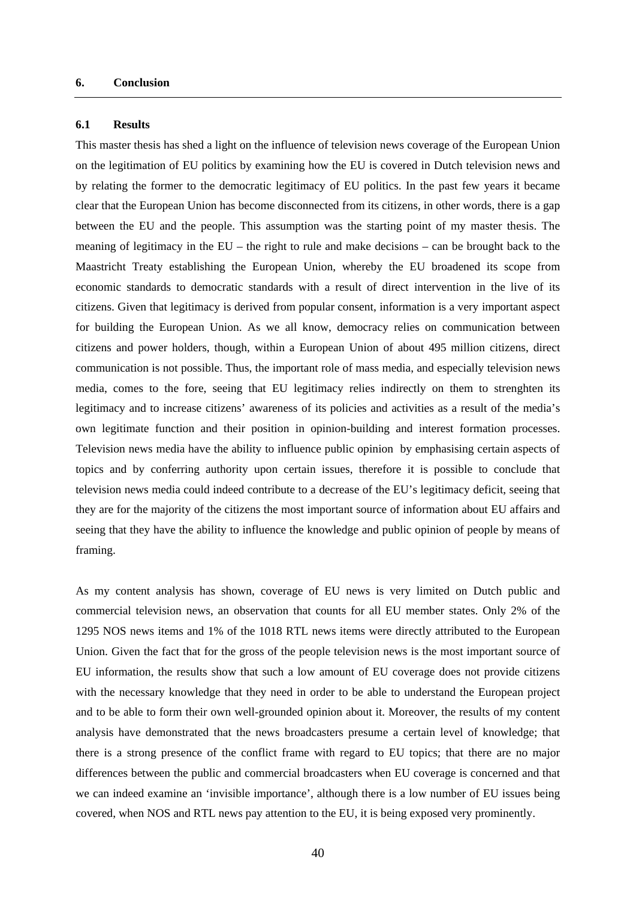# 6. Conclusion

## 6.1 Results

This master thesis has shed a light on the influence of television news coverage of the European Union on the legitimation of EU politics by examining how the EU is covered in Dutch television news and by relating the former to the democratic legitimacy of EU politics. In the past few years it became clear that the European Union has become disconnected from its citizens, in other words, there is a gap between the EU and the people. This assumption was the starting point of my master thesis. The meaning of legitimacy in the EU – the right to rule and make decisions – can be brought back to the Maastricht Treaty establishing the European Union, whereby the EU broadened its scope from economic standards to democratic standards with a result of direct intervention in the live of its citizens. Given that legitimacy is derived from popular consent, information is a very important aspect for building the European Union. As we all know, democracy relies on communication between citizens and power holders, though, within a European Union of about 495 million citizens, direct communication is not possible. Thus, the important role of mass media, and especially television news media, comes to the fore, seeing that EU legitimacy relies indirectly on them to strenghten its legitimacy and to increase citizens' awareness of its policies and activities as a result of the media's own legitimate function and their position in opinion-building and interest formation processes. Television news media have the ability to influence public opinion by emphasising certain aspects of topics and by conferring authority upon certain issues, therefore it is possible to conclude that television news media could indeed contribute to a decrease of the EU's legitimacy deficit, seeing that they are for the majority of the citizens the most important source of information about EU affairs and seeing that they have the ability to influence the knowledge and public opinion of people by means of framing.

As my content analysis has shown, coverage of EU news is very limited on Dutch public and commercial television news, an observation that counts for all EU member states. Only 2% of the 1295 NOS news items and 1% of the 1018 RTL news items were directly attributed to the European Union. Given the fact that for the gross of the people television news is the most important source of EU information, the results show that such a low amount of EU coverage does not provide citizens with the necessary knowledge that they need in order to be able to understand the European project and to be able to form their own well-grounded opinion about it. Moreover, the results of my content analysis have demonstrated that the news broadcasters presume a certain level of knowledge; that there is a strong presence of the conflict frame with regard to EU topics; that there are no major differences between the public and commercial broadcasters when EU coverage is concerned and that we can indeed examine an 'invisible importance', although there is a low number of EU issues being covered, when NOS and RTL news pay attention to the EU, it is being exposed very prominently.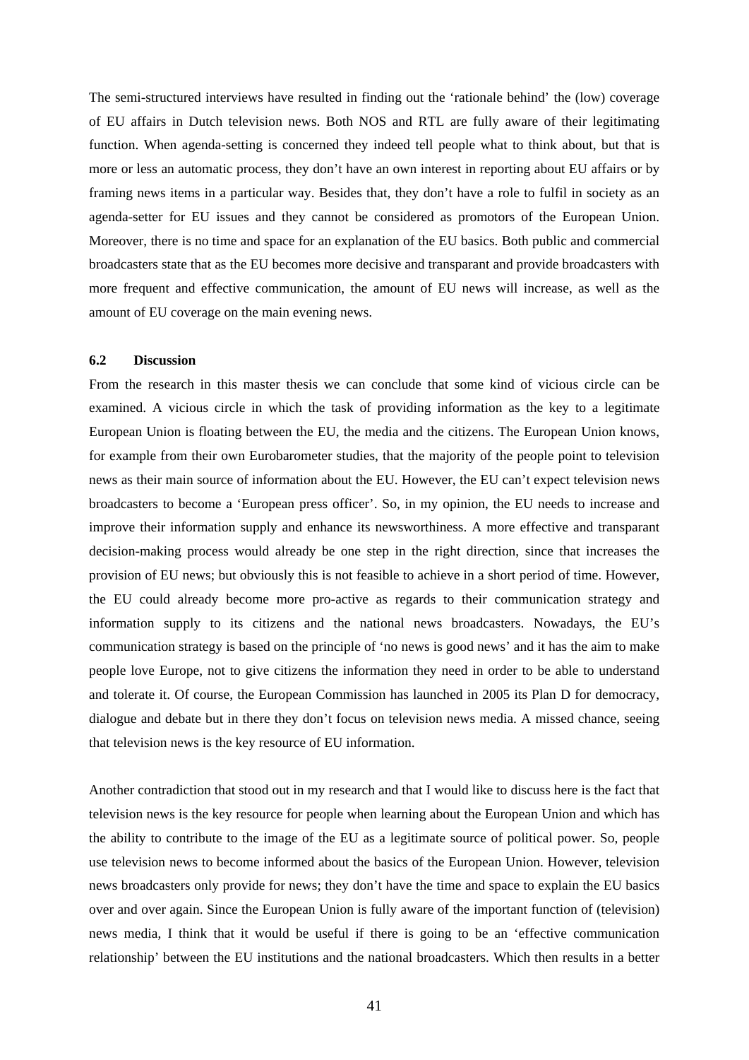The semi-structured interviews have resulted in finding out the 'rationale behind' the (low) coverage of EU affairs in Dutch television news. Both NOS and RTL are fully aware of their legitimating function. When agenda-setting is concerned they indeed tell people what to think about, but that is more or less an automatic process, they don't have an own interest in reporting about EU affairs or by framing news items in a particular way. Besides that, they don't have a role to fulfil in society as an agenda-setter for EU issues and they cannot be considered as promotors of the European Union. Moreover, there is no time and space for an explanation of the EU basics. Both public and commercial broadcasters state that as the EU becomes more decisive and transparant and provide broadcasters with more frequent and effective communication, the amount of EU news will increase, as well as the amount of EU coverage on the main evening news.

### 6.2 Discussion

From the research in this master thesis we can conclude that some kind of vicious circle can be examined. A vicious circle in which the task of providing information as the key to a legitimate European Union is floating between the EU, the media and the citizens. The European Union knows, for example from their own Eurobarometer studies, that the majority of the people point to television news as their main source of information about the EU. However, the EU can't expect television news broadcasters to become a 'European press officer'. So, in my opinion, the EU needs to increase and improve their information supply and enhance its newsworthiness. A more effective and transparant decision-making process would already be one step in the right direction, since that increases the provision of EU news; but obviously this is not feasible to achieve in a short period of time. However, the EU could already become more pro-active as regards to their communication strategy and information supply to its citizens and the national news broadcasters. Nowadays, the EU's communication strategy is based on the principle of 'no news is good news' and it has the aim to make people love Europe, not to give citizens the information they need in order to be able to understand and tolerate it. Of course, the European Commission has launched in 2005 its Plan D for democracy, dialogue and debate but in there they don't focus on television news media. A missed chance, seeing that television news is the key resource of EU information.

Another contradiction that stood out in my research and that I would like to discuss here is the fact that television news is the key resource for people when learning about the European Union and which has the ability to contribute to the image of the EU as a legitimate source of political power. So, people use television news to become informed about the basics of the European Union. However, television news broadcasters only provide for news; they don't have the time and space to explain the EU basics over and over again. Since the European Union is fully aware of the important function of (television) news media, I think that it would be useful if there is going to be an 'effective communication relationship' between the EU institutions and the national broadcasters. Which then results in a better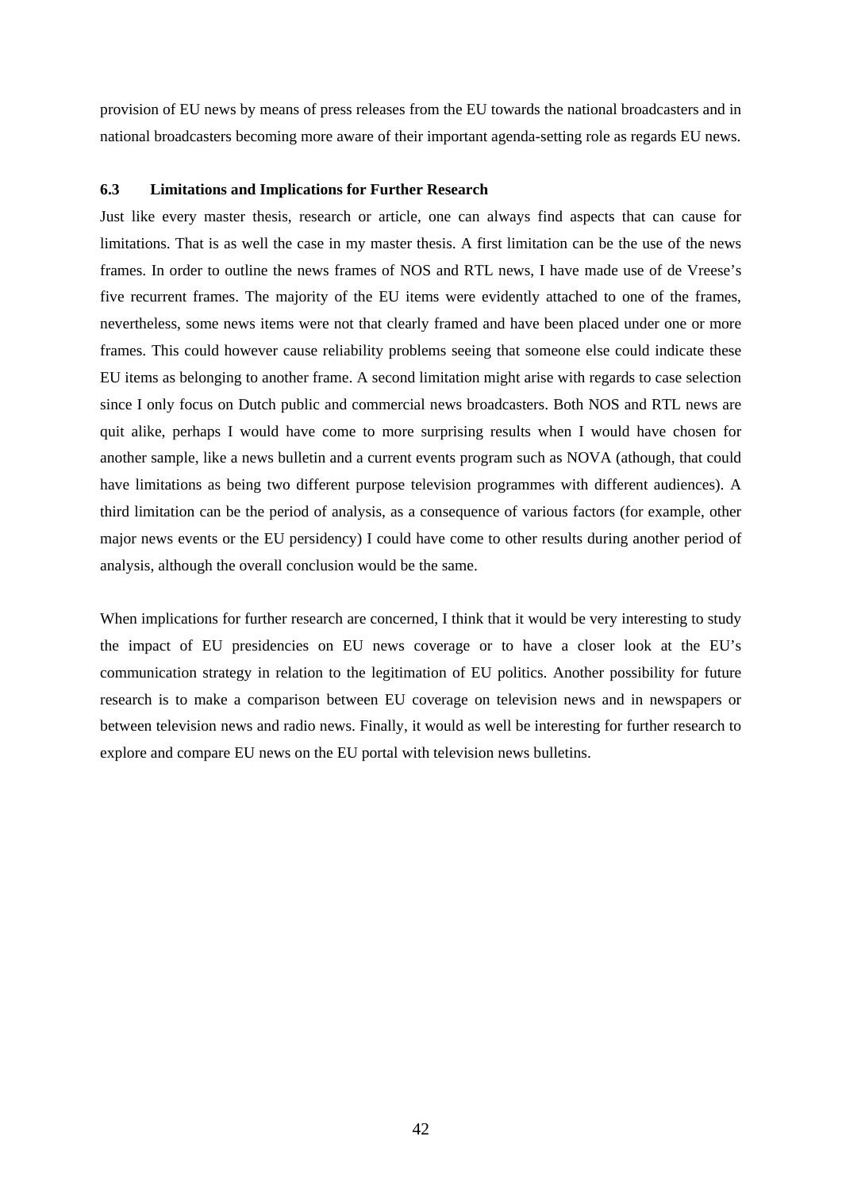provision of EU news by means of press releases from the EU towards the national broadcasters and in national broadcasters becoming more aware of their important agenda-setting role as regards EU news.

### 6.3 Limitations and Implications for Further Research

Just like every master thesis, research or article, one can always find aspects that can cause for limitations. That is as well the case in my master thesis. A first limitation can be the use of the news frames. In order to outline the news frames of NOS and RTL news, I have made use of de Vreese's five recurrent frames. The majority of the EU items were evidently attached to one of the frames, nevertheless, some news items were not that clearly framed and have been placed under one or more frames. This could however cause reliability problems seeing that someone else could indicate these EU items as belonging to another frame. A second limitation might arise with regards to case selection since I only focus on Dutch public and commercial news broadcasters. Both NOS and RTL news are quit alike, perhaps I would have come to more surprising results when I would have chosen for another sample, like a news bulletin and a current events program such as NOVA (athough, that could have limitations as being two different purpose television programmes with different audiences). A third limitation can be the period of analysis, as a consequence of various factors (for example, other major news events or the EU persidency) I could have come to other results during another period of analysis, although the overall conclusion would be the same.

When implications for further research are concerned, I think that it would be very interesting to study the impact of EU presidencies on EU news coverage or to have a closer look at the EU's communication strategy in relation to the legitimation of EU politics. Another possibility for future research is to make a comparison between EU coverage on television news and in newspapers or between television news and radio news. Finally, it would as well be interesting for further research to explore and compare EU news on the EU portal with television news bulletins.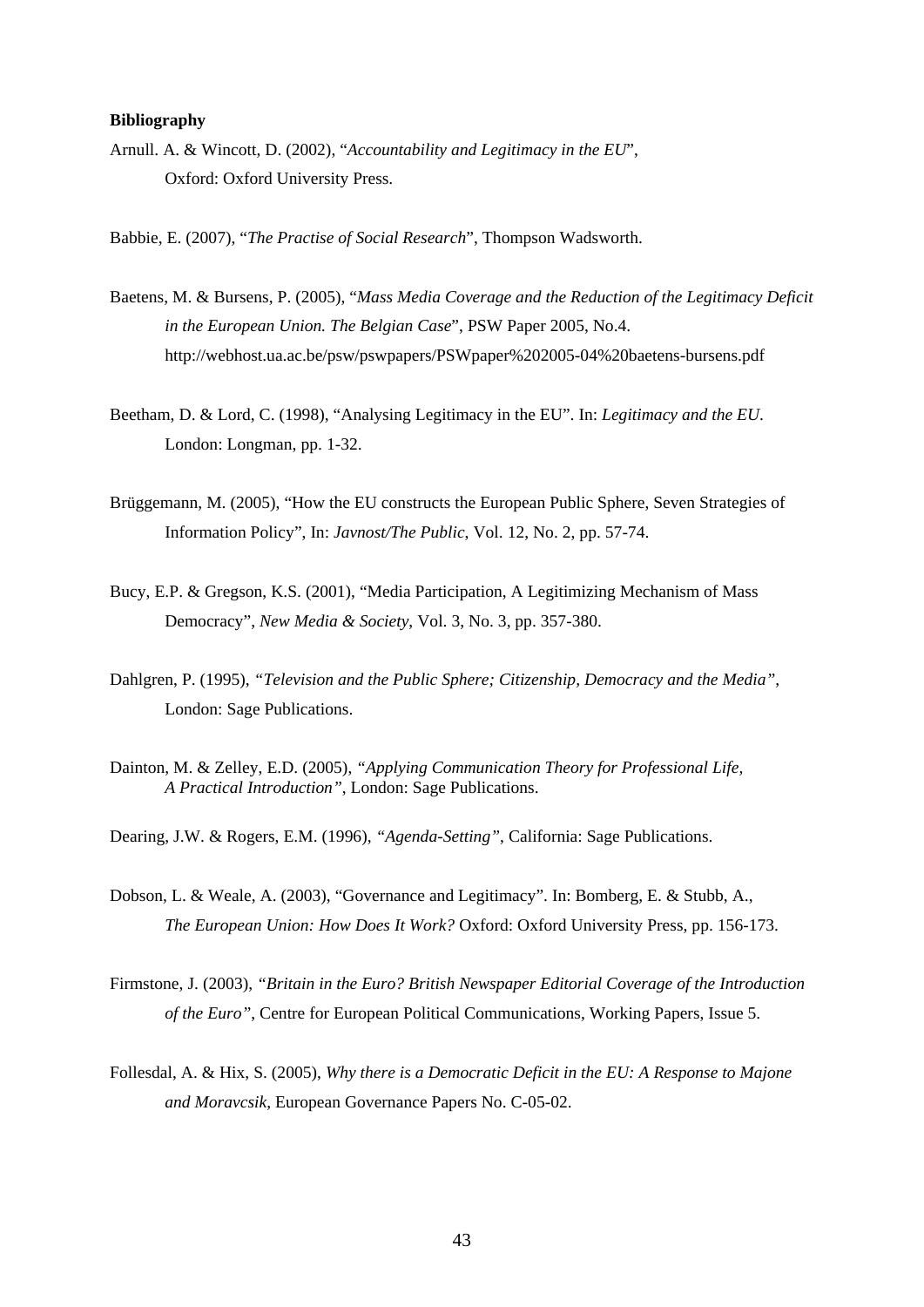**Bibliography**

Arnull. A. & Wincott, D. (2002), "*Accountability and Legitimacy in the EU*", Oxford: Oxford University Press.

Babbie, E. (2007), "*The Practise of Social Research*", Thompson Wadsworth.

Baetens, M. & Bursens, P. (2005), "*Mass Media Coverage and the Reduction of the Legitimacy Deficit in the European Union. The Belgian Case*", PSW Paper 2005, No.4. http://webhost.ua.ac.be/psw/pswpapers/PSWpaper%202005-04%20baetens-bursens.pdf

Beetham, D. & Lord, C. (1998), "Analysing Legitimacy in the EU". In: *Legitimacy and the EU*. London: Longman, pp. 1-32.

Brüggemann, M. (2005), "How the EU constructs the European Public Sphere, Seven Strategies of Information Policy", In: *Javnost/The Public*, Vol. 12, No. 2, pp. 57-74.

Bucy, E.P. & Gregson, K.S. (2001), "Media Participation, A Legitimizing Mechanism of Mass Democracy", *New Media & Society*, Vol. 3, No. 3, pp. 357-380.

Dahlgren, P. (1995), *"Television and the Public Sphere; Citizenship, Democracy and the Media"*, London: Sage Publications.

Dainton, M. & Zelley, E.D. (2005), *"Applying Communication Theory for Professional Life, A Practical Introduction"*, London: Sage Publications.

Dearing, J.W. & Rogers, E.M. (1996), *"Agenda-Setting"*, California: Sage Publications.

Dobson, L. & Weale, A. (2003), "Governance and Legitimacy". In: Bomberg, E. & Stubb, A., *The European Union: How Does It Work?* Oxford: Oxford University Press, pp. 156-173.

Firmstone, J. (2003), *"Britain in the Euro? British Newspaper Editorial Coverage of the Introduction of the Euro"*, Centre for European Political Communications, Working Papers, Issue 5.

Follesdal, A. & Hix, S. (2005), *Why there is a Democratic Deficit in the EU: A Response to Majone and Moravcsik*, European Governance Papers No. C-05-02.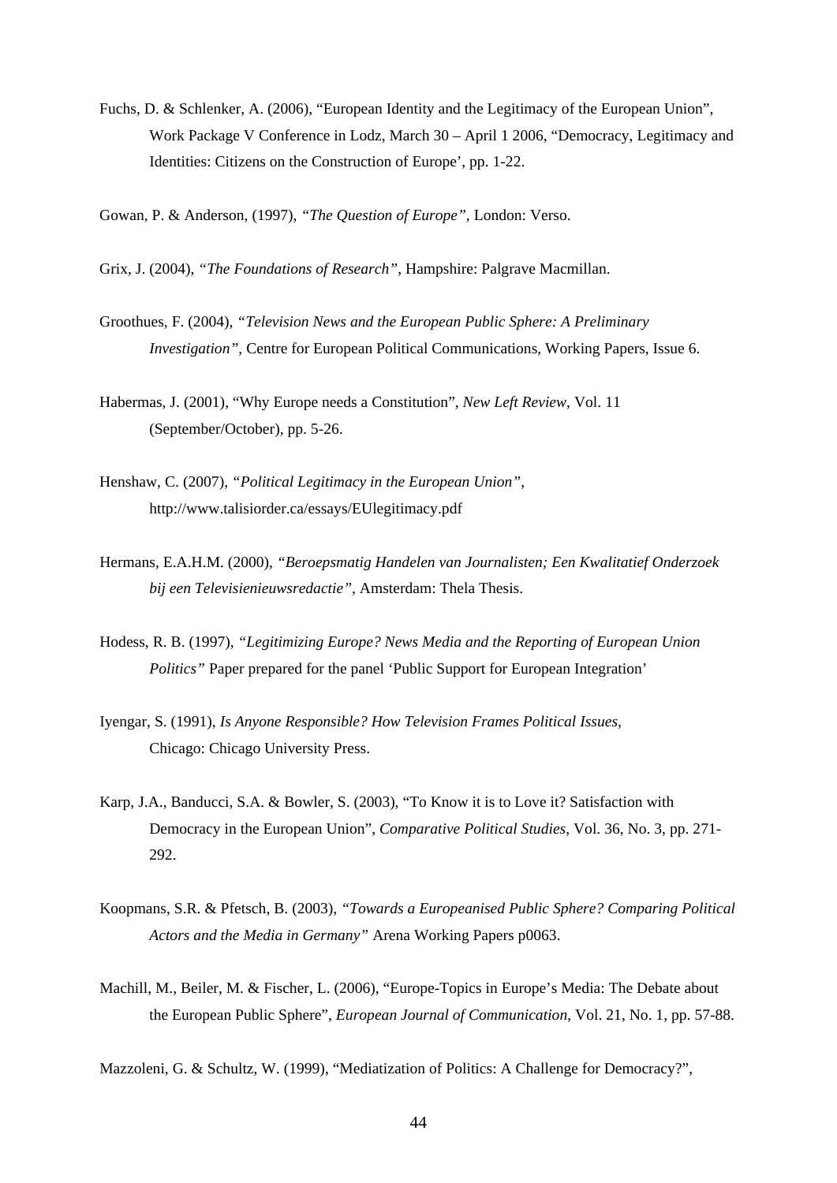Fuchs, D. & Schlenker, A. (2006), “European Identity and the Legitimacy of the European Union”, Work Package V Conference in Lodz, March 30 – April 1 2006, “Democracy, Legitimacy and Identities: Citizens on the Construction of Europe’, pp. 1-22.

Gowan, P. & Anderson, (1997), *“The Question of Europe”*, London: Verso.

Grix, J. (2004), *“The Foundations of Research”*, Hampshire: Palgrave Macmillan.

Groothues, F. (2004), *“Television News and the European Public Sphere: A Preliminary Investigation”*, Centre for European Political Communications, Working Papers, Issue 6.

Habermas, J. (2001), “Why Europe needs a Constitution”, *New Left Review*, Vol. 11 (September/October), pp. 5-26.

Henshaw, C. (2007), *“Political Legitimacy in the European Union”*, http://www.talisiorder.ca/essays/EUlegitimacy.pdf

Hermans, E.A.H.M. (2000), *“Beroepsmatig Handelen van Journalisten; Een Kwalitatief Onderzoek bij een Televisienieuwsredactie”*, Amsterdam: Thela Thesis.

Hodess, R. B. (1997), *“Legitimizing Europe? News Media and the Reporting of European Union Politics”* Paper prepared for the panel ‘Public Support for European Integration’

Iyengar, S. (1991), *Is Anyone Responsible? How Television Frames Political Issues*, Chicago: Chicago University Press.

Karp, J.A., Banducci, S.A. & Bowler, S. (2003), “To Know it is to Love it? Satisfaction with Democracy in the European Union”, *Comparative Political Studies*, Vol. 36, No. 3, pp. 271-292.

Koopmans, S.R. & Pfetsch, B. (2003), *“Towards a Europeanised Public Sphere? Comparing Political Actors and the Media in Germany”* Arena Working Papers p0063.

Machill, M., Beiler, M. & Fischer, L. (2006), “Europe-Topics in Europe’s Media: The Debate about the European Public Sphere”, *European Journal of Communication*, Vol. 21, No. 1, pp. 57-88.

Mazzoleni, G. & Schultz, W. (1999), “Mediatization of Politics: A Challenge for Democracy?”,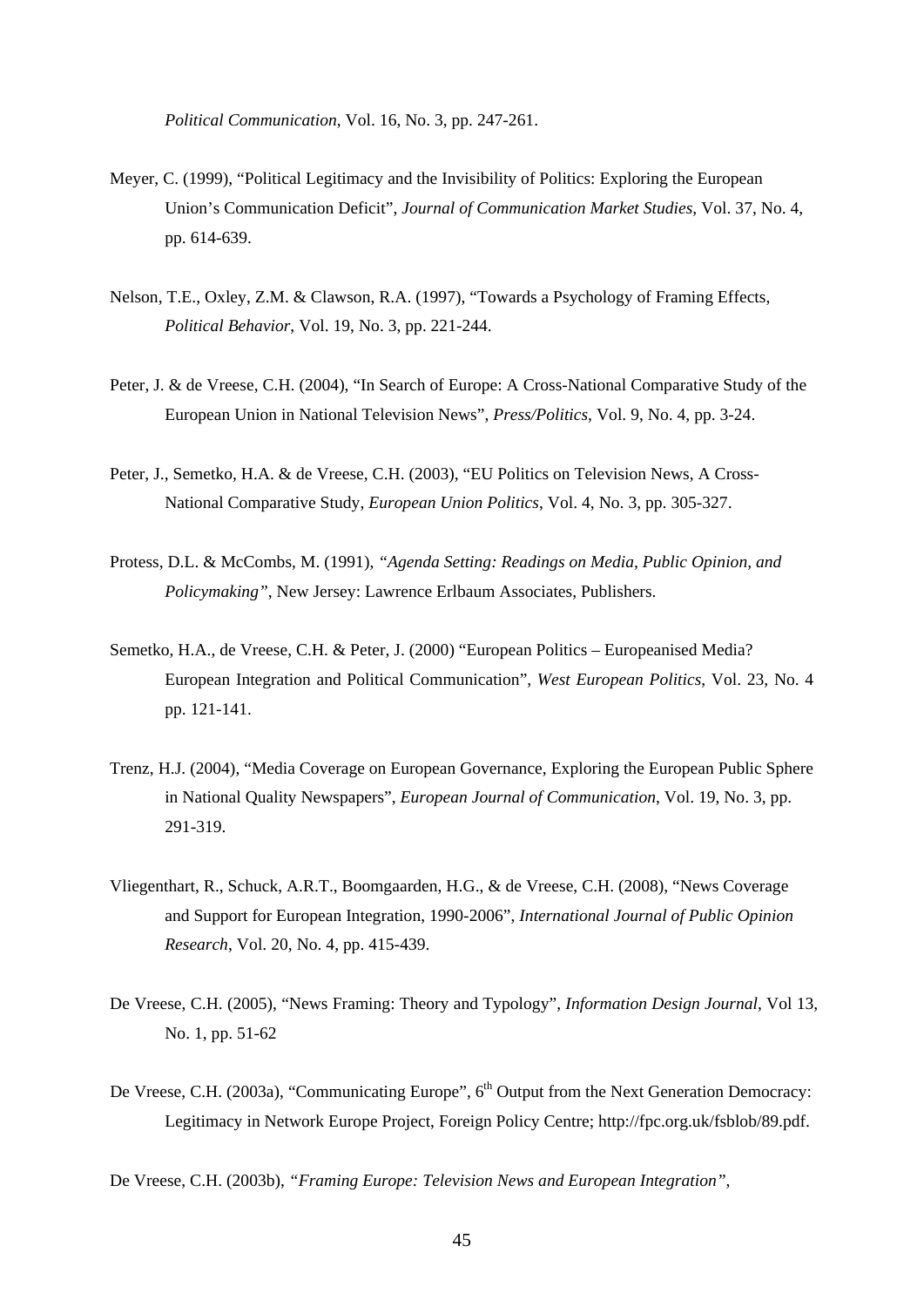*Political Communication*, Vol. 16, No. 3, pp. 247-261.

Meyer, C. (1999), "Political Legitimacy and the Invisibility of Politics: Exploring the European Union's Communication Deficit", *Journal of Communication Market Studies*, Vol. 37, No. 4, pp. 614-639.

Nelson, T.E., Oxley, Z.M. & Clawson, R.A. (1997), "Towards a Psychology of Framing Effects, *Political Behavior*, Vol. 19, No. 3, pp. 221-244.

Peter, J. & de Vreese, C.H. (2004), "In Search of Europe: A Cross-National Comparative Study of the European Union in National Television News", *Press/Politics*, Vol. 9, No. 4, pp. 3-24.

Peter, J., Semetko, H.A. & de Vreese, C.H. (2003), "EU Politics on Television News, A Cross-National Comparative Study, *European Union Politics*, Vol. 4, No. 3, pp. 305-327.

Protess, D.L. & McCombs, M. (1991), *"Agenda Setting: Readings on Media, Public Opinion, and Policymaking"*, New Jersey: Lawrence Erlbaum Associates, Publishers.

Semetko, H.A., de Vreese, C.H. & Peter, J. (2000) "European Politics – Europeanised Media? European Integration and Political Communication", *West European Politics*, Vol. 23, No. 4 pp. 121-141.

Trenz, H.J. (2004), "Media Coverage on European Governance, Exploring the European Public Sphere in National Quality Newspapers", *European Journal of Communication*, Vol. 19, No. 3, pp. 291-319.

Vliegenthart, R., Schuck, A.R.T., Boomgaarden, H.G., & de Vreese, C.H. (2008), "News Coverage and Support for European Integration, 1990-2006", *International Journal of Public Opinion Research*, Vol. 20, No. 4, pp. 415-439.

De Vreese, C.H. (2005), "News Framing: Theory and Typology", *Information Design Journal*, Vol 13, No. 1, pp. 51-62

De Vreese, C.H. (2003a), "Communicating Europe", 6th Output from the Next Generation Democracy: Legitimacy in Network Europe Project, Foreign Policy Centre; http://fpc.org.uk/fsblob/89.pdf.

De Vreese, C.H. (2003b), *"Framing Europe: Television News and European Integration"*,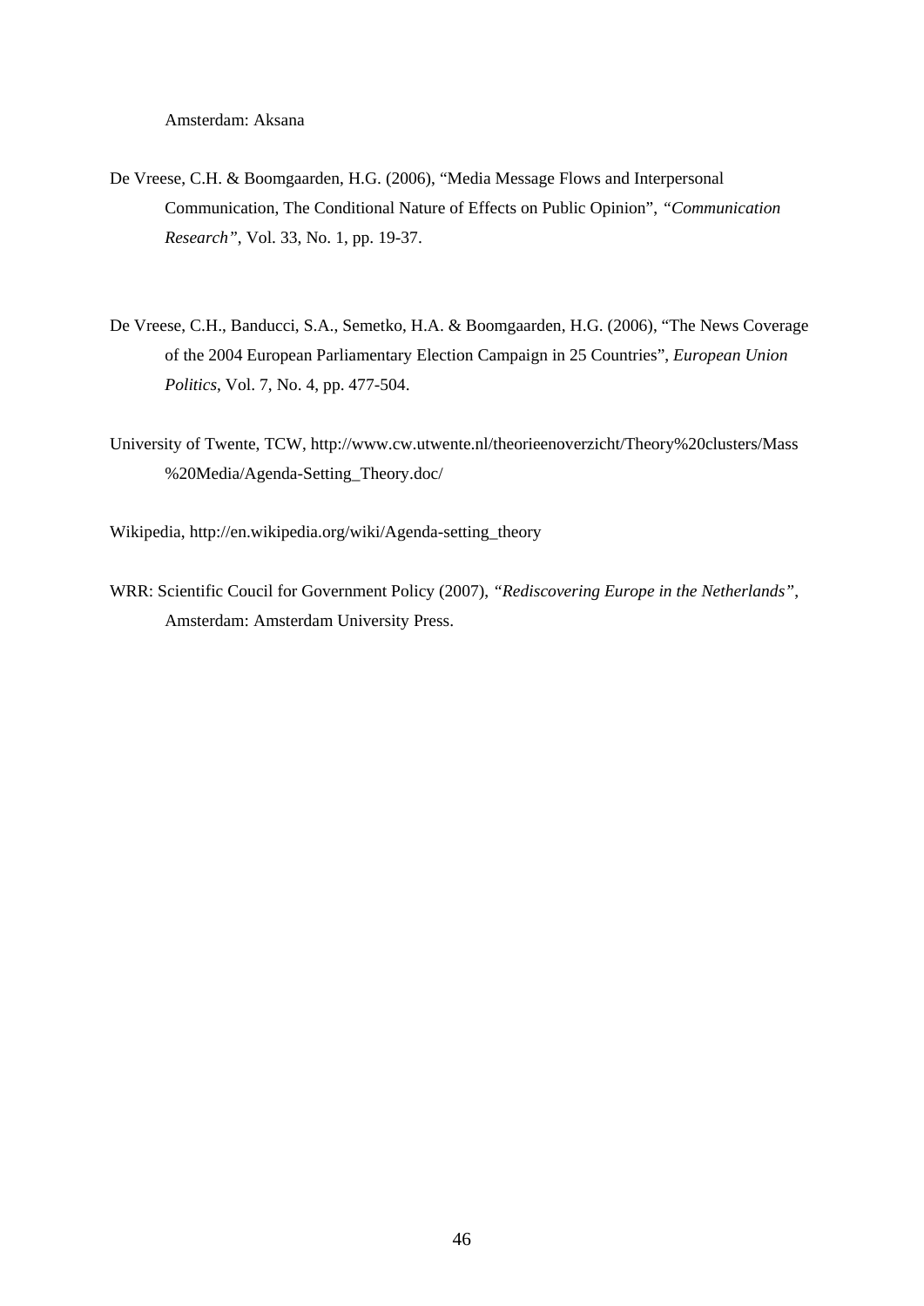Amsterdam: Aksana

De Vreese, C.H. & Boomgaarden, H.G. (2006), "Media Message Flows and Interpersonal Communication, The Conditional Nature of Effects on Public Opinion", *"Communication Research"*, Vol. 33, No. 1, pp. 19-37.

De Vreese, C.H., Banducci, S.A., Semetko, H.A. & Boomgaarden, H.G. (2006), "The News Coverage of the 2004 European Parliamentary Election Campaign in 25 Countries", *European Union Politics*, Vol. 7, No. 4, pp. 477-504.

University of Twente, TCW, http://www.cw.utwente.nl/theorieenoverzicht/Theory%20clusters/Mass%20Media/Agenda-Setting_Theory.doc/

Wikipedia, http://en.wikipedia.org/wiki/Agenda-setting_theory

WRR: Scientific Coucil for Government Policy (2007), *"Rediscovering Europe in the Netherlands"*, Amsterdam: Amsterdam University Press.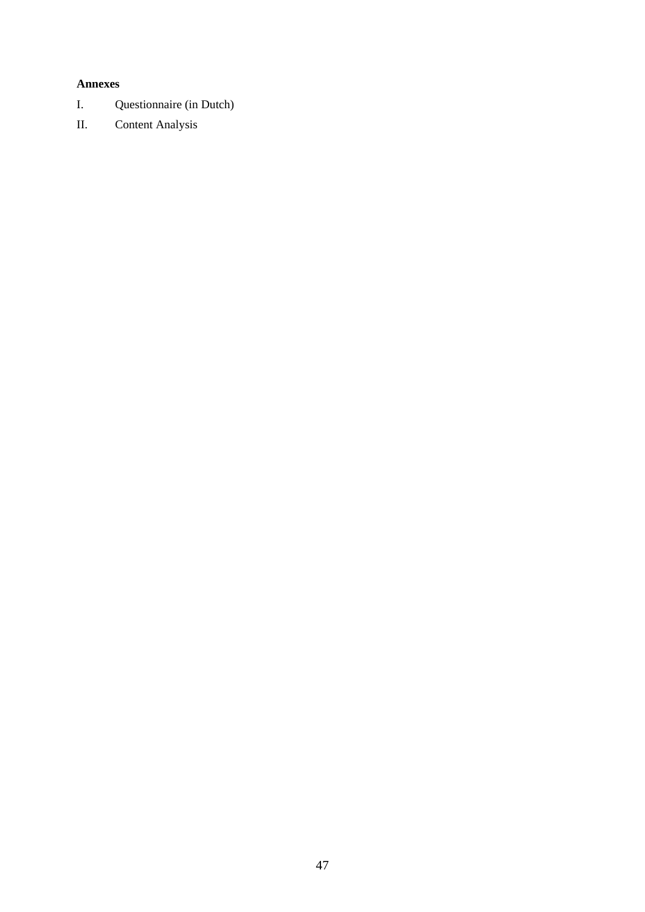**Annexes**

I. Questionnaire (in Dutch)

II. Content Analysis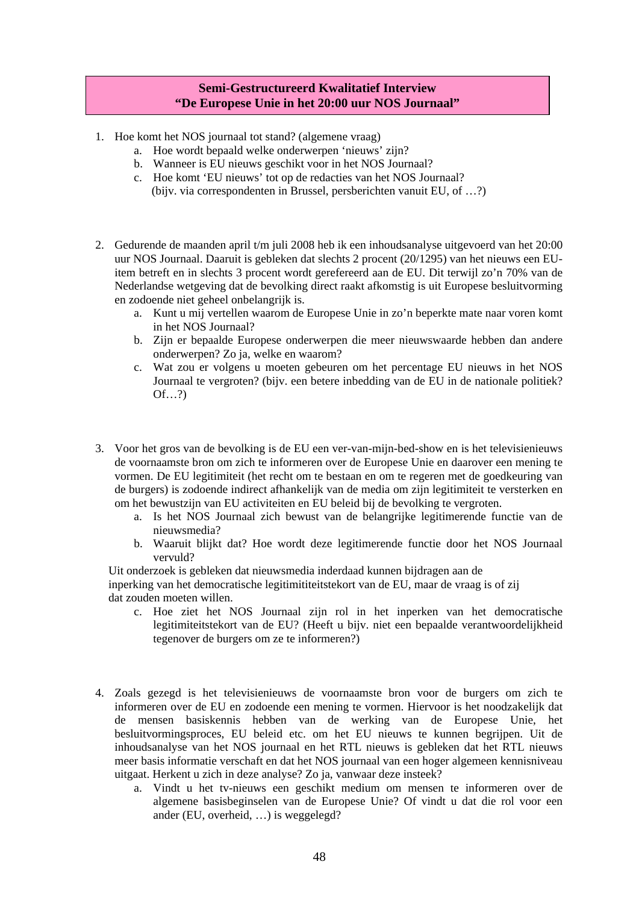**Semi-Gestructureerd Kwalitatief Interview**
**"De Europese Unie in het 20:00 uur NOS Journaal"**

1. Hoe komt het NOS journaal tot stand? (algemene vraag)
   a. Hoe wordt bepaald welke onderwerpen 'nieuws' zijn?
   b. Wanneer is EU nieuws geschikt voor in het NOS Journaal?
   c. Hoe komt 'EU nieuws' tot op de redacties van het NOS Journaal? (bijv. via correspondenten in Brussel, persberichten vanuit EU, of …?)

2. Gedurende de maanden april t/m juli 2008 heb ik een inhoudsanalyse uitgevoerd van het 20:00 uur NOS Journaal. Daaruit is gebleken dat slechts 2 procent (20/1295) van het nieuws een EU-item betreft en in slechts 3 procent wordt gerefereerd aan de EU. Dit terwijl zo'n 70% van de Nederlandse wetgeving dat de bevolking direct raakt afkomstig is uit Europese besluitvorming en zodoende niet geheel onbelangrijk is.
   a. Kunt u mij vertellen waarom de Europese Unie in zo'n beperkte mate naar voren komt in het NOS Journaal?
   b. Zijn er bepaalde Europese onderwerpen die meer nieuwswaarde hebben dan andere onderwerpen? Zo ja, welke en waarom?
   c. Wat zou er volgens u moeten gebeuren om het percentage EU nieuws in het NOS Journaal te vergroten? (bijv. een betere inbedding van de EU in de nationale politiek? Of…?)

3. Voor het gros van de bevolking is de EU een ver-van-mijn-bed-show en is het televisienieuws de voornaamste bron om zich te informeren over de Europese Unie en daarover een mening te vormen. De EU legitimiteit (het recht om te bestaan en om te regeren met de goedkeuring van de burgers) is zodoende indirect afhankelijk van de media om zijn legitimiteit te versterken en om het bewustzijn van EU activiteiten en EU beleid bij de bevolking te vergroten.
   a. Is het NOS Journaal zich bewust van de belangrijke legitimerende functie van de nieuwsmedia?
   b. Waaruit blijkt dat? Hoe wordt deze legitimerende functie door het NOS Journaal vervuld?

   Uit onderzoek is gebleken dat nieuwsmedia inderdaad kunnen bijdragen aan de inperking van het democratische legitimiteitstekort van de EU, maar de vraag is of zij dat zouden moeten willen.

   c. Hoe ziet het NOS Journaal zijn rol in het inperken van het democratische legitimiteitstekort van de EU? (Heeft u bijv. niet een bepaalde verantwoordelijkheid tegenover de burgers om ze te informeren?)

4. Zoals gezegd is het televisienieuws de voornaamste bron voor de burgers om zich te informeren over de EU en zodoende een mening te vormen. Hiervoor is het noodzakelijk dat de mensen basiskennis hebben van de werking van de Europese Unie, het besluitvormingsproces, EU beleid etc. om het EU nieuws te kunnen begrijpen. Uit de inhoudsanalyse van het NOS journaal en het RTL nieuws is gebleken dat het RTL nieuws meer basis informatie verschaft en dat het NOS journaal van een hoger algemeen kennisniveau uitgaat. Herkent u zich in deze analyse? Zo ja, vanwaar deze insteek?
   a. Vindt u het tv-nieuws een geschikt medium om mensen te informeren over de algemene basisbeginselen van de Europese Unie? Of vindt u dat die rol voor een ander (EU, overheid, …) is weggelegd?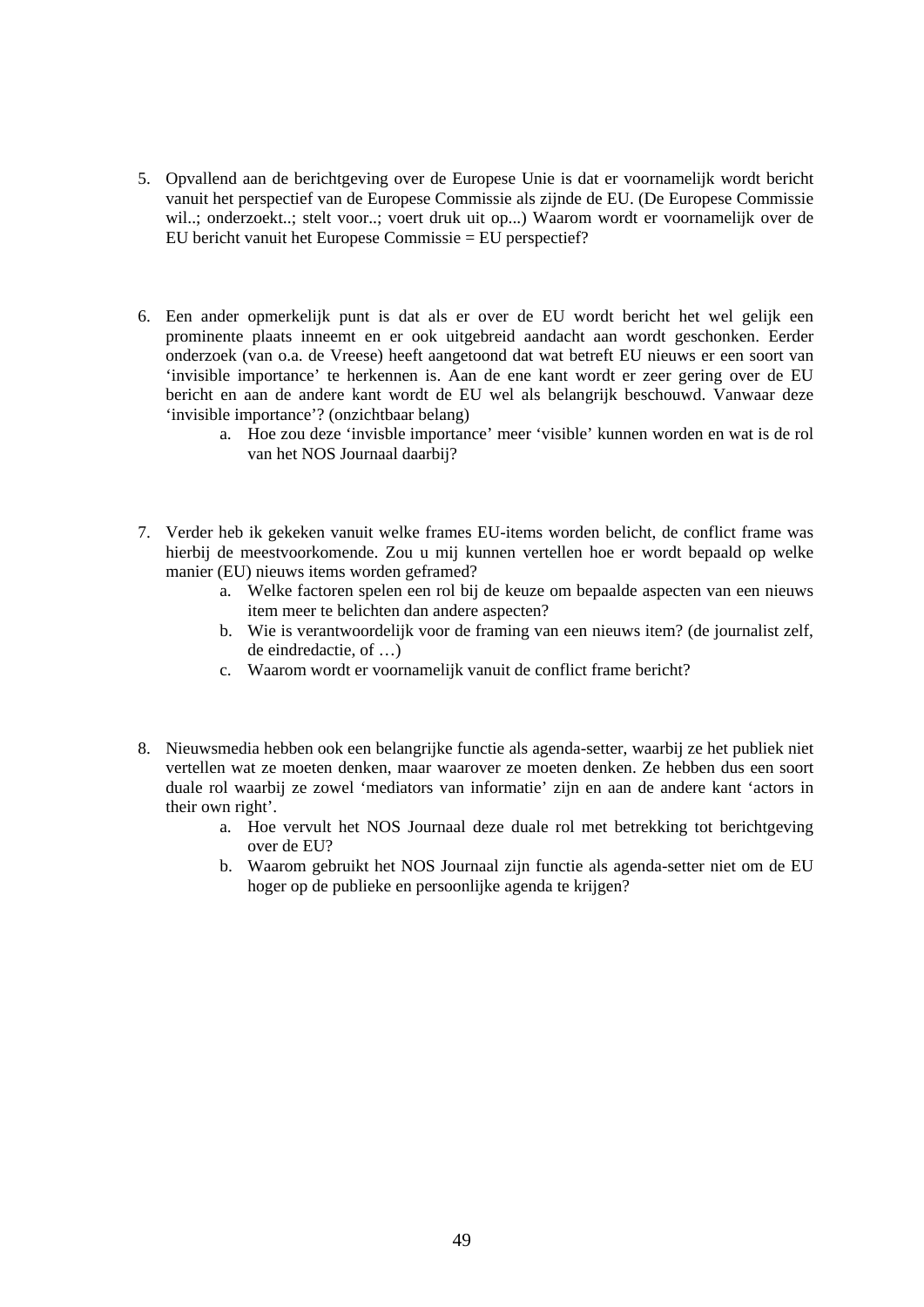5. Opvallend aan de berichtgeving over de Europese Unie is dat er voornamelijk wordt bericht vanuit het perspectief van de Europese Commissie als zijnde de EU. (De Europese Commissie wil..; onderzoekt..; stelt voor..; voert druk uit op...) Waarom wordt er voornamelijk over de EU bericht vanuit het Europese Commissie = EU perspectief?

6. Een ander opmerkelijk punt is dat als er over de EU wordt bericht het wel gelijk een prominente plaats inneemt en er ook uitgebreid aandacht aan wordt geschonken. Eerder onderzoek (van o.a. de Vreese) heeft aangetoond dat wat betreft EU nieuws er een soort van 'invisible importance' te herkennen is. Aan de ene kant wordt er zeer gering over de EU bericht en aan de andere kant wordt de EU wel als belangrijk beschouwd. Vanwaar deze 'invisible importance'? (onzichtbaar belang)
   a. Hoe zou deze 'invisble importance' meer 'visible' kunnen worden en wat is de rol van het NOS Journaal daarbij?

7. Verder heb ik gekeken vanuit welke frames EU-items worden belicht, de conflict frame was hierbij de meestvoorkomende. Zou u mij kunnen vertellen hoe er wordt bepaald op welke manier (EU) nieuws items worden geframed?
   a. Welke factoren spelen een rol bij de keuze om bepaalde aspecten van een nieuws item meer te belichten dan andere aspecten?
   b. Wie is verantwoordelijk voor de framing van een nieuws item? (de journalist zelf, de eindredactie, of …)
   c. Waarom wordt er voornamelijk vanuit de conflict frame bericht?

8. Nieuwsmedia hebben ook een belangrijke functie als agenda-setter, waarbij ze het publiek niet vertellen wat ze moeten denken, maar waarover ze moeten denken. Ze hebben dus een soort duale rol waarbij ze zowel 'mediators van informatie' zijn en aan de andere kant 'actors in their own right'.
   a. Hoe vervult het NOS Journaal deze duale rol met betrekking tot berichtgeving over de EU?
   b. Waarom gebruikt het NOS Journaal zijn functie als agenda-setter niet om de EU hoger op de publieke en persoonlijke agenda te krijgen?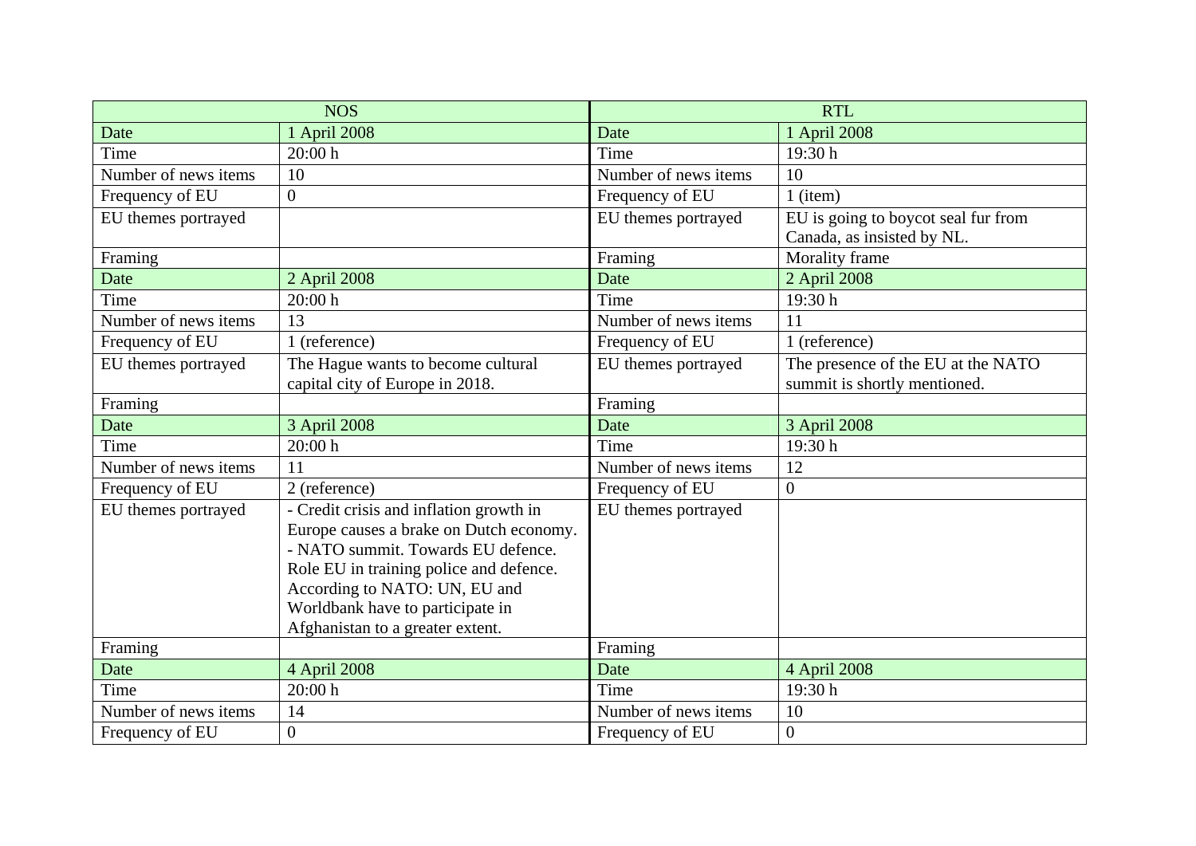| NOS | | RTL | |
|---|---|---|---|
| Date | 1 April 2008 | Date | 1 April 2008 |
| Time | 20:00 h | Time | 19:30 h |
| Number of news items | 10 | Number of news items | 10 |
| Frequency of EU | 0 | Frequency of EU | 1 (item) |
| EU themes portrayed | | EU themes portrayed | EU is going to boycot seal fur from Canada, as insisted by NL. |
| Framing | | Framing | Morality frame |
| Date | 2 April 2008 | Date | 2 April 2008 |
| Time | 20:00 h | Time | 19:30 h |
| Number of news items | 13 | Number of news items | 11 |
| Frequency of EU | 1 (reference) | Frequency of EU | 1 (reference) |
| EU themes portrayed | The Hague wants to become cultural capital city of Europe in 2018. | EU themes portrayed | The presence of the EU at the NATO summit is shortly mentioned. |
| Framing | | Framing | |
| Date | 3 April 2008 | Date | 3 April 2008 |
| Time | 20:00 h | Time | 19:30 h |
| Number of news items | 11 | Number of news items | 12 |
| Frequency of EU | 2 (reference) | Frequency of EU | 0 |
| EU themes portrayed | - Credit crisis and inflation growth in Europe causes a brake on Dutch economy.<br>- NATO summit. Towards EU defence. Role EU in training police and defence. According to NATO: UN, EU and Worldbank have to participate in Afghanistan to a greater extent. | EU themes portrayed | |
| Framing | | Framing | |
| Date | 4 April 2008 | Date | 4 April 2008 |
| Time | 20:00 h | Time | 19:30 h |
| Number of news items | 14 | Number of news items | 10 |
| Frequency of EU | 0 | Frequency of EU | 0 |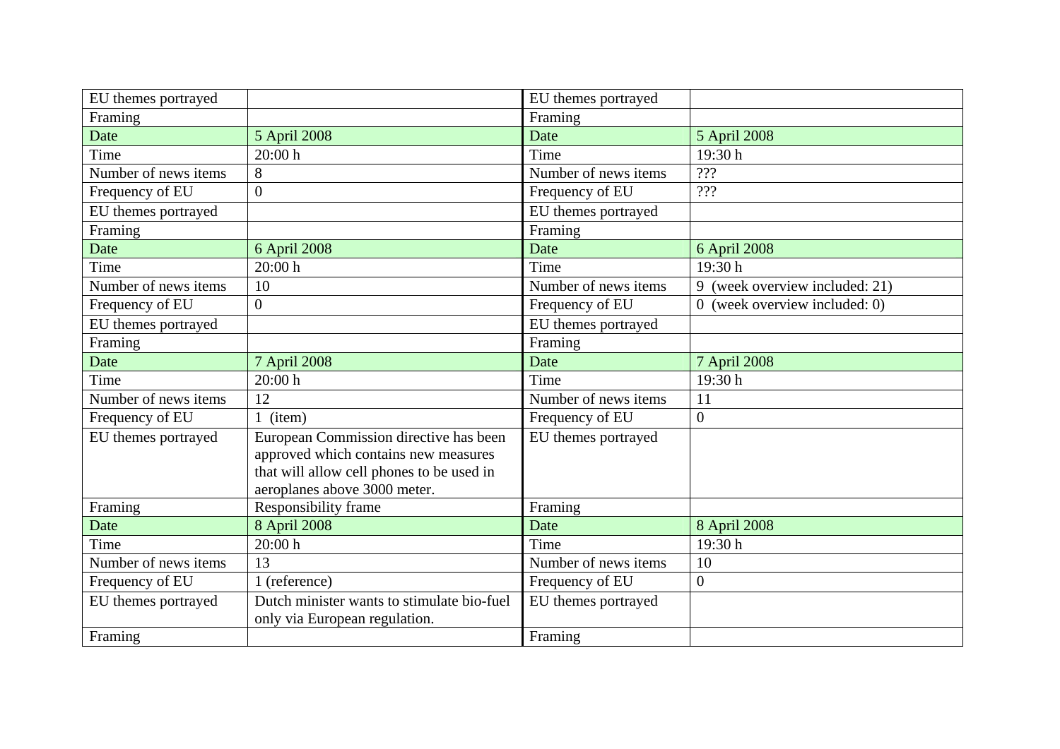| EU themes portrayed | | EU themes portrayed | |
|---|---|---|---|
| Framing | | Framing | |
| Date | 5 April 2008 | Date | 5 April 2008 |
| Time | 20:00 h | Time | 19:30 h |
| Number of news items | 8 | Number of news items | ??? |
| Frequency of EU | 0 | Frequency of EU | ??? |
| EU themes portrayed | | EU themes portrayed | |
| Framing | | Framing | |
| Date | 6 April 2008 | Date | 6 April 2008 |
| Time | 20:00 h | Time | 19:30 h |
| Number of news items | 10 | Number of news items | 9 (week overview included: 21) |
| Frequency of EU | 0 | Frequency of EU | 0 (week overview included: 0) |
| EU themes portrayed | | EU themes portrayed | |
| Framing | | Framing | |
| Date | 7 April 2008 | Date | 7 April 2008 |
| Time | 20:00 h | Time | 19:30 h |
| Number of news items | 12 | Number of news items | 11 |
| Frequency of EU | 1 (item) | Frequency of EU | 0 |
| EU themes portrayed | European Commission directive has been approved which contains new measures that will allow cell phones to be used in aeroplanes above 3000 meter. | EU themes portrayed | |
| Framing | Responsibility frame | Framing | |
| Date | 8 April 2008 | Date | 8 April 2008 |
| Time | 20:00 h | Time | 19:30 h |
| Number of news items | 13 | Number of news items | 10 |
| Frequency of EU | 1 (reference) | Frequency of EU | 0 |
| EU themes portrayed | Dutch minister wants to stimulate bio-fuel only via European regulation. | EU themes portrayed | |
| Framing | | Framing | |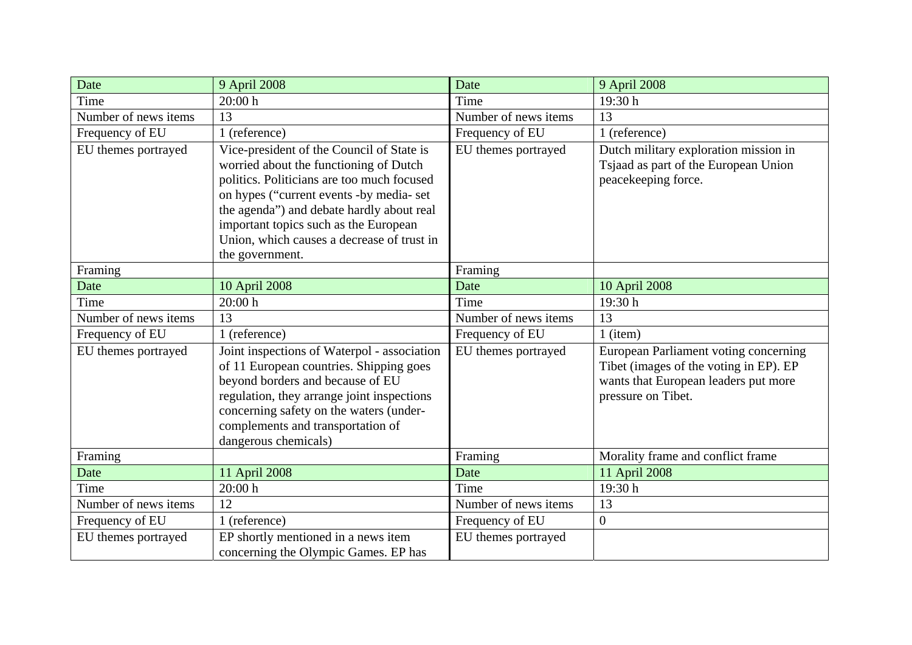| Date | 9 April 2008 | Date | 9 April 2008 |
|---|---|---|---|
| Time | 20:00 h | Time | 19:30 h |
| Number of news items | 13 | Number of news items | 13 |
| Frequency of EU | 1 (reference) | Frequency of EU | 1 (reference) |
| EU themes portrayed | Vice-president of the Council of State is worried about the functioning of Dutch politics. Politicians are too much focused on hypes ("current events -by media- set the agenda") and debate hardly about real important topics such as the European Union, which causes a decrease of trust in the government. | EU themes portrayed | Dutch military exploration mission in Tsjaad as part of the European Union peacekeeping force. |
| Framing | | Framing | |
| Date | 10 April 2008 | Date | 10 April 2008 |
| Time | 20:00 h | Time | 19:30 h |
| Number of news items | 13 | Number of news items | 13 |
| Frequency of EU | 1 (reference) | Frequency of EU | 1 (item) |
| EU themes portrayed | Joint inspections of Waterpol - association of 11 European countries. Shipping goes beyond borders and because of EU regulation, they arrange joint inspections concerning safety on the waters (under-complements and transportation of dangerous chemicals) | EU themes portrayed | European Parliament voting concerning Tibet (images of the voting in EP). EP wants that European leaders put more pressure on Tibet. |
| Framing | | Framing | Morality frame and conflict frame |
| Date | 11 April 2008 | Date | 11 April 2008 |
| Time | 20:00 h | Time | 19:30 h |
| Number of news items | 12 | Number of news items | 13 |
| Frequency of EU | 1 (reference) | Frequency of EU | 0 |
| EU themes portrayed | EP shortly mentioned in a news item concerning the Olympic Games. EP has | EU themes portrayed | |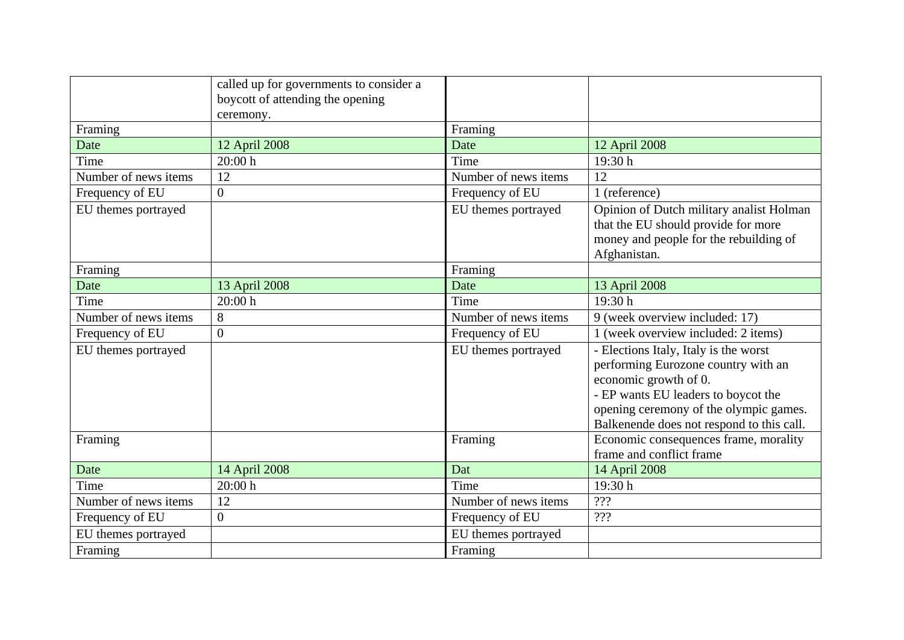| | | | |
|---|---|---|---|
| | called up for governments to consider a boycott of attending the opening ceremony. | | |
| Framing | | Framing | |
| Date | 12 April 2008 | Date | 12 April 2008 |
| Time | 20:00 h | Time | 19:30 h |
| Number of news items | 12 | Number of news items | 12 |
| Frequency of EU | 0 | Frequency of EU | 1 (reference) |
| EU themes portrayed | | EU themes portrayed | Opinion of Dutch military analist Holman that the EU should provide for more money and people for the rebuilding of Afghanistan. |
| Framing | | Framing | |
| Date | 13 April 2008 | Date | 13 April 2008 |
| Time | 20:00 h | Time | 19:30 h |
| Number of news items | 8 | Number of news items | 9 (week overview included: 17) |
| Frequency of EU | 0 | Frequency of EU | 1 (week overview included: 2 items) |
| EU themes portrayed | | EU themes portrayed | - Elections Italy, Italy is the worst performing Eurozone country with an economic growth of 0.<br>- EP wants EU leaders to boycot the opening ceremony of the olympic games. Balkenende does not respond to this call. |
| Framing | | Framing | Economic consequences frame, morality frame and conflict frame |
| Date | 14 April 2008 | Dat | 14 April 2008 |
| Time | 20:00 h | Time | 19:30 h |
| Number of news items | 12 | Number of news items | ??? |
| Frequency of EU | 0 | Frequency of EU | ??? |
| EU themes portrayed | | EU themes portrayed | |
| Framing | | Framing | |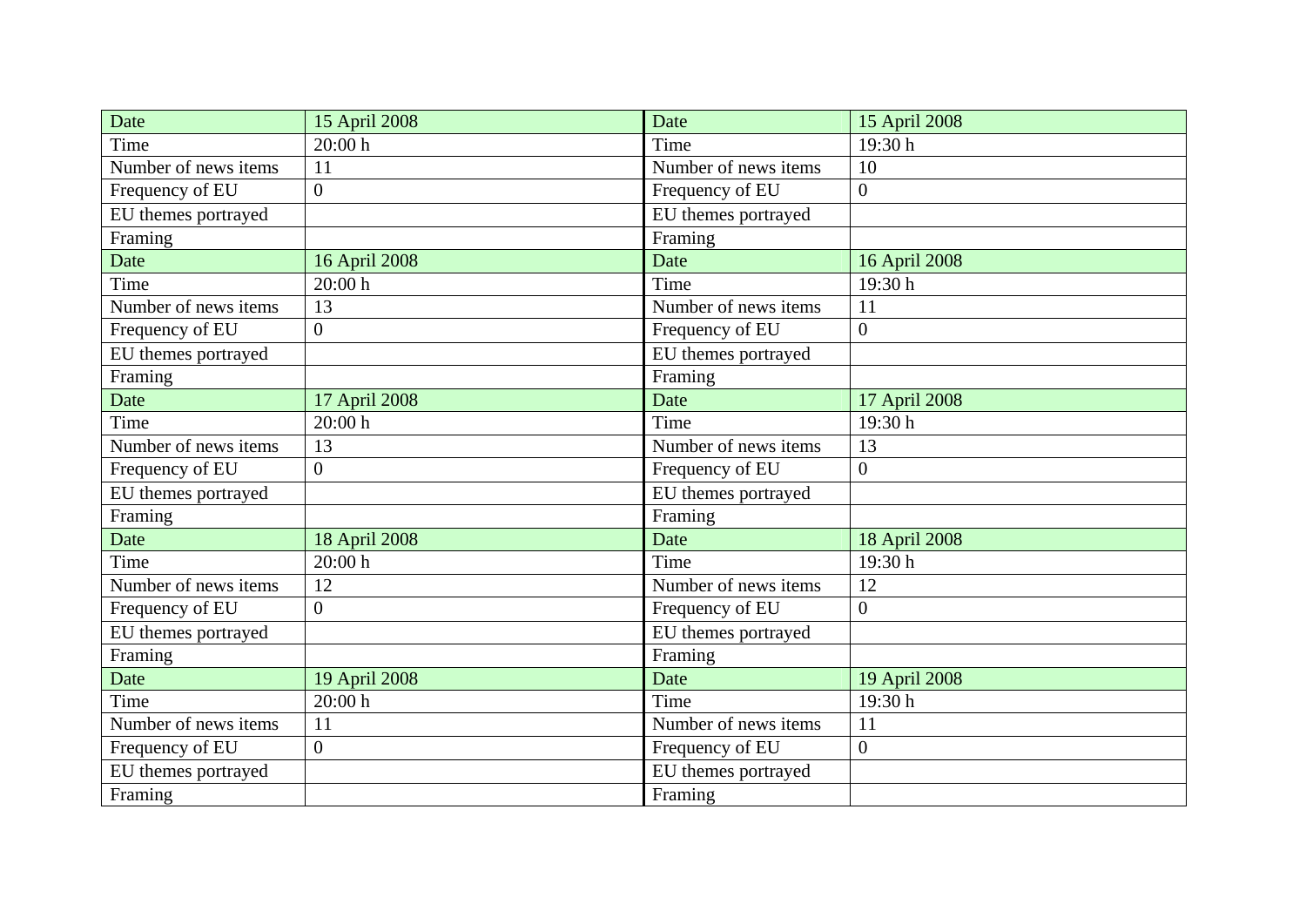| Date | 15 April 2008 | Date | 15 April 2008 |
|---|---|---|---|
| Time | 20:00 h | Time | 19:30 h |
| Number of news items | 11 | Number of news items | 10 |
| Frequency of EU | 0 | Frequency of EU | 0 |
| EU themes portrayed | | EU themes portrayed | |
| Framing | | Framing | |
| Date | 16 April 2008 | Date | 16 April 2008 |
| Time | 20:00 h | Time | 19:30 h |
| Number of news items | 13 | Number of news items | 11 |
| Frequency of EU | 0 | Frequency of EU | 0 |
| EU themes portrayed | | EU themes portrayed | |
| Framing | | Framing | |
| Date | 17 April 2008 | Date | 17 April 2008 |
| Time | 20:00 h | Time | 19:30 h |
| Number of news items | 13 | Number of news items | 13 |
| Frequency of EU | 0 | Frequency of EU | 0 |
| EU themes portrayed | | EU themes portrayed | |
| Framing | | Framing | |
| Date | 18 April 2008 | Date | 18 April 2008 |
| Time | 20:00 h | Time | 19:30 h |
| Number of news items | 12 | Number of news items | 12 |
| Frequency of EU | 0 | Frequency of EU | 0 |
| EU themes portrayed | | EU themes portrayed | |
| Framing | | Framing | |
| Date | 19 April 2008 | Date | 19 April 2008 |
| Time | 20:00 h | Time | 19:30 h |
| Number of news items | 11 | Number of news items | 11 |
| Frequency of EU | 0 | Frequency of EU | 0 |
| EU themes portrayed | | EU themes portrayed | |
| Framing | | Framing | |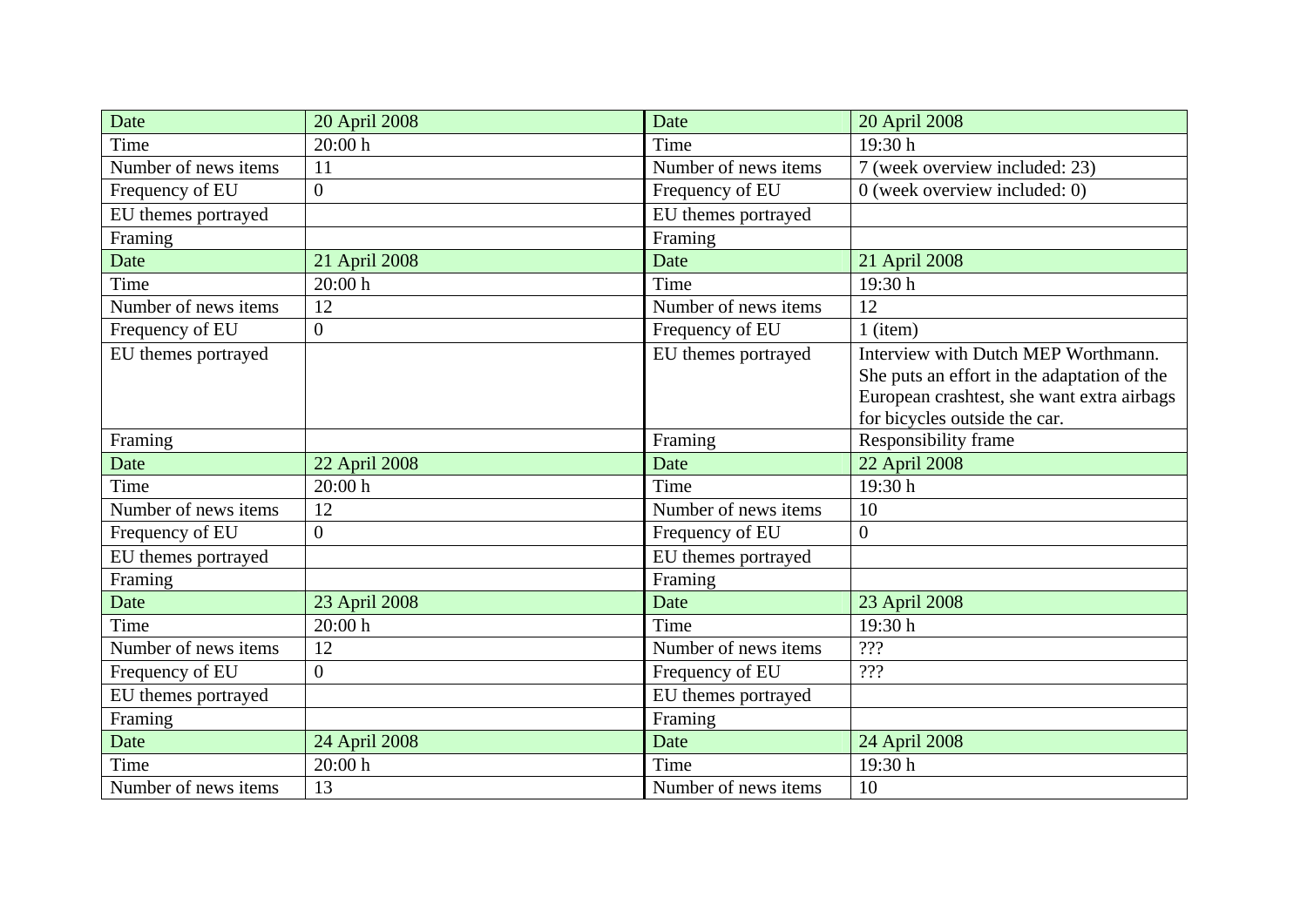| Date | 20 April 2008 | Date | 20 April 2008 |
|---|---|---|---|
| Time | 20:00 h | Time | 19:30 h |
| Number of news items | 11 | Number of news items | 7 (week overview included: 23) |
| Frequency of EU | 0 | Frequency of EU | 0 (week overview included: 0) |
| EU themes portrayed | | EU themes portrayed | |
| Framing | | Framing | |
| Date | 21 April 2008 | Date | 21 April 2008 |
| Time | 20:00 h | Time | 19:30 h |
| Number of news items | 12 | Number of news items | 12 |
| Frequency of EU | 0 | Frequency of EU | 1 (item) |
| EU themes portrayed | | EU themes portrayed | Interview with Dutch MEP Worthmann. She puts an effort in the adaptation of the European crashtest, she want extra airbags for bicycles outside the car. |
| Framing | | Framing | Responsibility frame |
| Date | 22 April 2008 | Date | 22 April 2008 |
| Time | 20:00 h | Time | 19:30 h |
| Number of news items | 12 | Number of news items | 10 |
| Frequency of EU | 0 | Frequency of EU | 0 |
| EU themes portrayed | | EU themes portrayed | |
| Framing | | Framing | |
| Date | 23 April 2008 | Date | 23 April 2008 |
| Time | 20:00 h | Time | 19:30 h |
| Number of news items | 12 | Number of news items | ??? |
| Frequency of EU | 0 | Frequency of EU | ??? |
| EU themes portrayed | | EU themes portrayed | |
| Framing | | Framing | |
| Date | 24 April 2008 | Date | 24 April 2008 |
| Time | 20:00 h | Time | 19:30 h |
| Number of news items | 13 | Number of news items | 10 |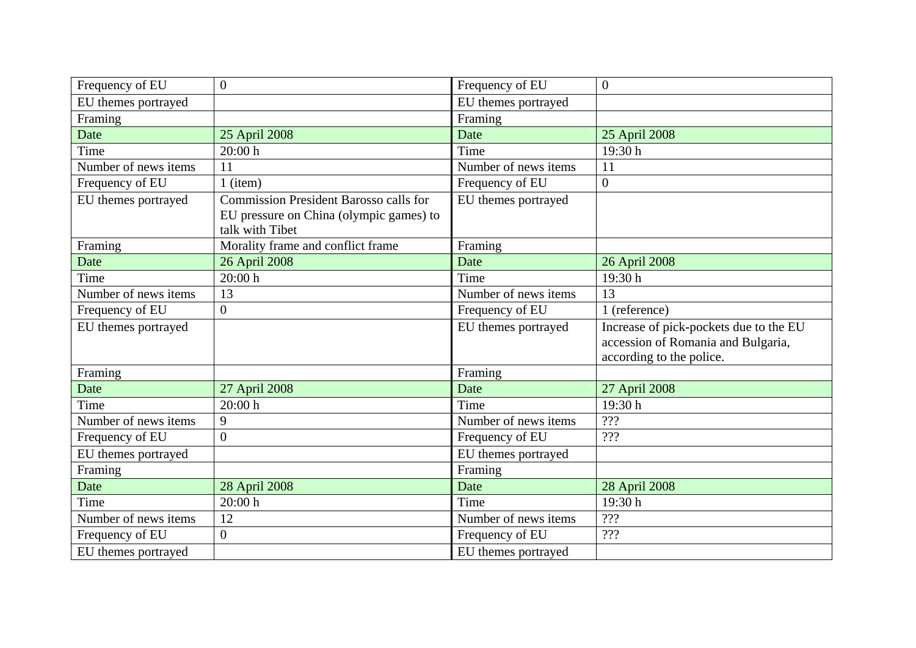| Frequency of EU | 0 | Frequency of EU | 0 |
|---|---|---|---|
| EU themes portrayed | | EU themes portrayed | |
| Framing | | Framing | |
| Date | 25 April 2008 | Date | 25 April 2008 |
| Time | 20:00 h | Time | 19:30 h |
| Number of news items | 11 | Number of news items | 11 |
| Frequency of EU | 1 (item) | Frequency of EU | 0 |
| EU themes portrayed | Commission President Barosso calls for EU pressure on China (olympic games) to talk with Tibet | EU themes portrayed | |
| Framing | Morality frame and conflict frame | Framing | |
| Date | 26 April 2008 | Date | 26 April 2008 |
| Time | 20:00 h | Time | 19:30 h |
| Number of news items | 13 | Number of news items | 13 |
| Frequency of EU | 0 | Frequency of EU | 1 (reference) |
| EU themes portrayed | | EU themes portrayed | Increase of pick-pockets due to the EU accession of Romania and Bulgaria, according to the police. |
| Framing | | Framing | |
| Date | 27 April 2008 | Date | 27 April 2008 |
| Time | 20:00 h | Time | 19:30 h |
| Number of news items | 9 | Number of news items | ??? |
| Frequency of EU | 0 | Frequency of EU | ??? |
| EU themes portrayed | | EU themes portrayed | |
| Framing | | Framing | |
| Date | 28 April 2008 | Date | 28 April 2008 |
| Time | 20:00 h | Time | 19:30 h |
| Number of news items | 12 | Number of news items | ??? |
| Frequency of EU | 0 | Frequency of EU | ??? |
| EU themes portrayed | | EU themes portrayed | |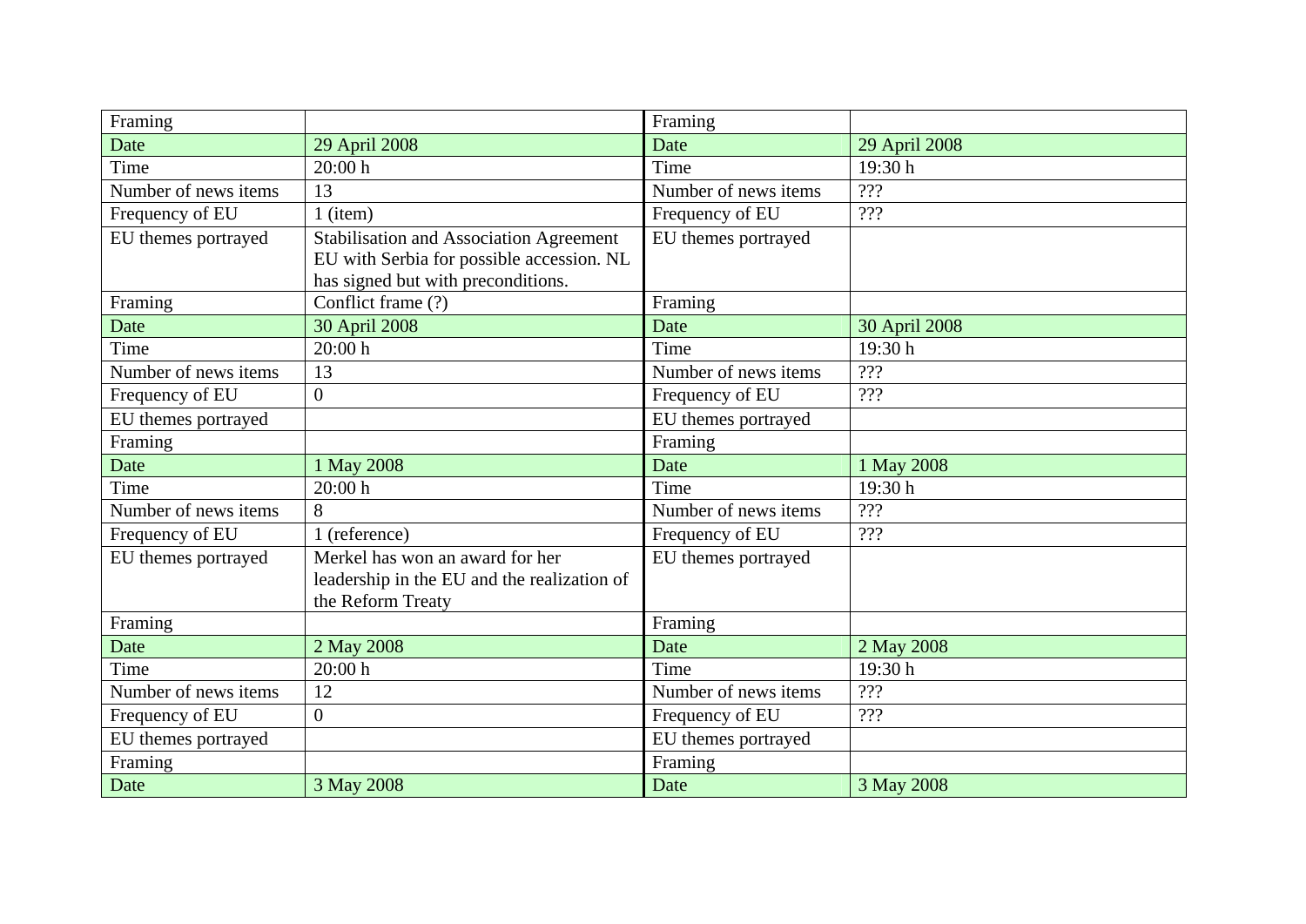| Framing | | Framing | |
|---|---|---|---|
| Date | 29 April 2008 | Date | 29 April 2008 |
| Time | 20:00 h | Time | 19:30 h |
| Number of news items | 13 | Number of news items | ??? |
| Frequency of EU | 1 (item) | Frequency of EU | ??? |
| EU themes portrayed | Stabilisation and Association Agreement EU with Serbia for possible accession. NL has signed but with preconditions. | EU themes portrayed | |
| Framing | Conflict frame (?) | Framing | |
| Date | 30 April 2008 | Date | 30 April 2008 |
| Time | 20:00 h | Time | 19:30 h |
| Number of news items | 13 | Number of news items | ??? |
| Frequency of EU | 0 | Frequency of EU | ??? |
| EU themes portrayed | | EU themes portrayed | |
| Framing | | Framing | |
| Date | 1 May 2008 | Date | 1 May 2008 |
| Time | 20:00 h | Time | 19:30 h |
| Number of news items | 8 | Number of news items | ??? |
| Frequency of EU | 1 (reference) | Frequency of EU | ??? |
| EU themes portrayed | Merkel has won an award for her leadership in the EU and the realization of the Reform Treaty | EU themes portrayed | |
| Framing | | Framing | |
| Date | 2 May 2008 | Date | 2 May 2008 |
| Time | 20:00 h | Time | 19:30 h |
| Number of news items | 12 | Number of news items | ??? |
| Frequency of EU | 0 | Frequency of EU | ??? |
| EU themes portrayed | | EU themes portrayed | |
| Framing | | Framing | |
| Date | 3 May 2008 | Date | 3 May 2008 |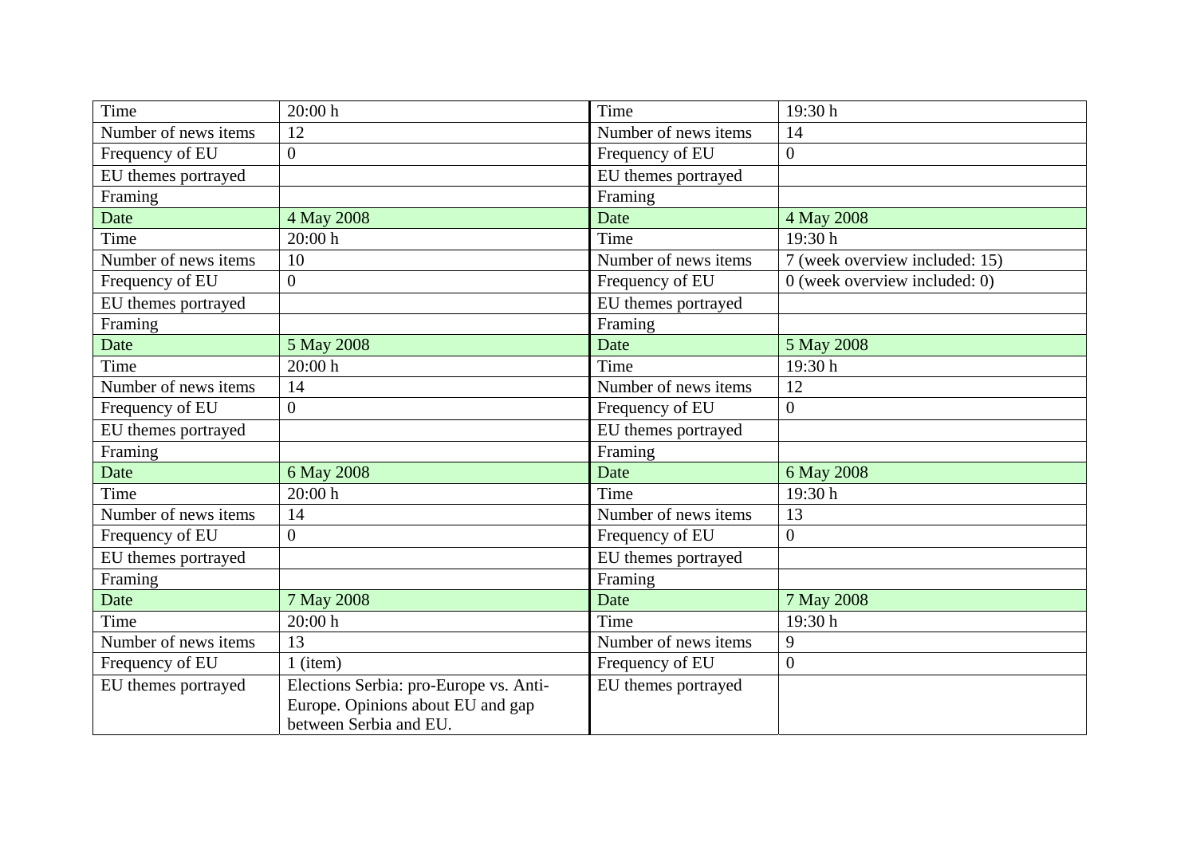| Time | 20:00 h | Time | 19:30 h |
|---|---|---|---|
| Number of news items | 12 | Number of news items | 14 |
| Frequency of EU | 0 | Frequency of EU | 0 |
| EU themes portrayed | | EU themes portrayed | |
| Framing | | Framing | |
| Date | 4 May 2008 | Date | 4 May 2008 |
| Time | 20:00 h | Time | 19:30 h |
| Number of news items | 10 | Number of news items | 7 (week overview included: 15) |
| Frequency of EU | 0 | Frequency of EU | 0 (week overview included: 0) |
| EU themes portrayed | | EU themes portrayed | |
| Framing | | Framing | |
| Date | 5 May 2008 | Date | 5 May 2008 |
| Time | 20:00 h | Time | 19:30 h |
| Number of news items | 14 | Number of news items | 12 |
| Frequency of EU | 0 | Frequency of EU | 0 |
| EU themes portrayed | | EU themes portrayed | |
| Framing | | Framing | |
| Date | 6 May 2008 | Date | 6 May 2008 |
| Time | 20:00 h | Time | 19:30 h |
| Number of news items | 14 | Number of news items | 13 |
| Frequency of EU | 0 | Frequency of EU | 0 |
| EU themes portrayed | | EU themes portrayed | |
| Framing | | Framing | |
| Date | 7 May 2008 | Date | 7 May 2008 |
| Time | 20:00 h | Time | 19:30 h |
| Number of news items | 13 | Number of news items | 9 |
| Frequency of EU | 1 (item) | Frequency of EU | 0 |
| EU themes portrayed | Elections Serbia: pro-Europe vs. Anti-Europe. Opinions about EU and gap between Serbia and EU. | EU themes portrayed | |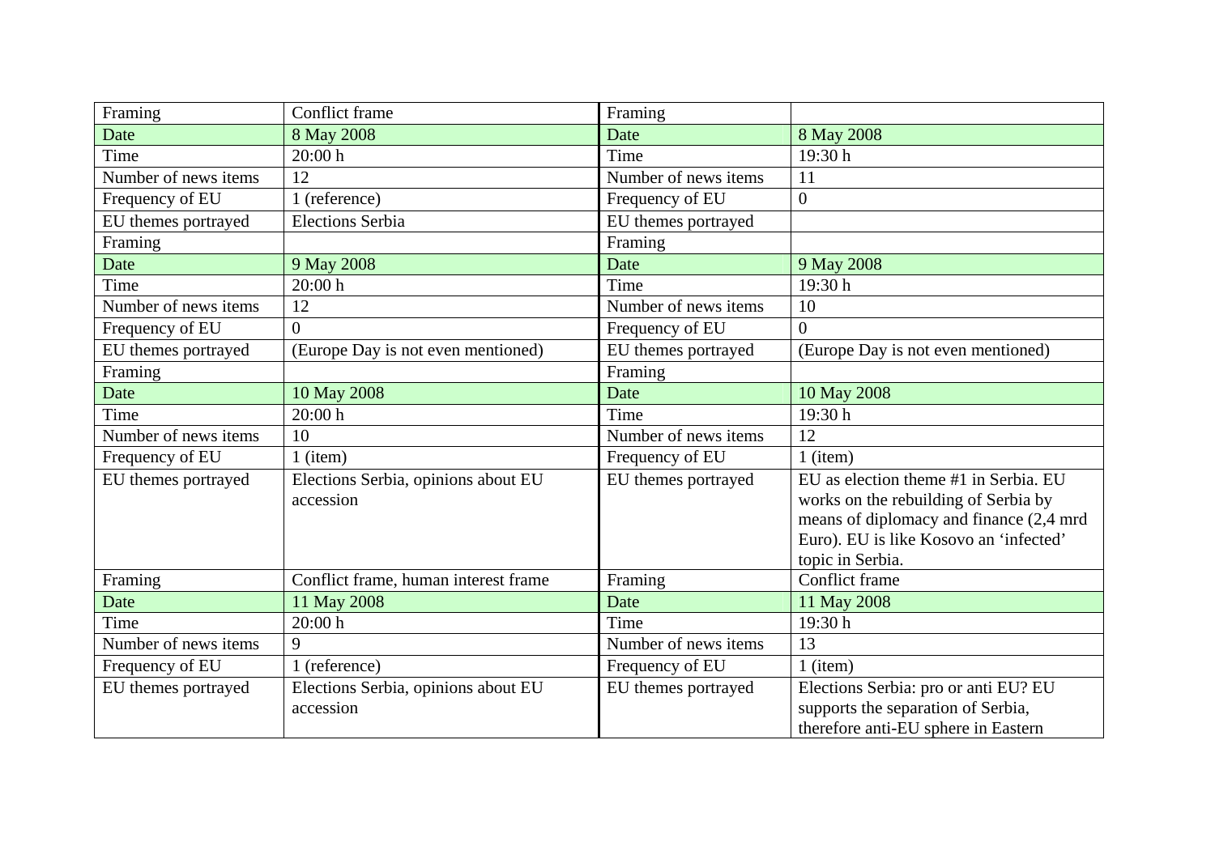| Framing | Conflict frame | Framing | |
|---|---|---|---|
| Date | 8 May 2008 | Date | 8 May 2008 |
| Time | 20:00 h | Time | 19:30 h |
| Number of news items | 12 | Number of news items | 11 |
| Frequency of EU | 1 (reference) | Frequency of EU | 0 |
| EU themes portrayed | Elections Serbia | EU themes portrayed | |
| Framing | | Framing | |
| Date | 9 May 2008 | Date | 9 May 2008 |
| Time | 20:00 h | Time | 19:30 h |
| Number of news items | 12 | Number of news items | 10 |
| Frequency of EU | 0 | Frequency of EU | 0 |
| EU themes portrayed | (Europe Day is not even mentioned) | EU themes portrayed | (Europe Day is not even mentioned) |
| Framing | | Framing | |
| Date | 10 May 2008 | Date | 10 May 2008 |
| Time | 20:00 h | Time | 19:30 h |
| Number of news items | 10 | Number of news items | 12 |
| Frequency of EU | 1 (item) | Frequency of EU | 1 (item) |
| EU themes portrayed | Elections Serbia, opinions about EU accession | EU themes portrayed | EU as election theme #1 in Serbia. EU works on the rebuilding of Serbia by means of diplomacy and finance (2,4 mrd Euro). EU is like Kosovo an 'infected' topic in Serbia. |
| Framing | Conflict frame, human interest frame | Framing | Conflict frame |
| Date | 11 May 2008 | Date | 11 May 2008 |
| Time | 20:00 h | Time | 19:30 h |
| Number of news items | 9 | Number of news items | 13 |
| Frequency of EU | 1 (reference) | Frequency of EU | 1 (item) |
| EU themes portrayed | Elections Serbia, opinions about EU accession | EU themes portrayed | Elections Serbia: pro or anti EU? EU supports the separation of Serbia, therefore anti-EU sphere in Eastern |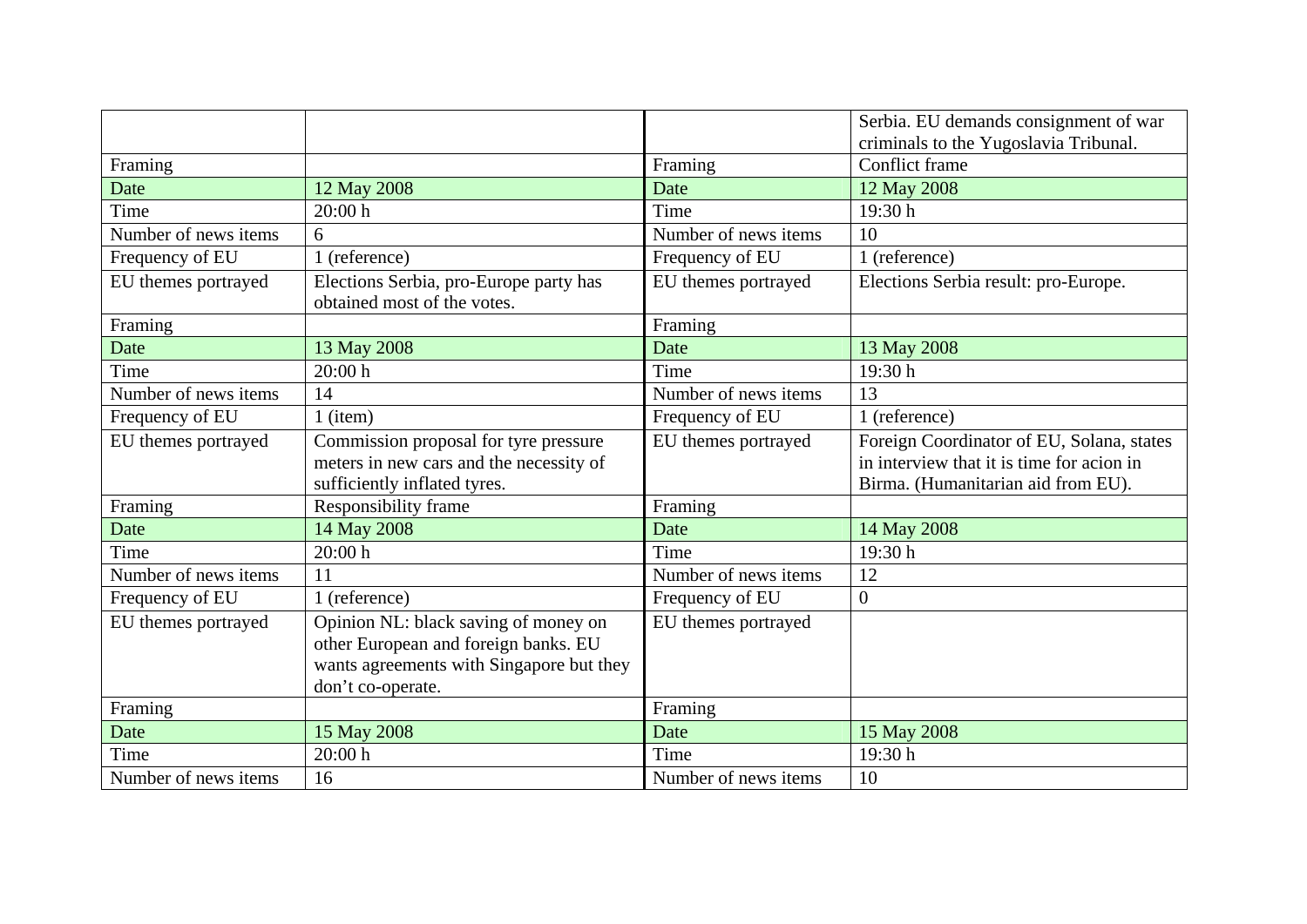|  |  |  |  |
|---|---|---|---|
|  |  |  | Serbia. EU demands consignment of war criminals to the Yugoslavia Tribunal. |
| Framing |  | Framing | Conflict frame |
| Date | 12 May 2008 | Date | 12 May 2008 |
| Time | 20:00 h | Time | 19:30 h |
| Number of news items | 6 | Number of news items | 10 |
| Frequency of EU | 1 (reference) | Frequency of EU | 1 (reference) |
| EU themes portrayed | Elections Serbia, pro-Europe party has obtained most of the votes. | EU themes portrayed | Elections Serbia result: pro-Europe. |
| Framing |  | Framing |  |
| Date | 13 May 2008 | Date | 13 May 2008 |
| Time | 20:00 h | Time | 19:30 h |
| Number of news items | 14 | Number of news items | 13 |
| Frequency of EU | 1 (item) | Frequency of EU | 1 (reference) |
| EU themes portrayed | Commission proposal for tyre pressure meters in new cars and the necessity of sufficiently inflated tyres. | EU themes portrayed | Foreign Coordinator of EU, Solana, states in interview that it is time for acion in Birma. (Humanitarian aid from EU). |
| Framing | Responsibility frame | Framing |  |
| Date | 14 May 2008 | Date | 14 May 2008 |
| Time | 20:00 h | Time | 19:30 h |
| Number of news items | 11 | Number of news items | 12 |
| Frequency of EU | 1 (reference) | Frequency of EU | 0 |
| EU themes portrayed | Opinion NL: black saving of money on other European and foreign banks. EU wants agreements with Singapore but they don't co-operate. | EU themes portrayed |  |
| Framing |  | Framing |  |
| Date | 15 May 2008 | Date | 15 May 2008 |
| Time | 20:00 h | Time | 19:30 h |
| Number of news items | 16 | Number of news items | 10 |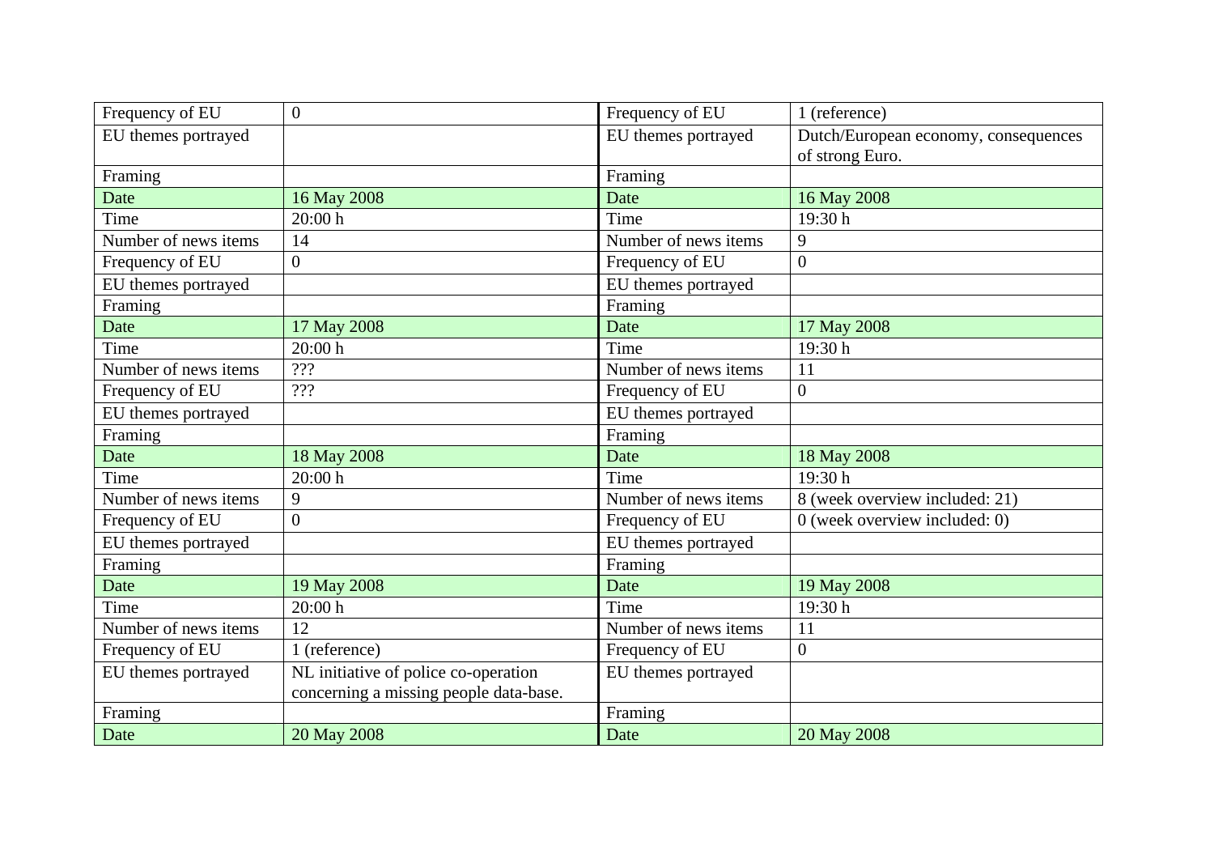| Frequency of EU | 0 | Frequency of EU | 1 (reference) |
|---|---|---|---|
| EU themes portrayed | | EU themes portrayed | Dutch/European economy, consequences of strong Euro. |
| Framing | | Framing | |
| Date | 16 May 2008 | Date | 16 May 2008 |
| Time | 20:00 h | Time | 19:30 h |
| Number of news items | 14 | Number of news items | 9 |
| Frequency of EU | 0 | Frequency of EU | 0 |
| EU themes portrayed | | EU themes portrayed | |
| Framing | | Framing | |
| Date | 17 May 2008 | Date | 17 May 2008 |
| Time | 20:00 h | Time | 19:30 h |
| Number of news items | ??? | Number of news items | 11 |
| Frequency of EU | ??? | Frequency of EU | 0 |
| EU themes portrayed | | EU themes portrayed | |
| Framing | | Framing | |
| Date | 18 May 2008 | Date | 18 May 2008 |
| Time | 20:00 h | Time | 19:30 h |
| Number of news items | 9 | Number of news items | 8 (week overview included: 21) |
| Frequency of EU | 0 | Frequency of EU | 0 (week overview included: 0) |
| EU themes portrayed | | EU themes portrayed | |
| Framing | | Framing | |
| Date | 19 May 2008 | Date | 19 May 2008 |
| Time | 20:00 h | Time | 19:30 h |
| Number of news items | 12 | Number of news items | 11 |
| Frequency of EU | 1 (reference) | Frequency of EU | 0 |
| EU themes portrayed | NL initiative of police co-operation concerning a missing people data-base. | EU themes portrayed | |
| Framing | | Framing | |
| Date | 20 May 2008 | Date | 20 May 2008 |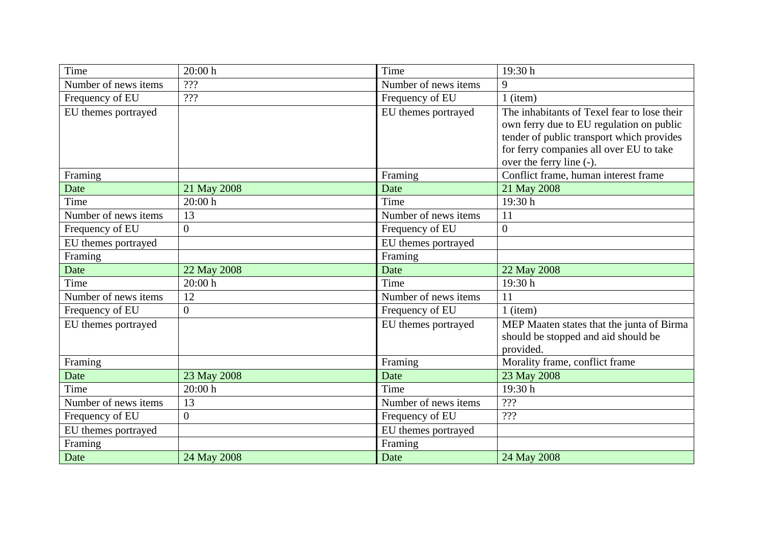| Time | 20:00 h | Time | 19:30 h |
|---|---|---|---|
| Number of news items | ??? | Number of news items | 9 |
| Frequency of EU | ??? | Frequency of EU | 1 (item) |
| EU themes portrayed | | EU themes portrayed | The inhabitants of Texel fear to lose their own ferry due to EU regulation on public tender of public transport which provides for ferry companies all over EU to take over the ferry line (-). |
| Framing | | Framing | Conflict frame, human interest frame |
| Date | 21 May 2008 | Date | 21 May 2008 |
| Time | 20:00 h | Time | 19:30 h |
| Number of news items | 13 | Number of news items | 11 |
| Frequency of EU | 0 | Frequency of EU | 0 |
| EU themes portrayed | | EU themes portrayed | |
| Framing | | Framing | |
| Date | 22 May 2008 | Date | 22 May 2008 |
| Time | 20:00 h | Time | 19:30 h |
| Number of news items | 12 | Number of news items | 11 |
| Frequency of EU | 0 | Frequency of EU | 1 (item) |
| EU themes portrayed | | EU themes portrayed | MEP Maaten states that the junta of Birma should be stopped and aid should be provided. |
| Framing | | Framing | Morality frame, conflict frame |
| Date | 23 May 2008 | Date | 23 May 2008 |
| Time | 20:00 h | Time | 19:30 h |
| Number of news items | 13 | Number of news items | ??? |
| Frequency of EU | 0 | Frequency of EU | ??? |
| EU themes portrayed | | EU themes portrayed | |
| Framing | | Framing | |
| Date | 24 May 2008 | Date | 24 May 2008 |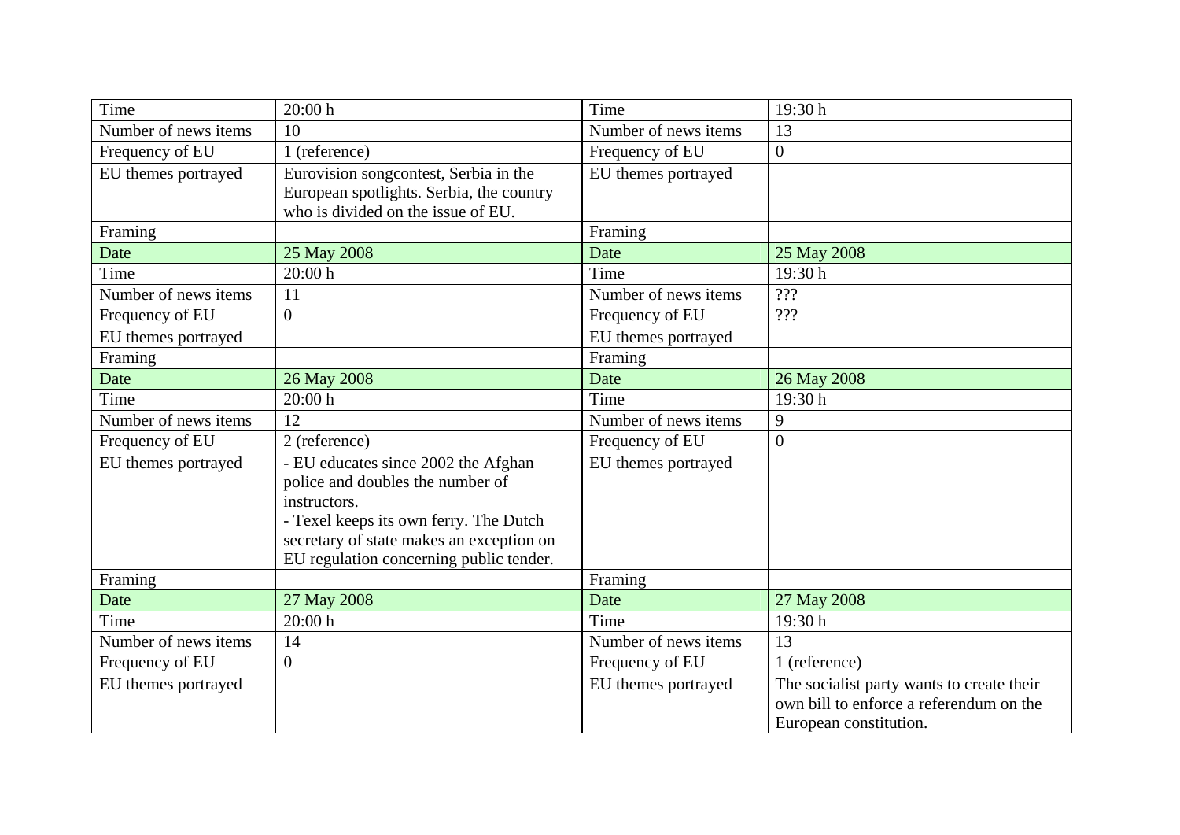| Time | 20:00 h | Time | 19:30 h |
|---|---|---|---|
| Number of news items | 10 | Number of news items | 13 |
| Frequency of EU | 1 (reference) | Frequency of EU | 0 |
| EU themes portrayed | Eurovision songcontest, Serbia in the European spotlights. Serbia, the country who is divided on the issue of EU. | EU themes portrayed | |
| Framing | | Framing | |
| Date | 25 May 2008 | Date | 25 May 2008 |
| Time | 20:00 h | Time | 19:30 h |
| Number of news items | 11 | Number of news items | ??? |
| Frequency of EU | 0 | Frequency of EU | ??? |
| EU themes portrayed | | EU themes portrayed | |
| Framing | | Framing | |
| Date | 26 May 2008 | Date | 26 May 2008 |
| Time | 20:00 h | Time | 19:30 h |
| Number of news items | 12 | Number of news items | 9 |
| Frequency of EU | 2 (reference) | Frequency of EU | 0 |
| EU themes portrayed | - EU educates since 2002 the Afghan police and doubles the number of instructors.<br>- Texel keeps its own ferry. The Dutch secretary of state makes an exception on EU regulation concerning public tender. | EU themes portrayed | |
| Framing | | Framing | |
| Date | 27 May 2008 | Date | 27 May 2008 |
| Time | 20:00 h | Time | 19:30 h |
| Number of news items | 14 | Number of news items | 13 |
| Frequency of EU | 0 | Frequency of EU | 1 (reference) |
| EU themes portrayed | | EU themes portrayed | The socialist party wants to create their own bill to enforce a referendum on the European constitution. |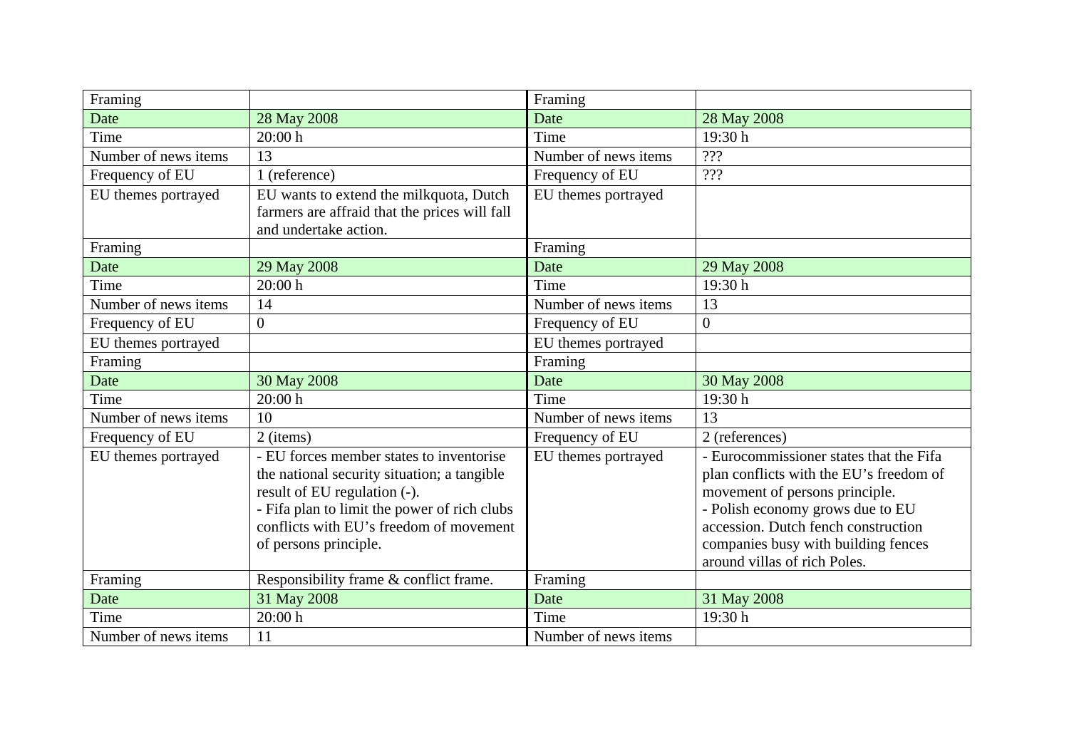| Framing | | Framing | |
|---|---|---|---|
| Date | 28 May 2008 | Date | 28 May 2008 |
| Time | 20:00 h | Time | 19:30 h |
| Number of news items | 13 | Number of news items | ??? |
| Frequency of EU | 1 (reference) | Frequency of EU | ??? |
| EU themes portrayed | EU wants to extend the milkquota, Dutch farmers are affraid that the prices will fall and undertake action. | EU themes portrayed | |
| Framing | | Framing | |
| Date | 29 May 2008 | Date | 29 May 2008 |
| Time | 20:00 h | Time | 19:30 h |
| Number of news items | 14 | Number of news items | 13 |
| Frequency of EU | 0 | Frequency of EU | 0 |
| EU themes portrayed | | EU themes portrayed | |
| Framing | | Framing | |
| Date | 30 May 2008 | Date | 30 May 2008 |
| Time | 20:00 h | Time | 19:30 h |
| Number of news items | 10 | Number of news items | 13 |
| Frequency of EU | 2 (items) | Frequency of EU | 2 (references) |
| EU themes portrayed | - EU forces member states to inventorise the national security situation; a tangible result of EU regulation (-).<br>- Fifa plan to limit the power of rich clubs conflicts with EU's freedom of movement of persons principle. | EU themes portrayed | - Eurocommissioner states that the Fifa plan conflicts with the EU's freedom of movement of persons principle.<br>- Polish economy grows due to EU accession. Dutch fench construction companies busy with building fences around villas of rich Poles. |
| Framing | Responsibility frame & conflict frame. | Framing | |
| Date | 31 May 2008 | Date | 31 May 2008 |
| Time | 20:00 h | Time | 19:30 h |
| Number of news items | 11 | Number of news items | |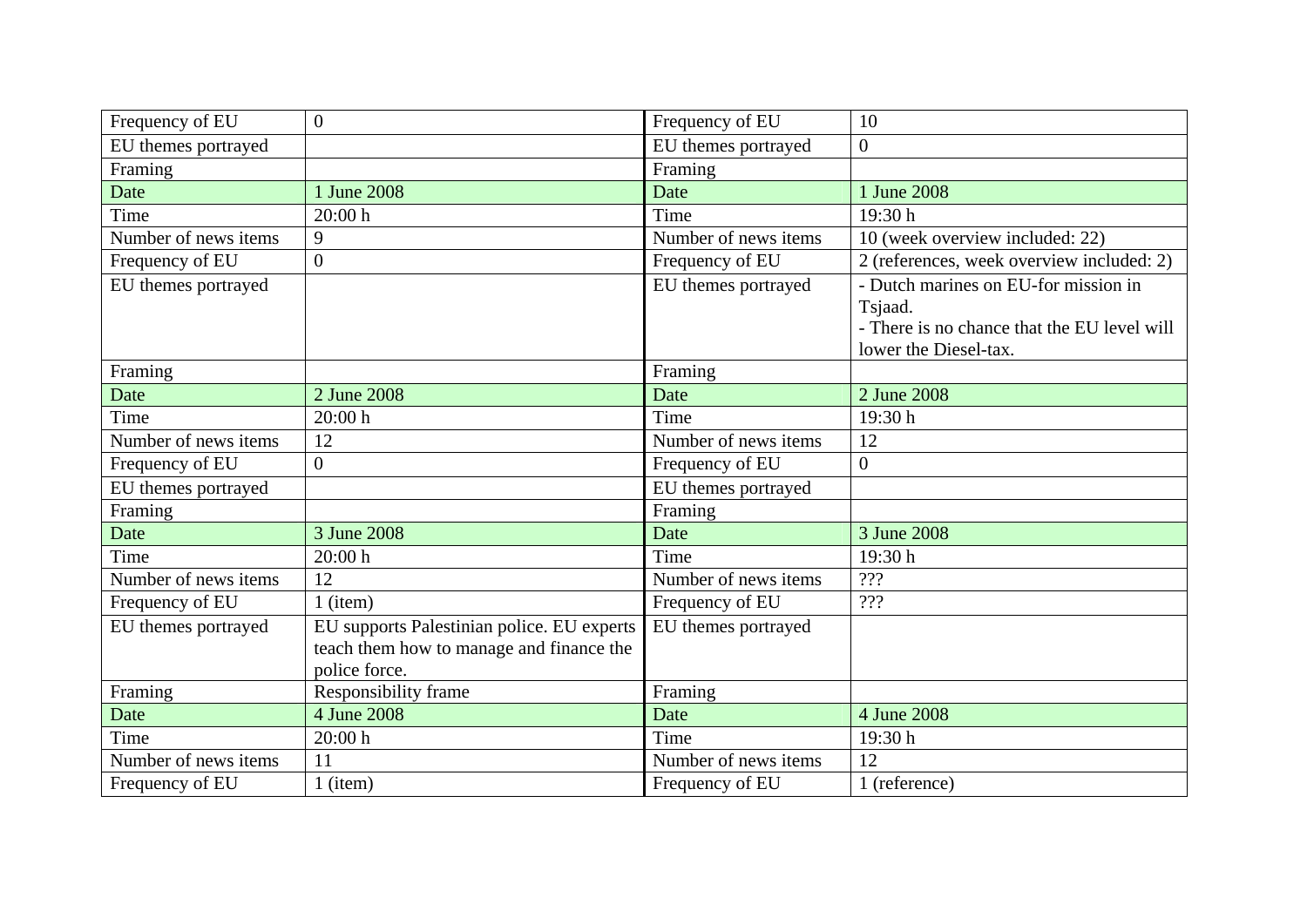| | | | |
|---|---|---|---|
| Frequency of EU | 0 | Frequency of EU | 10 |
| EU themes portrayed | | EU themes portrayed | 0 |
| Framing | | Framing | |
| Date | 1 June 2008 | Date | 1 June 2008 |
| Time | 20:00 h | Time | 19:30 h |
| Number of news items | 9 | Number of news items | 10 (week overview included: 22) |
| Frequency of EU | 0 | Frequency of EU | 2 (references, week overview included: 2) |
| EU themes portrayed | | EU themes portrayed | - Dutch marines on EU-for mission in Tsjaad.<br>- There is no chance that the EU level will lower the Diesel-tax. |
| Framing | | Framing | |
| Date | 2 June 2008 | Date | 2 June 2008 |
| Time | 20:00 h | Time | 19:30 h |
| Number of news items | 12 | Number of news items | 12 |
| Frequency of EU | 0 | Frequency of EU | 0 |
| EU themes portrayed | | EU themes portrayed | |
| Framing | | Framing | |
| Date | 3 June 2008 | Date | 3 June 2008 |
| Time | 20:00 h | Time | 19:30 h |
| Number of news items | 12 | Number of news items | ??? |
| Frequency of EU | 1 (item) | Frequency of EU | ??? |
| EU themes portrayed | EU supports Palestinian police. EU experts teach them how to manage and finance the police force. | EU themes portrayed | |
| Framing | Responsibility frame | Framing | |
| Date | 4 June 2008 | Date | 4 June 2008 |
| Time | 20:00 h | Time | 19:30 h |
| Number of news items | 11 | Number of news items | 12 |
| Frequency of EU | 1 (item) | Frequency of EU | 1 (reference) |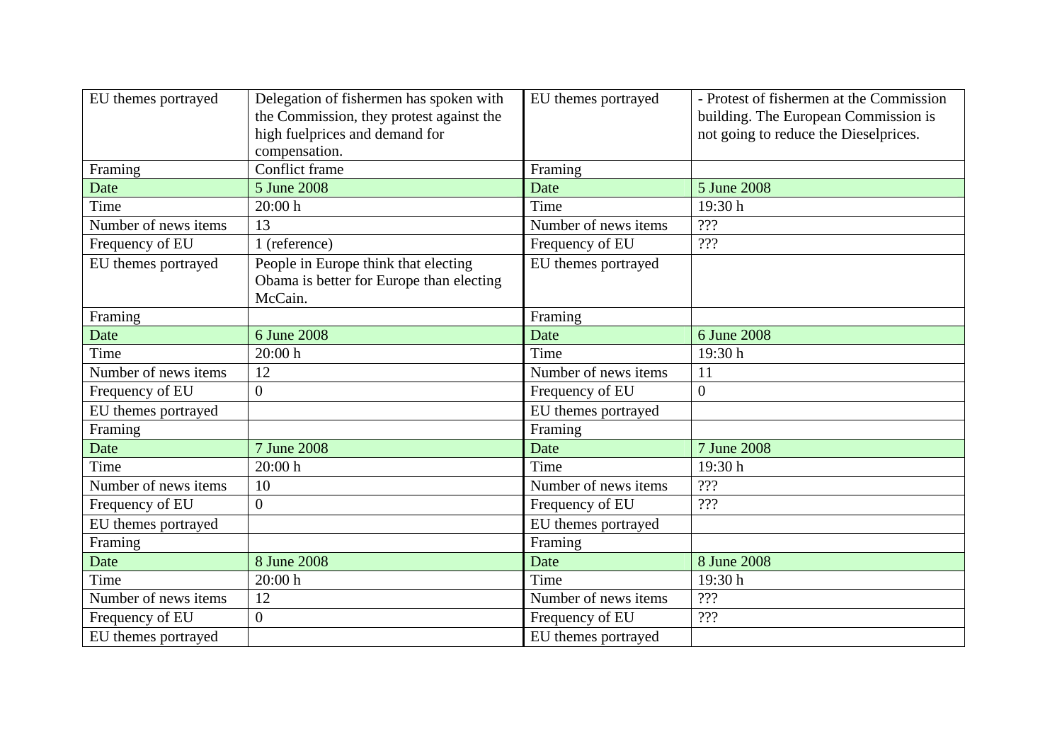| EU themes portrayed | Delegation of fishermen has spoken with the Commission, they protest against the high fuelprices and demand for compensation. | EU themes portrayed | - Protest of fishermen at the Commission building. The European Commission is not going to reduce the Dieselprices. |
|---|---|---|---|
| Framing | Conflict frame | Framing | |
| Date | 5 June 2008 | Date | 5 June 2008 |
| Time | 20:00 h | Time | 19:30 h |
| Number of news items | 13 | Number of news items | ??? |
| Frequency of EU | 1 (reference) | Frequency of EU | ??? |
| EU themes portrayed | People in Europe think that electing Obama is better for Europe than electing McCain. | EU themes portrayed | |
| Framing | | Framing | |
| Date | 6 June 2008 | Date | 6 June 2008 |
| Time | 20:00 h | Time | 19:30 h |
| Number of news items | 12 | Number of news items | 11 |
| Frequency of EU | 0 | Frequency of EU | 0 |
| EU themes portrayed | | EU themes portrayed | |
| Framing | | Framing | |
| Date | 7 June 2008 | Date | 7 June 2008 |
| Time | 20:00 h | Time | 19:30 h |
| Number of news items | 10 | Number of news items | ??? |
| Frequency of EU | 0 | Frequency of EU | ??? |
| EU themes portrayed | | EU themes portrayed | |
| Framing | | Framing | |
| Date | 8 June 2008 | Date | 8 June 2008 |
| Time | 20:00 h | Time | 19:30 h |
| Number of news items | 12 | Number of news items | ??? |
| Frequency of EU | 0 | Frequency of EU | ??? |
| EU themes portrayed | | EU themes portrayed | |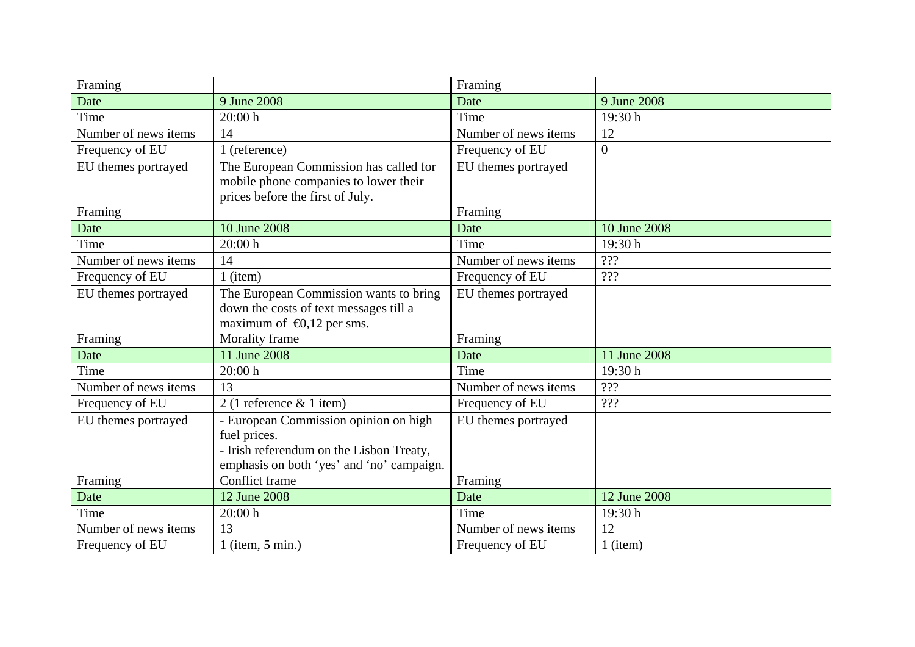| Framing | | Framing | |
|---|---|---|---|
| Date | 9 June 2008 | Date | 9 June 2008 |
| Time | 20:00 h | Time | 19:30 h |
| Number of news items | 14 | Number of news items | 12 |
| Frequency of EU | 1 (reference) | Frequency of EU | 0 |
| EU themes portrayed | The European Commission has called for mobile phone companies to lower their prices before the first of July. | EU themes portrayed | |
| Framing | | Framing | |
| Date | 10 June 2008 | Date | 10 June 2008 |
| Time | 20:00 h | Time | 19:30 h |
| Number of news items | 14 | Number of news items | ??? |
| Frequency of EU | 1 (item) | Frequency of EU | ??? |
| EU themes portrayed | The European Commission wants to bring down the costs of text messages till a maximum of €0,12 per sms. | EU themes portrayed | |
| Framing | Morality frame | Framing | |
| Date | 11 June 2008 | Date | 11 June 2008 |
| Time | 20:00 h | Time | 19:30 h |
| Number of news items | 13 | Number of news items | ??? |
| Frequency of EU | 2 (1 reference & 1 item) | Frequency of EU | ??? |
| EU themes portrayed | - European Commission opinion on high fuel prices.<br>- Irish referendum on the Lisbon Treaty, emphasis on both 'yes' and 'no' campaign. | EU themes portrayed | |
| Framing | Conflict frame | Framing | |
| Date | 12 June 2008 | Date | 12 June 2008 |
| Time | 20:00 h | Time | 19:30 h |
| Number of news items | 13 | Number of news items | 12 |
| Frequency of EU | 1 (item, 5 min.) | Frequency of EU | 1 (item) |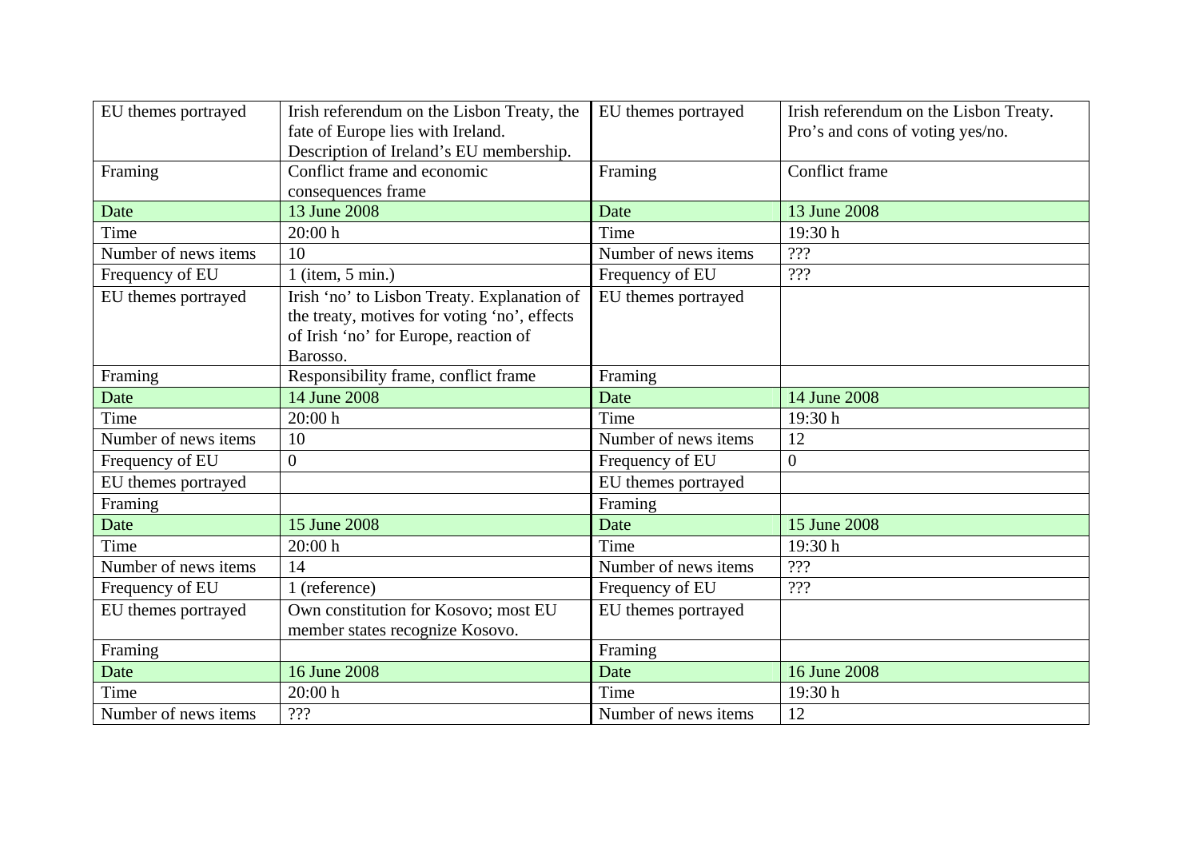| EU themes portrayed | Irish referendum on the Lisbon Treaty, the fate of Europe lies with Ireland. Description of Ireland's EU membership. | EU themes portrayed | Irish referendum on the Lisbon Treaty. Pro's and cons of voting yes/no. |
|---|---|---|---|
| Framing | Conflict frame and economic consequences frame | Framing | Conflict frame |
| Date | 13 June 2008 | Date | 13 June 2008 |
| Time | 20:00 h | Time | 19:30 h |
| Number of news items | 10 | Number of news items | ??? |
| Frequency of EU | 1 (item, 5 min.) | Frequency of EU | ??? |
| EU themes portrayed | Irish 'no' to Lisbon Treaty. Explanation of the treaty, motives for voting 'no', effects of Irish 'no' for Europe, reaction of Barosso. | EU themes portrayed | |
| Framing | Responsibility frame, conflict frame | Framing | |
| Date | 14 June 2008 | Date | 14 June 2008 |
| Time | 20:00 h | Time | 19:30 h |
| Number of news items | 10 | Number of news items | 12 |
| Frequency of EU | 0 | Frequency of EU | 0 |
| EU themes portrayed | | EU themes portrayed | |
| Framing | | Framing | |
| Date | 15 June 2008 | Date | 15 June 2008 |
| Time | 20:00 h | Time | 19:30 h |
| Number of news items | 14 | Number of news items | ??? |
| Frequency of EU | 1 (reference) | Frequency of EU | ??? |
| EU themes portrayed | Own constitution for Kosovo; most EU member states recognize Kosovo. | EU themes portrayed | |
| Framing | | Framing | |
| Date | 16 June 2008 | Date | 16 June 2008 |
| Time | 20:00 h | Time | 19:30 h |
| Number of news items | ??? | Number of news items | 12 |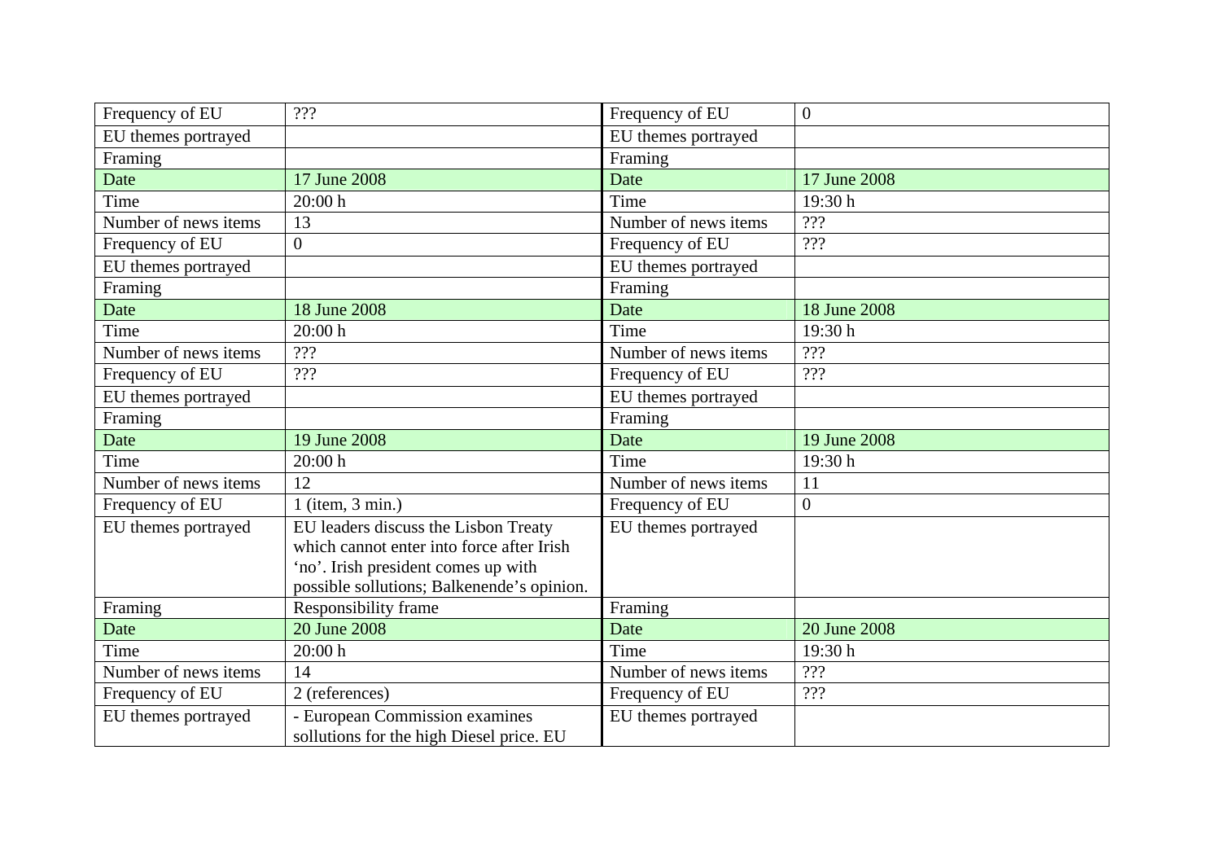| Frequency of EU | ??? | Frequency of EU | 0 |
|---|---|---|---|
| EU themes portrayed | | EU themes portrayed | |
| Framing | | Framing | |
| Date | 17 June 2008 | Date | 17 June 2008 |
| Time | 20:00 h | Time | 19:30 h |
| Number of news items | 13 | Number of news items | ??? |
| Frequency of EU | 0 | Frequency of EU | ??? |
| EU themes portrayed | | EU themes portrayed | |
| Framing | | Framing | |
| Date | 18 June 2008 | Date | 18 June 2008 |
| Time | 20:00 h | Time | 19:30 h |
| Number of news items | ??? | Number of news items | ??? |
| Frequency of EU | ??? | Frequency of EU | ??? |
| EU themes portrayed | | EU themes portrayed | |
| Framing | | Framing | |
| Date | 19 June 2008 | Date | 19 June 2008 |
| Time | 20:00 h | Time | 19:30 h |
| Number of news items | 12 | Number of news items | 11 |
| Frequency of EU | 1 (item, 3 min.) | Frequency of EU | 0 |
| EU themes portrayed | EU leaders discuss the Lisbon Treaty which cannot enter into force after Irish 'no'. Irish president comes up with possible sollutions; Balkenende's opinion. | EU themes portrayed | |
| Framing | Responsibility frame | Framing | |
| Date | 20 June 2008 | Date | 20 June 2008 |
| Time | 20:00 h | Time | 19:30 h |
| Number of news items | 14 | Number of news items | ??? |
| Frequency of EU | 2 (references) | Frequency of EU | ??? |
| EU themes portrayed | - European Commission examines sollutions for the high Diesel price. EU | EU themes portrayed | |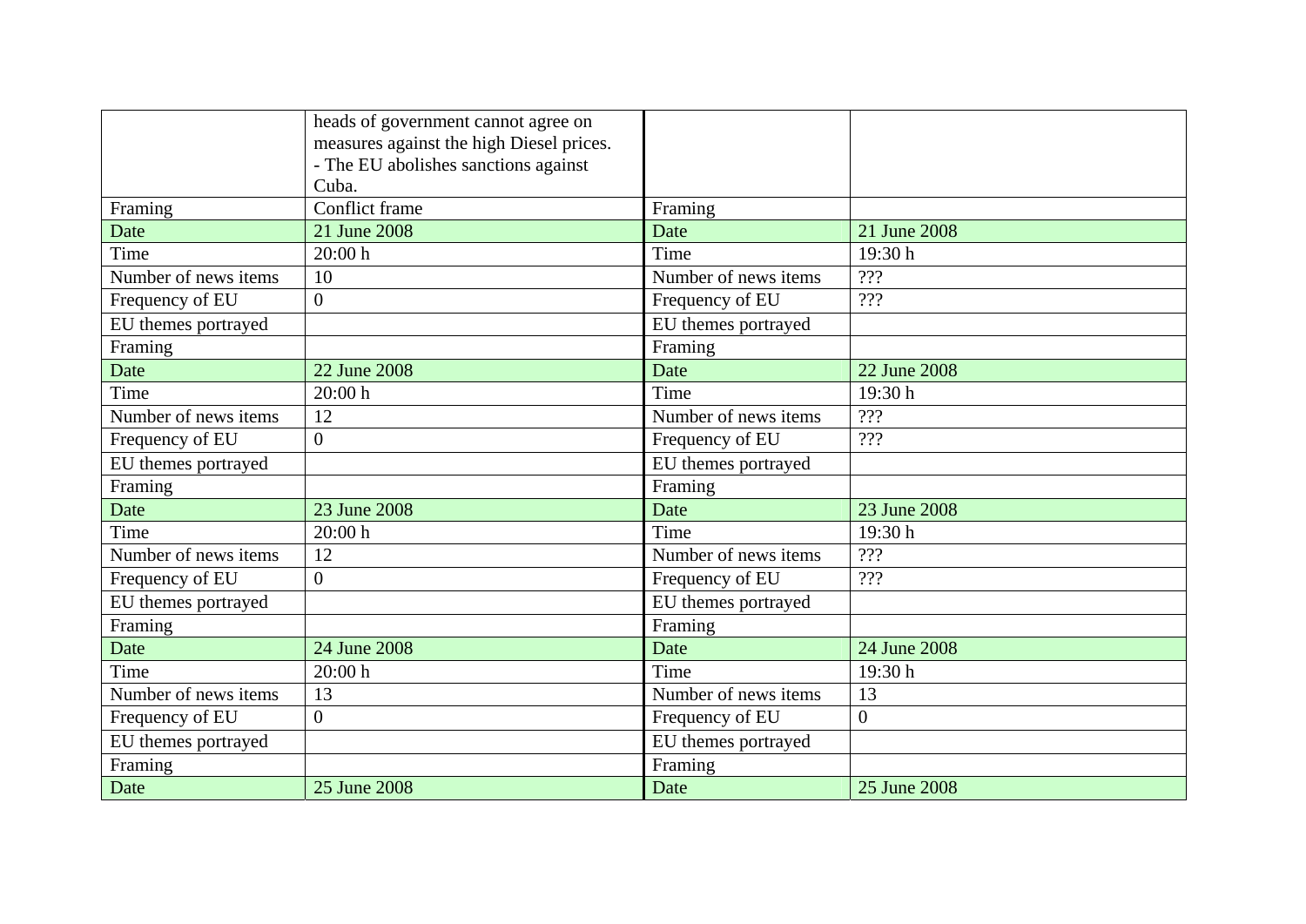|  | heads of government cannot agree on measures against the high Diesel prices.<br>- The EU abolishes sanctions against Cuba. |  |  |
|---|---|---|---|
| Framing | Conflict frame | Framing |  |
| Date | 21 June 2008 | Date | 21 June 2008 |
| Time | 20:00 h | Time | 19:30 h |
| Number of news items | 10 | Number of news items | ??? |
| Frequency of EU | 0 | Frequency of EU | ??? |
| EU themes portrayed |  | EU themes portrayed |  |
| Framing |  | Framing |  |
| Date | 22 June 2008 | Date | 22 June 2008 |
| Time | 20:00 h | Time | 19:30 h |
| Number of news items | 12 | Number of news items | ??? |
| Frequency of EU | 0 | Frequency of EU | ??? |
| EU themes portrayed |  | EU themes portrayed |  |
| Framing |  | Framing |  |
| Date | 23 June 2008 | Date | 23 June 2008 |
| Time | 20:00 h | Time | 19:30 h |
| Number of news items | 12 | Number of news items | ??? |
| Frequency of EU | 0 | Frequency of EU | ??? |
| EU themes portrayed |  | EU themes portrayed |  |
| Framing |  | Framing |  |
| Date | 24 June 2008 | Date | 24 June 2008 |
| Time | 20:00 h | Time | 19:30 h |
| Number of news items | 13 | Number of news items | 13 |
| Frequency of EU | 0 | Frequency of EU | 0 |
| EU themes portrayed |  | EU themes portrayed |  |
| Framing |  | Framing |  |
| Date | 25 June 2008 | Date | 25 June 2008 |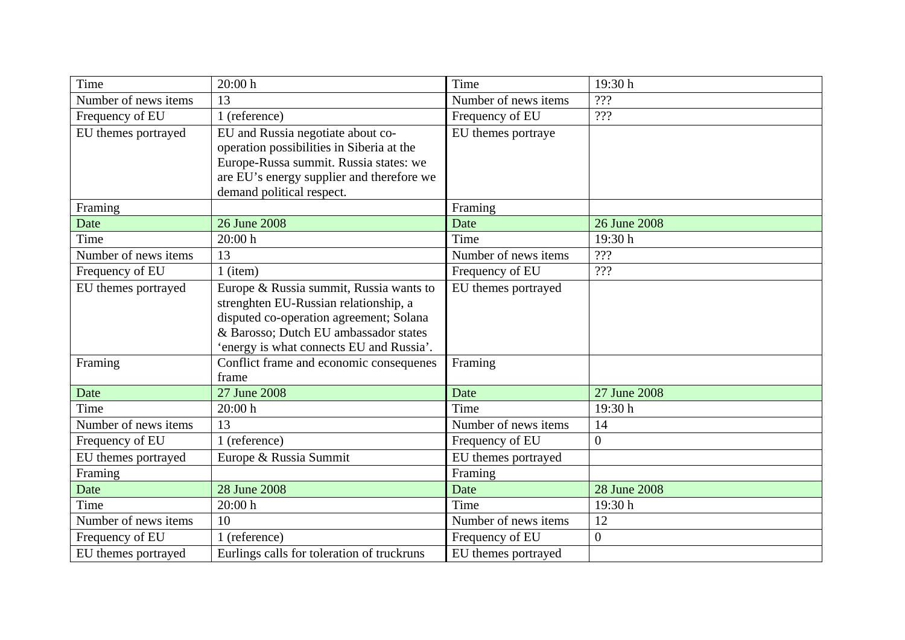| Time | 20:00 h | Time | 19:30 h |
|---|---|---|---|
| Number of news items | 13 | Number of news items | ??? |
| Frequency of EU | 1 (reference) | Frequency of EU | ??? |
| EU themes portrayed | EU and Russia negotiate about co-operation possibilities in Siberia at the Europe-Russa summit. Russia states: we are EU's energy supplier and therefore we demand political respect. | EU themes portraye | |
| Framing | | Framing | |
| Date | 26 June 2008 | Date | 26 June 2008 |
| Time | 20:00 h | Time | 19:30 h |
| Number of news items | 13 | Number of news items | ??? |
| Frequency of EU | 1 (item) | Frequency of EU | ??? |
| EU themes portrayed | Europe & Russia summit, Russia wants to strenghten EU-Russian relationship, a disputed co-operation agreement; Solana & Barosso; Dutch EU ambassador states 'energy is what connects EU and Russia'. | EU themes portrayed | |
| Framing | Conflict frame and economic consequenes frame | Framing | |
| Date | 27 June 2008 | Date | 27 June 2008 |
| Time | 20:00 h | Time | 19:30 h |
| Number of news items | 13 | Number of news items | 14 |
| Frequency of EU | 1 (reference) | Frequency of EU | 0 |
| EU themes portrayed | Europe & Russia Summit | EU themes portrayed | |
| Framing | | Framing | |
| Date | 28 June 2008 | Date | 28 June 2008 |
| Time | 20:00 h | Time | 19:30 h |
| Number of news items | 10 | Number of news items | 12 |
| Frequency of EU | 1 (reference) | Frequency of EU | 0 |
| EU themes portrayed | Eurlings calls for toleration of truckruns | EU themes portrayed | |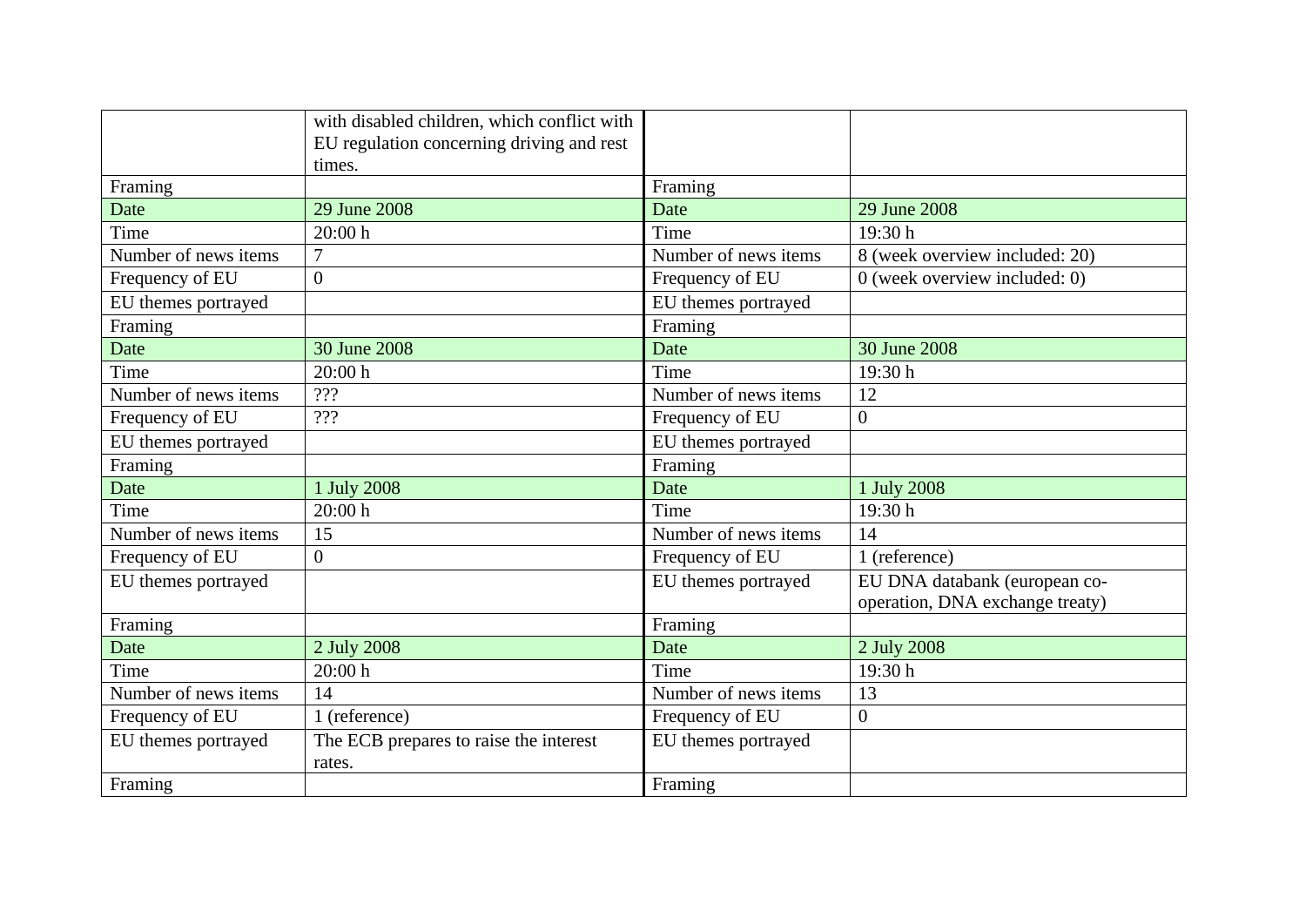|  |  |  |  |
|---|---|---|---|
|  | with disabled children, which conflict with EU regulation concerning driving and rest times. |  |  |
| Framing |  | Framing |  |
| Date | 29 June 2008 | Date | 29 June 2008 |
| Time | 20:00 h | Time | 19:30 h |
| Number of news items | 7 | Number of news items | 8 (week overview included: 20) |
| Frequency of EU | 0 | Frequency of EU | 0 (week overview included: 0) |
| EU themes portrayed |  | EU themes portrayed |  |
| Framing |  | Framing |  |
| Date | 30 June 2008 | Date | 30 June 2008 |
| Time | 20:00 h | Time | 19:30 h |
| Number of news items | ??? | Number of news items | 12 |
| Frequency of EU | ??? | Frequency of EU | 0 |
| EU themes portrayed |  | EU themes portrayed |  |
| Framing |  | Framing |  |
| Date | 1 July 2008 | Date | 1 July 2008 |
| Time | 20:00 h | Time | 19:30 h |
| Number of news items | 15 | Number of news items | 14 |
| Frequency of EU | 0 | Frequency of EU | 1 (reference) |
| EU themes portrayed |  | EU themes portrayed | EU DNA databank (european co-operation, DNA exchange treaty) |
| Framing |  | Framing |  |
| Date | 2 July 2008 | Date | 2 July 2008 |
| Time | 20:00 h | Time | 19:30 h |
| Number of news items | 14 | Number of news items | 13 |
| Frequency of EU | 1 (reference) | Frequency of EU | 0 |
| EU themes portrayed | The ECB prepares to raise the interest rates. | EU themes portrayed |  |
| Framing |  | Framing |  |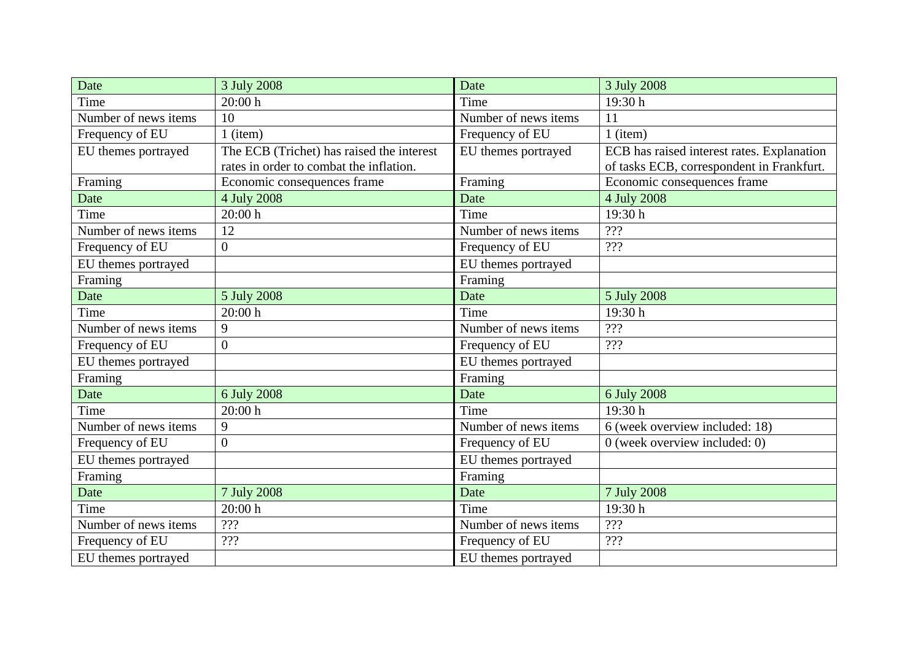| Date | 3 July 2008 | Date | 3 July 2008 |
|---|---|---|---|
| Time | 20:00 h | Time | 19:30 h |
| Number of news items | 10 | Number of news items | 11 |
| Frequency of EU | 1 (item) | Frequency of EU | 1 (item) |
| EU themes portrayed | The ECB (Trichet) has raised the interest rates in order to combat the inflation. | EU themes portrayed | ECB has raised interest rates. Explanation of tasks ECB, correspondent in Frankfurt. |
| Framing | Economic consequences frame | Framing | Economic consequences frame |
| Date | 4 July 2008 | Date | 4 July 2008 |
| Time | 20:00 h | Time | 19:30 h |
| Number of news items | 12 | Number of news items | ??? |
| Frequency of EU | 0 | Frequency of EU | ??? |
| EU themes portrayed | | EU themes portrayed | |
| Framing | | Framing | |
| Date | 5 July 2008 | Date | 5 July 2008 |
| Time | 20:00 h | Time | 19:30 h |
| Number of news items | 9 | Number of news items | ??? |
| Frequency of EU | 0 | Frequency of EU | ??? |
| EU themes portrayed | | EU themes portrayed | |
| Framing | | Framing | |
| Date | 6 July 2008 | Date | 6 July 2008 |
| Time | 20:00 h | Time | 19:30 h |
| Number of news items | 9 | Number of news items | 6 (week overview included: 18) |
| Frequency of EU | 0 | Frequency of EU | 0 (week overview included: 0) |
| EU themes portrayed | | EU themes portrayed | |
| Framing | | Framing | |
| Date | 7 July 2008 | Date | 7 July 2008 |
| Time | 20:00 h | Time | 19:30 h |
| Number of news items | ??? | Number of news items | ??? |
| Frequency of EU | ??? | Frequency of EU | ??? |
| EU themes portrayed | | EU themes portrayed | |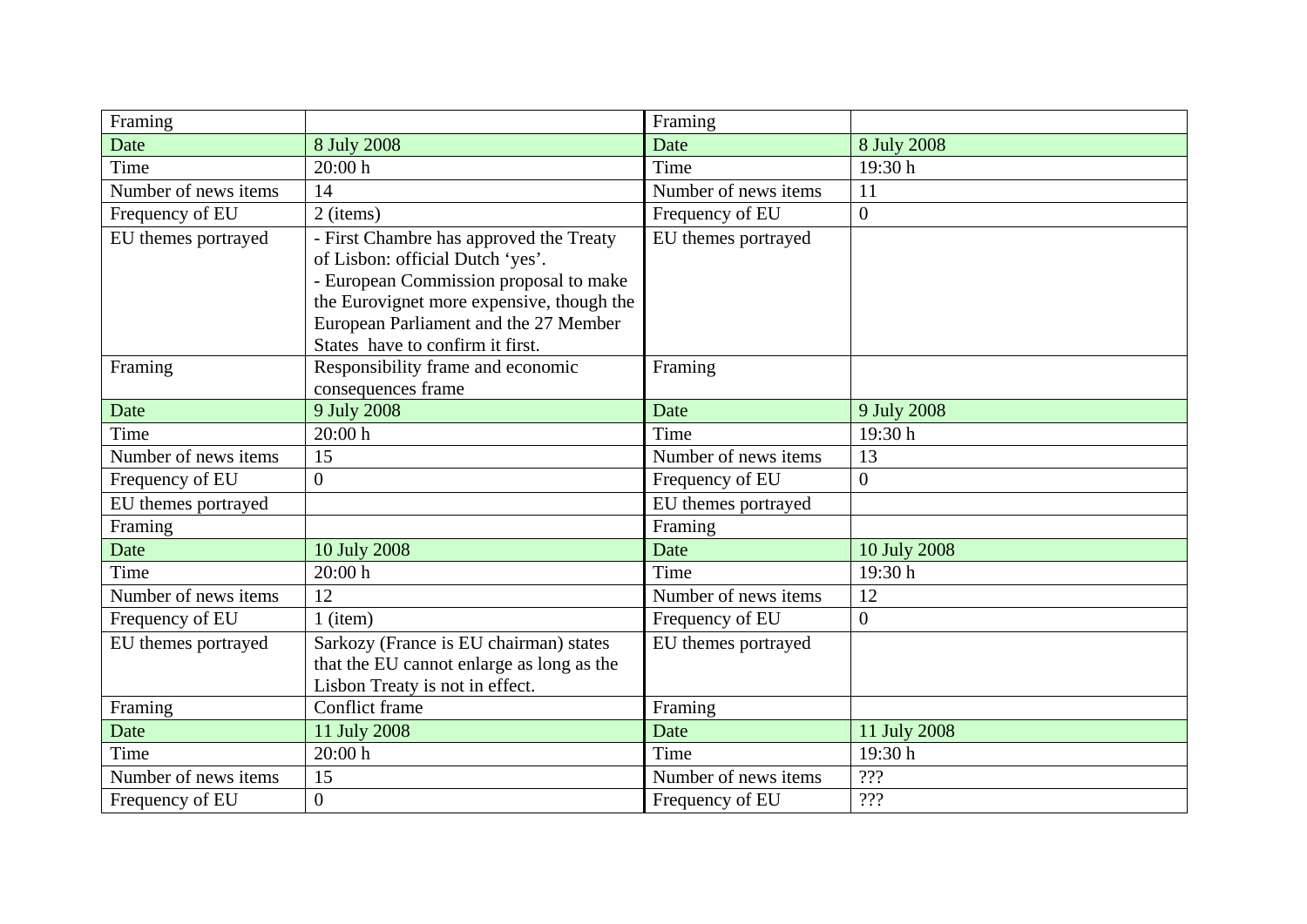| Framing | | Framing | |
|---|---|---|---|
| Date | 8 July 2008 | Date | 8 July 2008 |
| Time | 20:00 h | Time | 19:30 h |
| Number of news items | 14 | Number of news items | 11 |
| Frequency of EU | 2 (items) | Frequency of EU | 0 |
| EU themes portrayed | - First Chambre has approved the Treaty of Lisbon: official Dutch 'yes'.<br>- European Commission proposal to make the Eurovignet more expensive, though the European Parliament and the 27 Member States have to confirm it first. | EU themes portrayed | |
| Framing | Responsibility frame and economic consequences frame | Framing | |
| Date | 9 July 2008 | Date | 9 July 2008 |
| Time | 20:00 h | Time | 19:30 h |
| Number of news items | 15 | Number of news items | 13 |
| Frequency of EU | 0 | Frequency of EU | 0 |
| EU themes portrayed | | EU themes portrayed | |
| Framing | | Framing | |
| Date | 10 July 2008 | Date | 10 July 2008 |
| Time | 20:00 h | Time | 19:30 h |
| Number of news items | 12 | Number of news items | 12 |
| Frequency of EU | 1 (item) | Frequency of EU | 0 |
| EU themes portrayed | Sarkozy (France is EU chairman) states that the EU cannot enlarge as long as the Lisbon Treaty is not in effect. | EU themes portrayed | |
| Framing | Conflict frame | Framing | |
| Date | 11 July 2008 | Date | 11 July 2008 |
| Time | 20:00 h | Time | 19:30 h |
| Number of news items | 15 | Number of news items | ??? |
| Frequency of EU | 0 | Frequency of EU | ??? |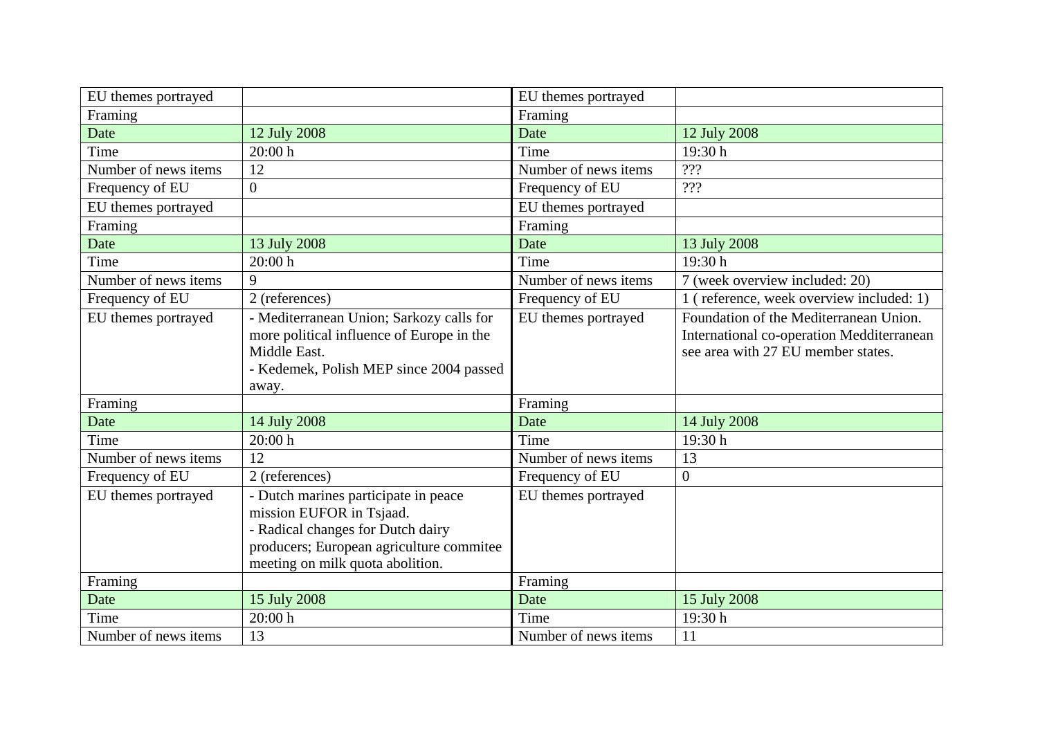| EU themes portrayed | | EU themes portrayed | |
|---|---|---|---|
| Framing | | Framing | |
| Date | 12 July 2008 | Date | 12 July 2008 |
| Time | 20:00 h | Time | 19:30 h |
| Number of news items | 12 | Number of news items | ??? |
| Frequency of EU | 0 | Frequency of EU | ??? |
| EU themes portrayed | | EU themes portrayed | |
| Framing | | Framing | |
| Date | 13 July 2008 | Date | 13 July 2008 |
| Time | 20:00 h | Time | 19:30 h |
| Number of news items | 9 | Number of news items | 7 (week overview included: 20) |
| Frequency of EU | 2 (references) | Frequency of EU | 1 ( reference, week overview included: 1) |
| EU themes portrayed | - Mediterranean Union; Sarkozy calls for more political influence of Europe in the Middle East.<br>- Kedemek, Polish MEP since 2004 passed away. | EU themes portrayed | Foundation of the Mediterranean Union. International co-operation Medditerranean see area with 27 EU member states. |
| Framing | | Framing | |
| Date | 14 July 2008 | Date | 14 July 2008 |
| Time | 20:00 h | Time | 19:30 h |
| Number of news items | 12 | Number of news items | 13 |
| Frequency of EU | 2 (references) | Frequency of EU | 0 |
| EU themes portrayed | - Dutch marines participate in peace mission EUFOR in Tsjaad.<br>- Radical changes for Dutch dairy producers; European agriculture commitee meeting on milk quota abolition. | EU themes portrayed | |
| Framing | | Framing | |
| Date | 15 July 2008 | Date | 15 July 2008 |
| Time | 20:00 h | Time | 19:30 h |
| Number of news items | 13 | Number of news items | 11 |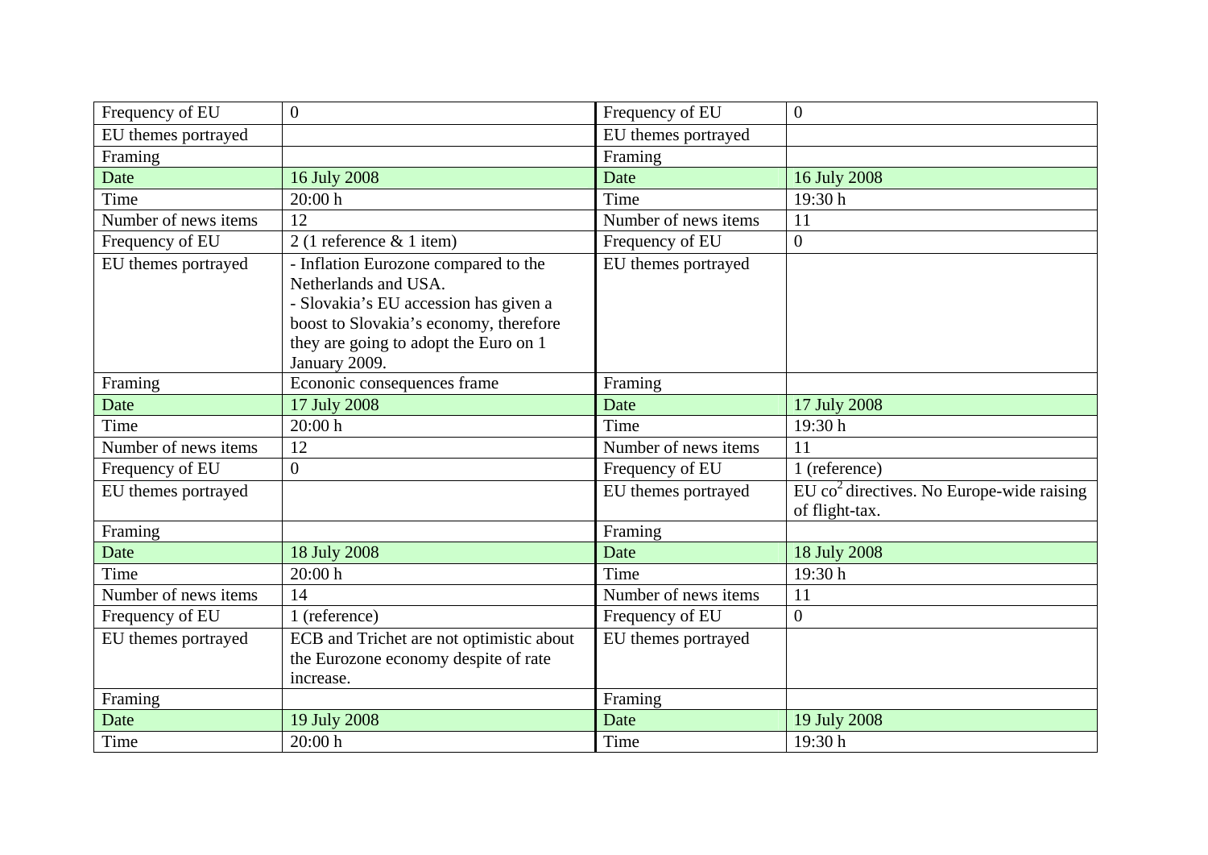| Frequency of EU | 0 | Frequency of EU | 0 |
|---|---|---|---|
| EU themes portrayed | | EU themes portrayed | |
| Framing | | Framing | |
| Date | 16 July 2008 | Date | 16 July 2008 |
| Time | 20:00 h | Time | 19:30 h |
| Number of news items | 12 | Number of news items | 11 |
| Frequency of EU | 2 (1 reference & 1 item) | Frequency of EU | 0 |
| EU themes portrayed | - Inflation Eurozone compared to the Netherlands and USA.<br>- Slovakia's EU accession has given a boost to Slovakia's economy, therefore they are going to adopt the Euro on 1 January 2009. | EU themes portrayed | |
| Framing | Econonic consequences frame | Framing | |
| Date | 17 July 2008 | Date | 17 July 2008 |
| Time | 20:00 h | Time | 19:30 h |
| Number of news items | 12 | Number of news items | 11 |
| Frequency of EU | 0 | Frequency of EU | 1 (reference) |
| EU themes portrayed | | EU themes portrayed | EU $co^2$ directives. No Europe-wide raising of flight-tax. |
| Framing | | Framing | |
| Date | 18 July 2008 | Date | 18 July 2008 |
| Time | 20:00 h | Time | 19:30 h |
| Number of news items | 14 | Number of news items | 11 |
| Frequency of EU | 1 (reference) | Frequency of EU | 0 |
| EU themes portrayed | ECB and Trichet are not optimistic about the Eurozone economy despite of rate increase. | EU themes portrayed | |
| Framing | | Framing | |
| Date | 19 July 2008 | Date | 19 July 2008 |
| Time | 20:00 h | Time | 19:30 h |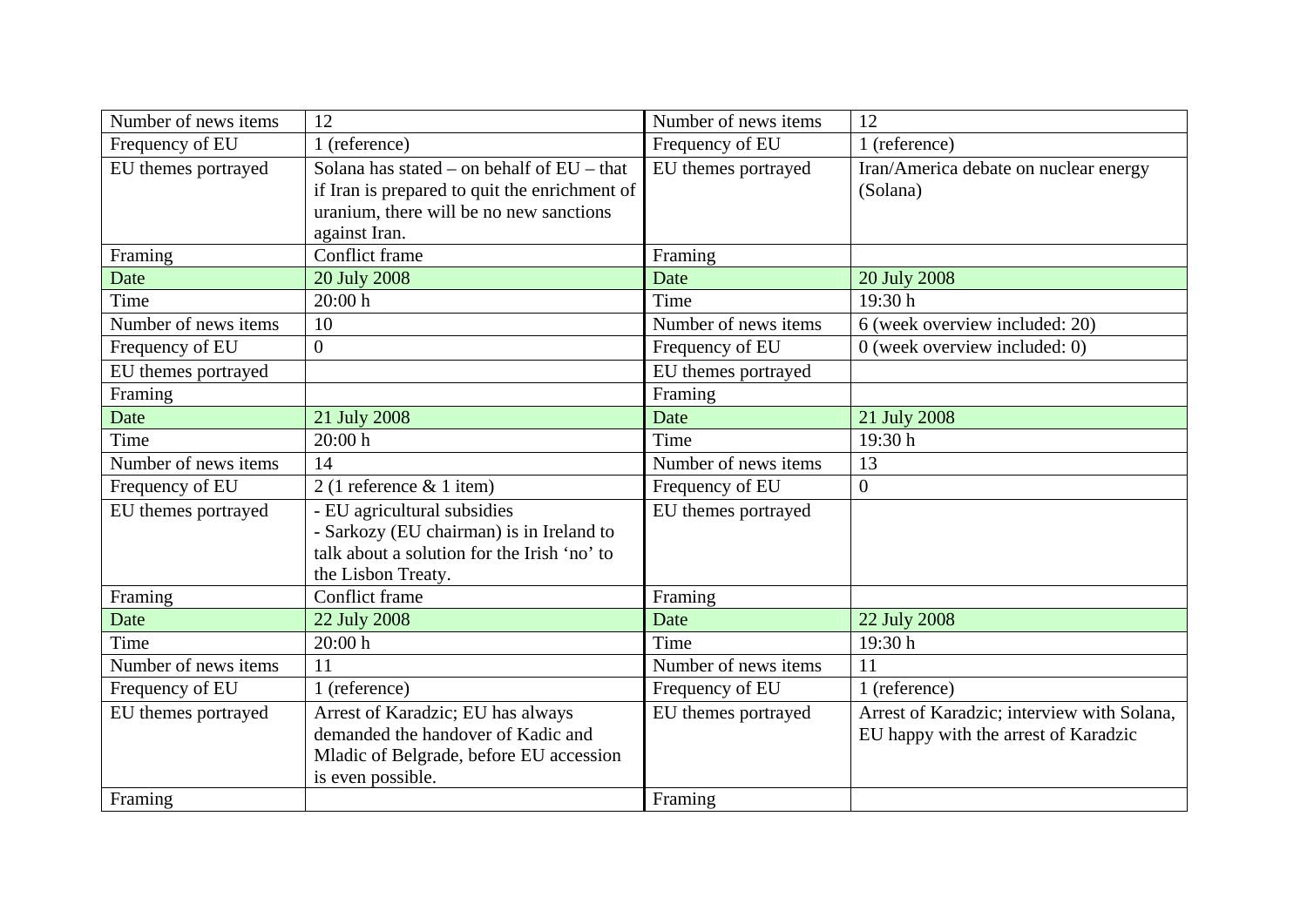| Number of news items | 12 | Number of news items | 12 |
|---|---|---|---|
| Frequency of EU | 1 (reference) | Frequency of EU | 1 (reference) |
| EU themes portrayed | Solana has stated – on behalf of EU – that if Iran is prepared to quit the enrichment of uranium, there will be no new sanctions against Iran. | EU themes portrayed | Iran/America debate on nuclear energy (Solana) |
| Framing | Conflict frame | Framing | |
| Date | 20 July 2008 | Date | 20 July 2008 |
| Time | 20:00 h | Time | 19:30 h |
| Number of news items | 10 | Number of news items | 6 (week overview included: 20) |
| Frequency of EU | 0 | Frequency of EU | 0 (week overview included: 0) |
| EU themes portrayed | | EU themes portrayed | |
| Framing | | Framing | |
| Date | 21 July 2008 | Date | 21 July 2008 |
| Time | 20:00 h | Time | 19:30 h |
| Number of news items | 14 | Number of news items | 13 |
| Frequency of EU | 2 (1 reference & 1 item) | Frequency of EU | 0 |
| EU themes portrayed | - EU agricultural subsidies<br>- Sarkozy (EU chairman) is in Ireland to talk about a solution for the Irish 'no' to the Lisbon Treaty. | EU themes portrayed | |
| Framing | Conflict frame | Framing | |
| Date | 22 July 2008 | Date | 22 July 2008 |
| Time | 20:00 h | Time | 19:30 h |
| Number of news items | 11 | Number of news items | 11 |
| Frequency of EU | 1 (reference) | Frequency of EU | 1 (reference) |
| EU themes portrayed | Arrest of Karadzic; EU has always demanded the handover of Kadic and Mladic of Belgrade, before EU accession is even possible. | EU themes portrayed | Arrest of Karadzic; interview with Solana, EU happy with the arrest of Karadzic |
| Framing | | Framing | |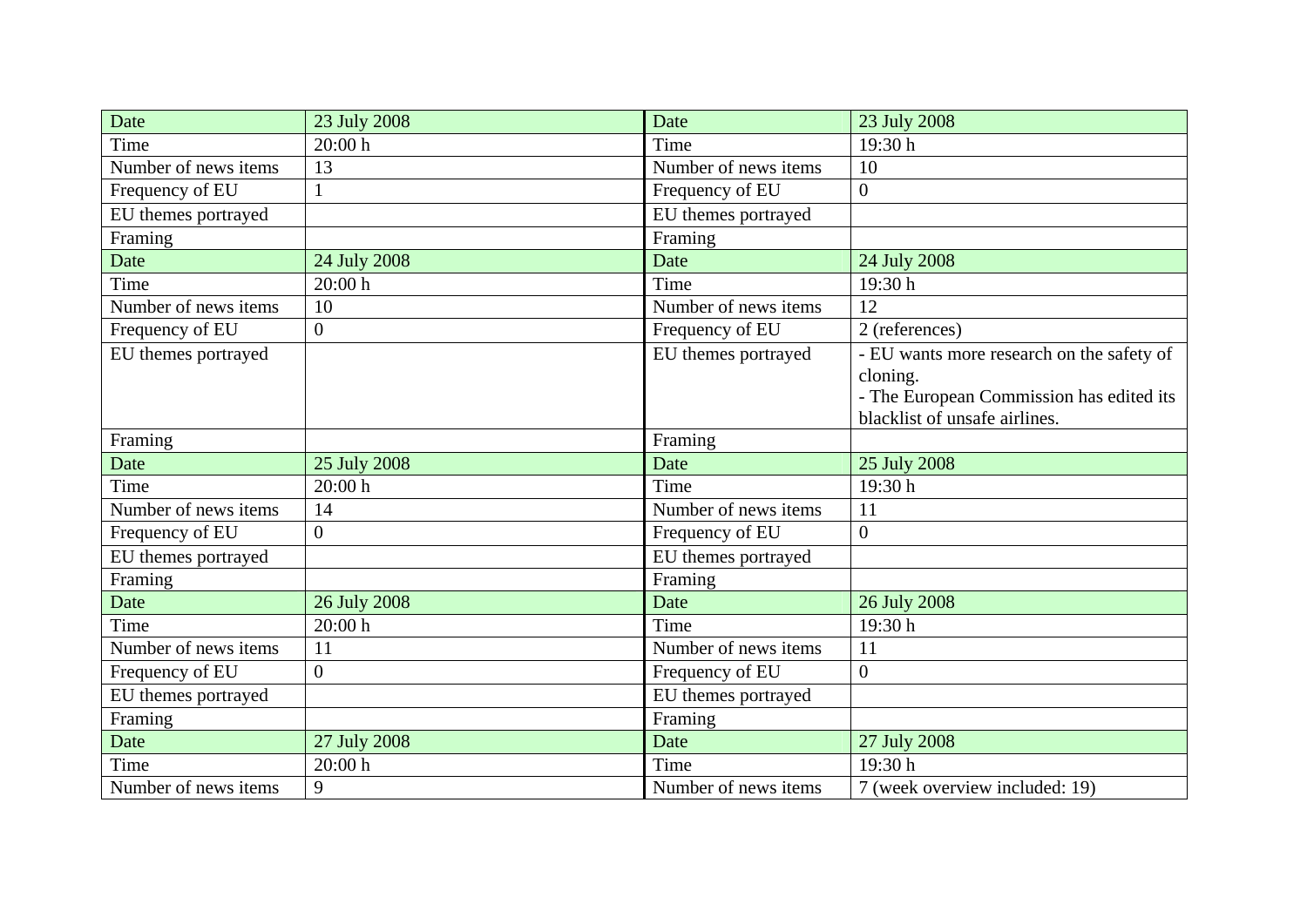| Date | 23 July 2008 | Date | 23 July 2008 |
|---|---|---|---|
| Time | 20:00 h | Time | 19:30 h |
| Number of news items | 13 | Number of news items | 10 |
| Frequency of EU | 1 | Frequency of EU | 0 |
| EU themes portrayed | | EU themes portrayed | |
| Framing | | Framing | |
| Date | 24 July 2008 | Date | 24 July 2008 |
| Time | 20:00 h | Time | 19:30 h |
| Number of news items | 10 | Number of news items | 12 |
| Frequency of EU | 0 | Frequency of EU | 2 (references) |
| EU themes portrayed | | EU themes portrayed | - EU wants more research on the safety of cloning.<br>- The European Commission has edited its blacklist of unsafe airlines. |
| Framing | | Framing | |
| Date | 25 July 2008 | Date | 25 July 2008 |
| Time | 20:00 h | Time | 19:30 h |
| Number of news items | 14 | Number of news items | 11 |
| Frequency of EU | 0 | Frequency of EU | 0 |
| EU themes portrayed | | EU themes portrayed | |
| Framing | | Framing | |
| Date | 26 July 2008 | Date | 26 July 2008 |
| Time | 20:00 h | Time | 19:30 h |
| Number of news items | 11 | Number of news items | 11 |
| Frequency of EU | 0 | Frequency of EU | 0 |
| EU themes portrayed | | EU themes portrayed | |
| Framing | | Framing | |
| Date | 27 July 2008 | Date | 27 July 2008 |
| Time | 20:00 h | Time | 19:30 h |
| Number of news items | 9 | Number of news items | 7 (week overview included: 19) |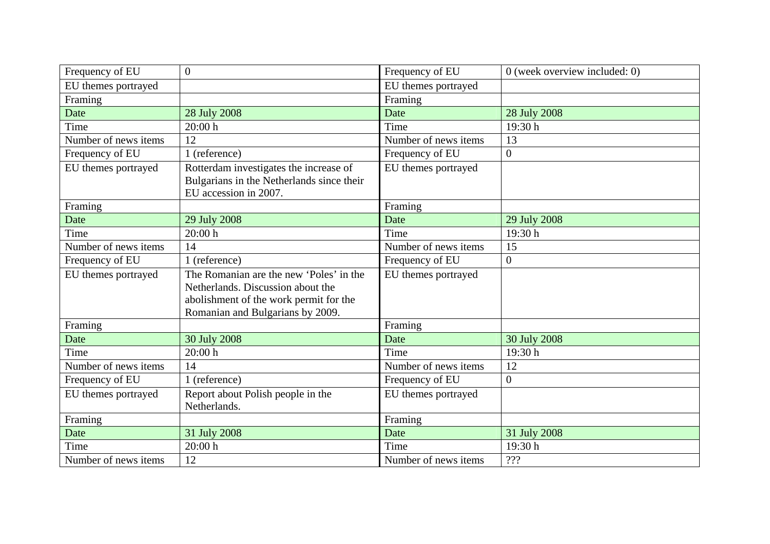| Frequency of EU | 0 | Frequency of EU | 0 (week overview included: 0) |
|---|---|---|---|
| EU themes portrayed | | EU themes portrayed | |
| Framing | | Framing | |
| Date | 28 July 2008 | Date | 28 July 2008 |
| Time | 20:00 h | Time | 19:30 h |
| Number of news items | 12 | Number of news items | 13 |
| Frequency of EU | 1 (reference) | Frequency of EU | 0 |
| EU themes portrayed | Rotterdam investigates the increase of Bulgarians in the Netherlands since their EU accession in 2007. | EU themes portrayed | |
| Framing | | Framing | |
| Date | 29 July 2008 | Date | 29 July 2008 |
| Time | 20:00 h | Time | 19:30 h |
| Number of news items | 14 | Number of news items | 15 |
| Frequency of EU | 1 (reference) | Frequency of EU | 0 |
| EU themes portrayed | The Romanian are the new 'Poles' in the Netherlands. Discussion about the abolishment of the work permit for the Romanian and Bulgarians by 2009. | EU themes portrayed | |
| Framing | | Framing | |
| Date | 30 July 2008 | Date | 30 July 2008 |
| Time | 20:00 h | Time | 19:30 h |
| Number of news items | 14 | Number of news items | 12 |
| Frequency of EU | 1 (reference) | Frequency of EU | 0 |
| EU themes portrayed | Report about Polish people in the Netherlands. | EU themes portrayed | |
| Framing | | Framing | |
| Date | 31 July 2008 | Date | 31 July 2008 |
| Time | 20:00 h | Time | 19:30 h |
| Number of news items | 12 | Number of news items | ??? |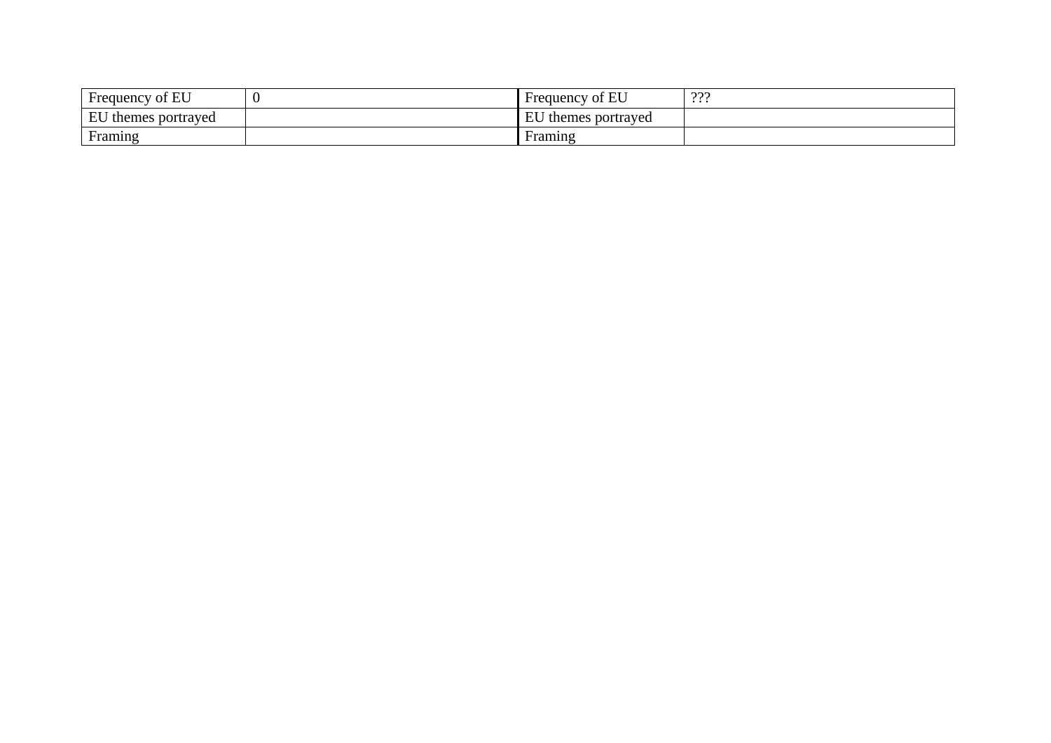| | | | |
|---|---|---|---|
| Frequency of EU | 0 | Frequency of EU | ??? |
| EU themes portrayed | | EU themes portrayed | |
| Framing | | Framing | |